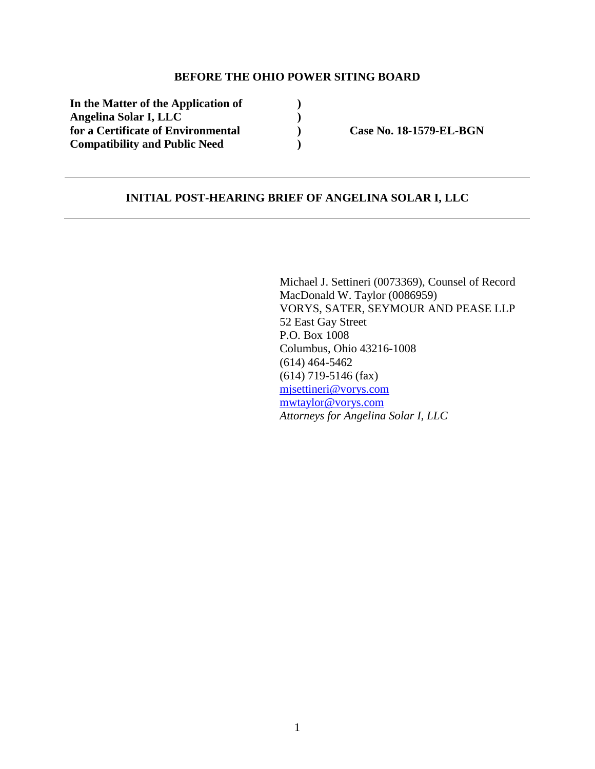**BEFORE THE OHIO POWER SITING BOARD**

| | | |
|---|---|---|
| **In the Matter of the Application of** | **)** | |
| **Angelina Solar I, LLC** | **)** | |
| **for a Certificate of Environmental** | **)** | **Case No. 18-1579-EL-BGN** |
| **Compatibility and Public Need** | **)** | |

---

**INITIAL POST-HEARING BRIEF OF ANGELINA SOLAR I, LLC**

---

Michael J. Settineri (0073369), Counsel of Record
MacDonald W. Taylor (0086959)
VORYS, SATER, SEYMOUR AND PEASE LLP
52 East Gay Street
P.O. Box 1008
Columbus, Ohio 43216-1008
(614) 464-5462
(614) 719-5146 (fax)
mjsettineri@vorys.com
mwtaylor@vorys.com
*Attorneys for Angelina Solar I, LLC*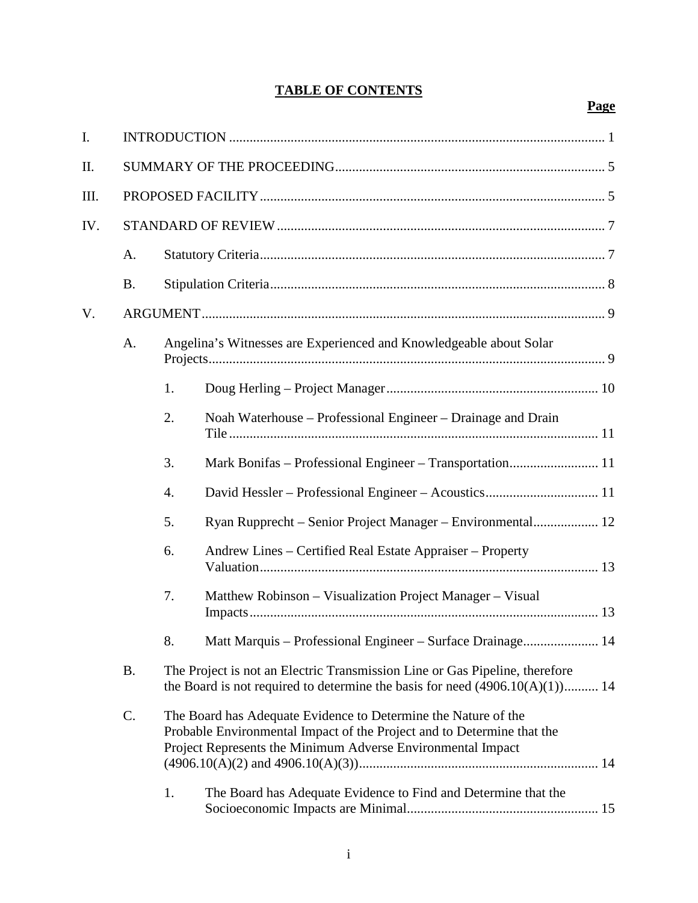# TABLE OF CONTENTS

**Page**

| | | | | |
|---|---|---|---|---|
| I. | INTRODUCTION | | | 1 |
| II. | SUMMARY OF THE PROCEEDING | | | 5 |
| III. | PROPOSED FACILITY | | | 5 |
| IV. | STANDARD OF REVIEW | | | 7 |
| | A. | Statutory Criteria | | 7 |
| | B. | Stipulation Criteria | | 8 |
| V. | ARGUMENT | | | 9 |
| | A. | Angelina's Witnesses are Experienced and Knowledgeable about Solar Projects | | 9 |
| | | 1. | Doug Herling – Project Manager | 10 |
| | | 2. | Noah Waterhouse – Professional Engineer – Drainage and Drain Tile | 11 |
| | | 3. | Mark Bonifas – Professional Engineer – Transportation | 11 |
| | | 4. | David Hessler – Professional Engineer – Acoustics | 11 |
| | | 5. | Ryan Rupprecht – Senior Project Manager – Environmental | 12 |
| | | 6. | Andrew Lines – Certified Real Estate Appraiser – Property Valuation | 13 |
| | | 7. | Matthew Robinson – Visualization Project Manager – Visual Impacts | 13 |
| | | 8. | Matt Marquis – Professional Engineer – Surface Drainage | 14 |
| | B. | The Project is not an Electric Transmission Line or Gas Pipeline, therefore the Board is not required to determine the basis for need (4906.10(A)(1)) | | 14 |
| | C. | The Board has Adequate Evidence to Determine the Nature of the Probable Environmental Impact of the Project and to Determine that the Project Represents the Minimum Adverse Environmental Impact (4906.10(A)(2) and 4906.10(A)(3)) | | 14 |
| | | 1. | The Board has Adequate Evidence to Find and Determine that the Socioeconomic Impacts are Minimal | 15 |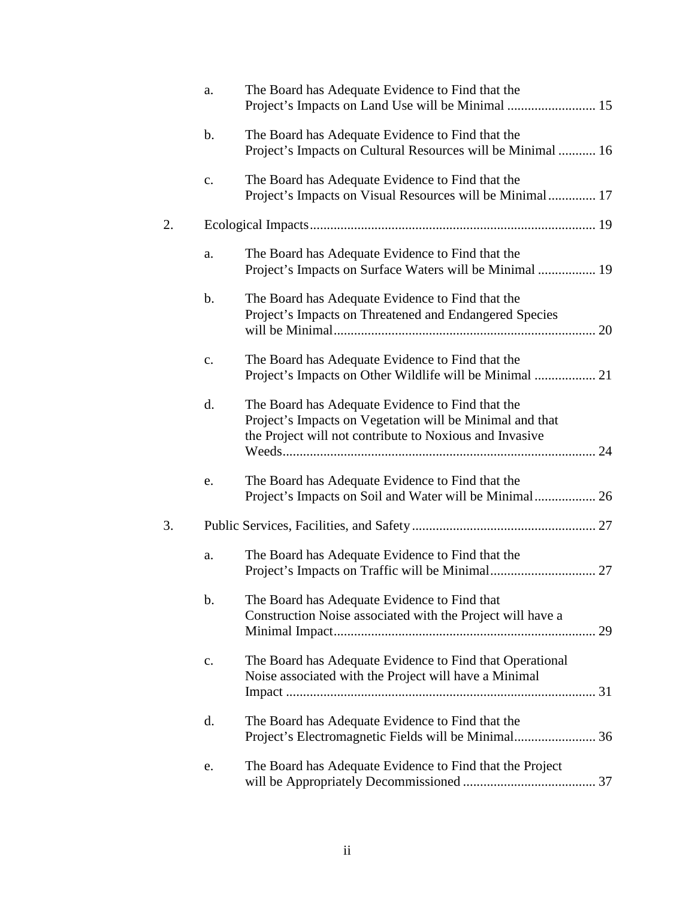a. The Board has Adequate Evidence to Find that the Project's Impacts on Land Use will be Minimal .......................... 15

b. The Board has Adequate Evidence to Find that the Project's Impacts on Cultural Resources will be Minimal ........... 16

c. The Board has Adequate Evidence to Find that the Project's Impacts on Visual Resources will be Minimal.............. 17

2. Ecological Impacts.................................................................................... 19

a. The Board has Adequate Evidence to Find that the Project's Impacts on Surface Waters will be Minimal ................. 19

b. The Board has Adequate Evidence to Find that the Project's Impacts on Threatened and Endangered Species will be Minimal............................................................................. 20

c. The Board has Adequate Evidence to Find that the Project's Impacts on Other Wildlife will be Minimal .................. 21

d. The Board has Adequate Evidence to Find that the Project's Impacts on Vegetation will be Minimal and that the Project will not contribute to Noxious and Invasive Weeds............................................................................................ 24

e. The Board has Adequate Evidence to Find that the Project's Impacts on Soil and Water will be Minimal.................. 26

3. Public Services, Facilities, and Safety...................................................... 27

a. The Board has Adequate Evidence to Find that the Project's Impacts on Traffic will be Minimal............................... 27

b. The Board has Adequate Evidence to Find that Construction Noise associated with the Project will have a Minimal Impact............................................................................. 29

c. The Board has Adequate Evidence to Find that Operational Noise associated with the Project will have a Minimal Impact ........................................................................................... 31

d. The Board has Adequate Evidence to Find that the Project's Electromagnetic Fields will be Minimal........................ 36

e. The Board has Adequate Evidence to Find that the Project will be Appropriately Decommissioned ....................................... 37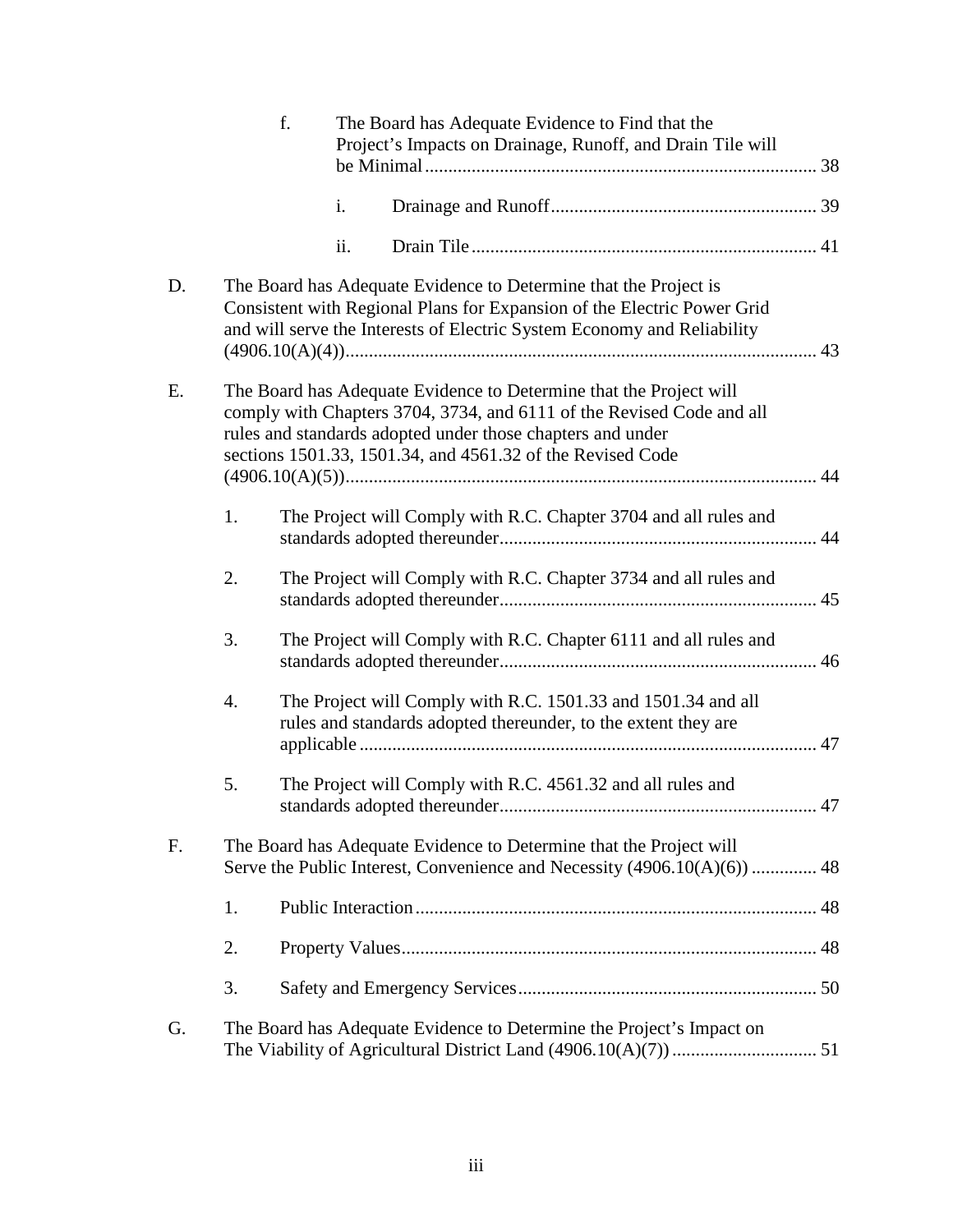f. The Board has Adequate Evidence to Find that the Project's Impacts on Drainage, Runoff, and Drain Tile will be Minimal .... 38

i. Drainage and Runoff .... 39

ii. Drain Tile .... 41

D. The Board has Adequate Evidence to Determine that the Project is Consistent with Regional Plans for Expansion of the Electric Power Grid and will serve the Interests of Electric System Economy and Reliability (4906.10(A)(4)) .... 43

E. The Board has Adequate Evidence to Determine that the Project will comply with Chapters 3704, 3734, and 6111 of the Revised Code and all rules and standards adopted under those chapters and under sections 1501.33, 1501.34, and 4561.32 of the Revised Code (4906.10(A)(5)) .... 44

1. The Project will Comply with R.C. Chapter 3704 and all rules and standards adopted thereunder .... 44

2. The Project will Comply with R.C. Chapter 3734 and all rules and standards adopted thereunder .... 45

3. The Project will Comply with R.C. Chapter 6111 and all rules and standards adopted thereunder .... 46

4. The Project will Comply with R.C. 1501.33 and 1501.34 and all rules and standards adopted thereunder, to the extent they are applicable .... 47

5. The Project will Comply with R.C. 4561.32 and all rules and standards adopted thereunder .... 47

F. The Board has Adequate Evidence to Determine that the Project will Serve the Public Interest, Convenience and Necessity (4906.10(A)(6)) .... 48

1. Public Interaction .... 48

2. Property Values .... 48

3. Safety and Emergency Services .... 50

G. The Board has Adequate Evidence to Determine the Project's Impact on The Viability of Agricultural District Land (4906.10(A)(7)) .... 51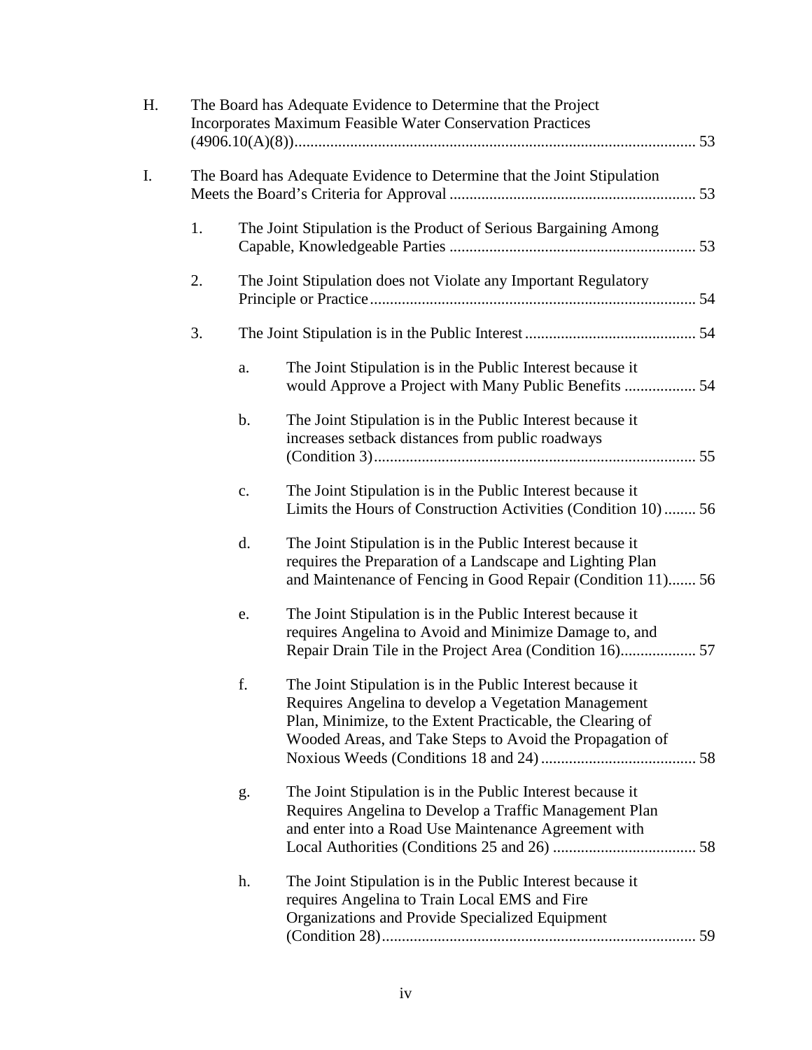H. The Board has Adequate Evidence to Determine that the Project Incorporates Maximum Feasible Water Conservation Practices (4906.10(A)(8)) ..... 53

I. The Board has Adequate Evidence to Determine that the Joint Stipulation Meets the Board's Criteria for Approval ..... 53

- 1. The Joint Stipulation is the Product of Serious Bargaining Among Capable, Knowledgeable Parties ..... 53
- 2. The Joint Stipulation does not Violate any Important Regulatory Principle or Practice ..... 54
- 3. The Joint Stipulation is in the Public Interest ..... 54
  - a. The Joint Stipulation is in the Public Interest because it would Approve a Project with Many Public Benefits ..... 54
  - b. The Joint Stipulation is in the Public Interest because it increases setback distances from public roadways (Condition 3) ..... 55
  - c. The Joint Stipulation is in the Public Interest because it Limits the Hours of Construction Activities (Condition 10) ..... 56
  - d. The Joint Stipulation is in the Public Interest because it requires the Preparation of a Landscape and Lighting Plan and Maintenance of Fencing in Good Repair (Condition 11) ..... 56
  - e. The Joint Stipulation is in the Public Interest because it requires Angelina to Avoid and Minimize Damage to, and Repair Drain Tile in the Project Area (Condition 16) ..... 57
  - f. The Joint Stipulation is in the Public Interest because it Requires Angelina to develop a Vegetation Management Plan, Minimize, to the Extent Practicable, the Clearing of Wooded Areas, and Take Steps to Avoid the Propagation of Noxious Weeds (Conditions 18 and 24) ..... 58
  - g. The Joint Stipulation is in the Public Interest because it Requires Angelina to Develop a Traffic Management Plan and enter into a Road Use Maintenance Agreement with Local Authorities (Conditions 25 and 26) ..... 58
  - h. The Joint Stipulation is in the Public Interest because it requires Angelina to Train Local EMS and Fire Organizations and Provide Specialized Equipment (Condition 28) ..... 59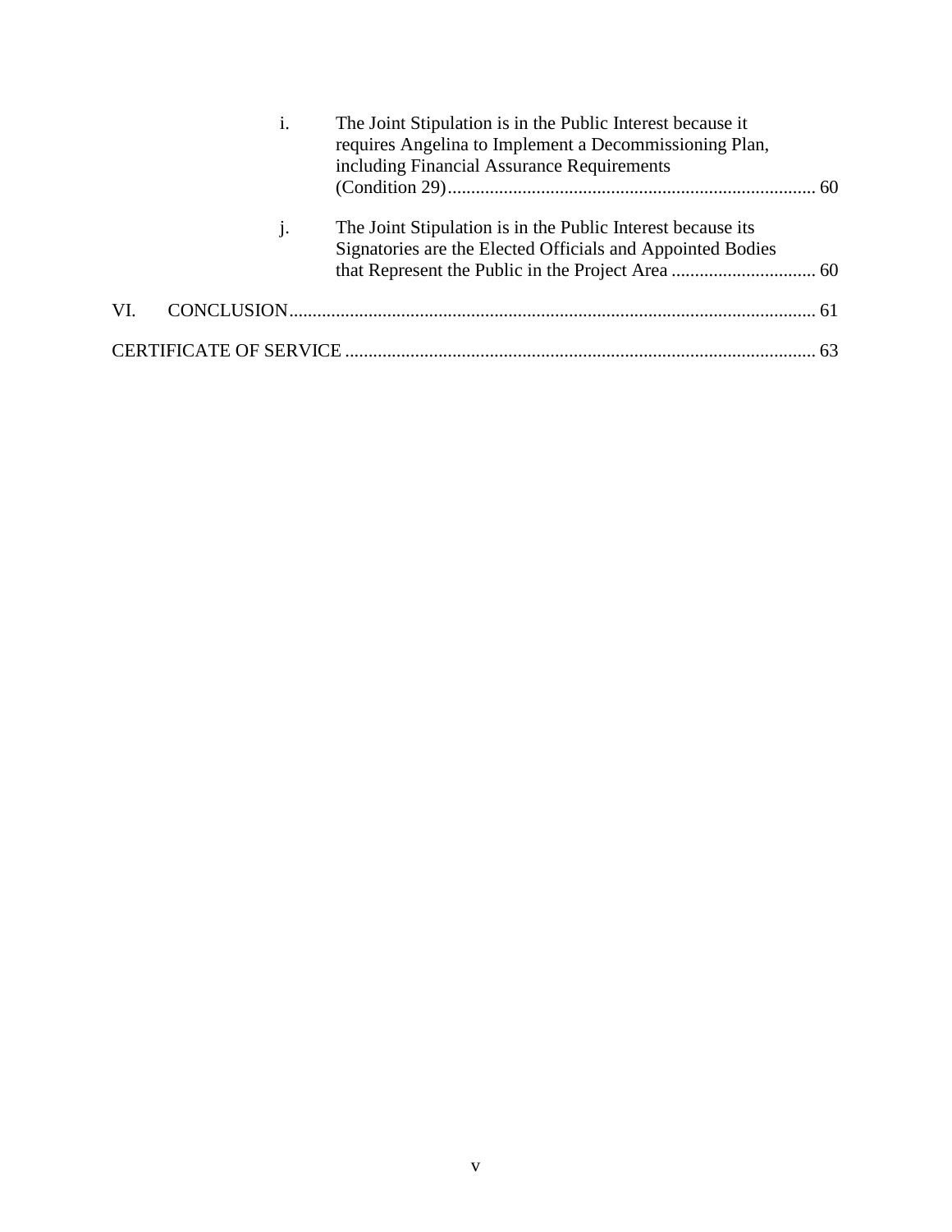i. The Joint Stipulation is in the Public Interest because it requires Angelina to Implement a Decommissioning Plan, including Financial Assurance Requirements (Condition 29) ............................................................................. 60

j. The Joint Stipulation is in the Public Interest because its Signatories are the Elected Officials and Appointed Bodies that Represent the Public in the Project Area ............................... 60

VI. CONCLUSION ................................................................................................................ 61

CERTIFICATE OF SERVICE .................................................................................................... 63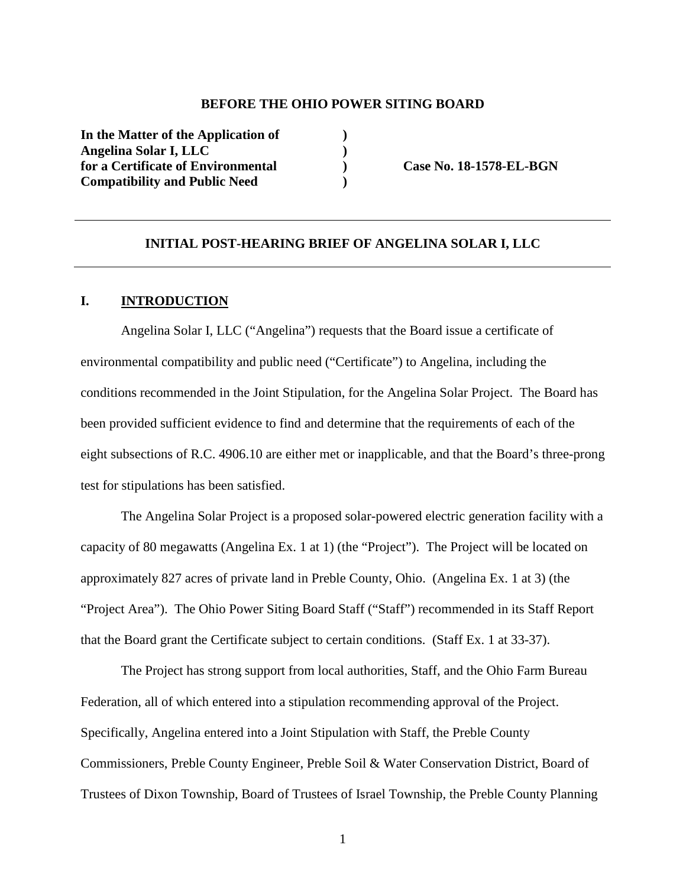**BEFORE THE OHIO POWER SITING BOARD**

| | | |
|---|---|---|
| **In the Matter of the Application of** | **)** | |
| **Angelina Solar I, LLC** | **)** | |
| **for a Certificate of Environmental** | **)** | **Case No. 18-1578-EL-BGN** |
| **Compatibility and Public Need** | **)** | |

---

**INITIAL POST-HEARING BRIEF OF ANGELINA SOLAR I, LLC**

---

## I. INTRODUCTION

Angelina Solar I, LLC ("Angelina") requests that the Board issue a certificate of environmental compatibility and public need ("Certificate") to Angelina, including the conditions recommended in the Joint Stipulation, for the Angelina Solar Project. The Board has been provided sufficient evidence to find and determine that the requirements of each of the eight subsections of R.C. 4906.10 are either met or inapplicable, and that the Board's three-prong test for stipulations has been satisfied.

The Angelina Solar Project is a proposed solar-powered electric generation facility with a capacity of 80 megawatts (Angelina Ex. 1 at 1) (the "Project"). The Project will be located on approximately 827 acres of private land in Preble County, Ohio. (Angelina Ex. 1 at 3) (the "Project Area"). The Ohio Power Siting Board Staff ("Staff") recommended in its Staff Report that the Board grant the Certificate subject to certain conditions. (Staff Ex. 1 at 33-37).

The Project has strong support from local authorities, Staff, and the Ohio Farm Bureau Federation, all of which entered into a stipulation recommending approval of the Project. Specifically, Angelina entered into a Joint Stipulation with Staff, the Preble County Commissioners, Preble County Engineer, Preble Soil & Water Conservation District, Board of Trustees of Dixon Township, Board of Trustees of Israel Township, the Preble County Planning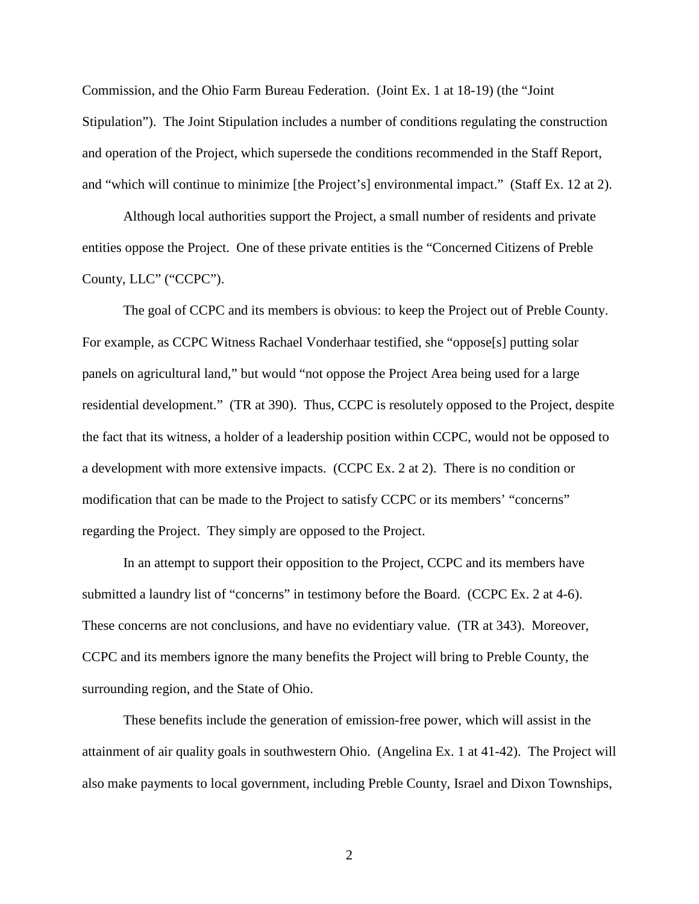Commission, and the Ohio Farm Bureau Federation. (Joint Ex. 1 at 18-19) (the "Joint Stipulation"). The Joint Stipulation includes a number of conditions regulating the construction and operation of the Project, which supersede the conditions recommended in the Staff Report, and "which will continue to minimize [the Project's] environmental impact." (Staff Ex. 12 at 2).

Although local authorities support the Project, a small number of residents and private entities oppose the Project. One of these private entities is the "Concerned Citizens of Preble County, LLC" ("CCPC").

The goal of CCPC and its members is obvious: to keep the Project out of Preble County. For example, as CCPC Witness Rachael Vonderhaar testified, she "oppose[s] putting solar panels on agricultural land," but would "not oppose the Project Area being used for a large residential development." (TR at 390). Thus, CCPC is resolutely opposed to the Project, despite the fact that its witness, a holder of a leadership position within CCPC, would not be opposed to a development with more extensive impacts. (CCPC Ex. 2 at 2). There is no condition or modification that can be made to the Project to satisfy CCPC or its members' "concerns" regarding the Project. They simply are opposed to the Project.

In an attempt to support their opposition to the Project, CCPC and its members have submitted a laundry list of "concerns" in testimony before the Board. (CCPC Ex. 2 at 4-6). These concerns are not conclusions, and have no evidentiary value. (TR at 343). Moreover, CCPC and its members ignore the many benefits the Project will bring to Preble County, the surrounding region, and the State of Ohio.

These benefits include the generation of emission-free power, which will assist in the attainment of air quality goals in southwestern Ohio. (Angelina Ex. 1 at 41-42). The Project will also make payments to local government, including Preble County, Israel and Dixon Townships,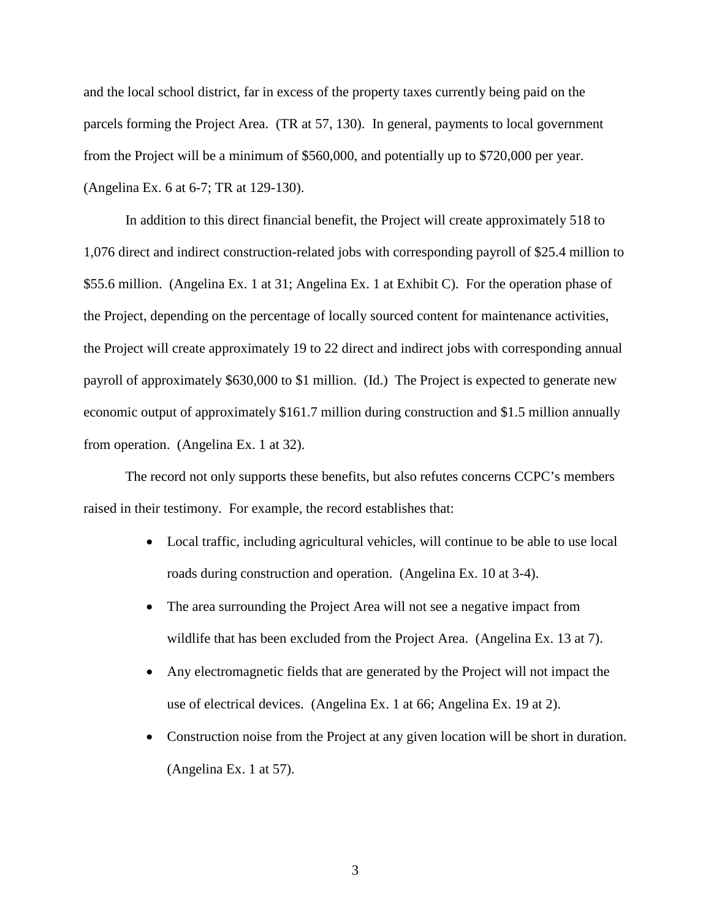and the local school district, far in excess of the property taxes currently being paid on the parcels forming the Project Area. (TR at 57, 130). In general, payments to local government from the Project will be a minimum of $560,000, and potentially up to $720,000 per year. (Angelina Ex. 6 at 6-7; TR at 129-130).

In addition to this direct financial benefit, the Project will create approximately 518 to 1,076 direct and indirect construction-related jobs with corresponding payroll of $25.4 million to $55.6 million. (Angelina Ex. 1 at 31; Angelina Ex. 1 at Exhibit C). For the operation phase of the Project, depending on the percentage of locally sourced content for maintenance activities, the Project will create approximately 19 to 22 direct and indirect jobs with corresponding annual payroll of approximately $630,000 to $1 million. (Id.) The Project is expected to generate new economic output of approximately $161.7 million during construction and $1.5 million annually from operation. (Angelina Ex. 1 at 32).

The record not only supports these benefits, but also refutes concerns CCPC's members raised in their testimony. For example, the record establishes that:

- Local traffic, including agricultural vehicles, will continue to be able to use local roads during construction and operation. (Angelina Ex. 10 at 3-4).
- The area surrounding the Project Area will not see a negative impact from wildlife that has been excluded from the Project Area. (Angelina Ex. 13 at 7).
- Any electromagnetic fields that are generated by the Project will not impact the use of electrical devices. (Angelina Ex. 1 at 66; Angelina Ex. 19 at 2).
- Construction noise from the Project at any given location will be short in duration. (Angelina Ex. 1 at 57).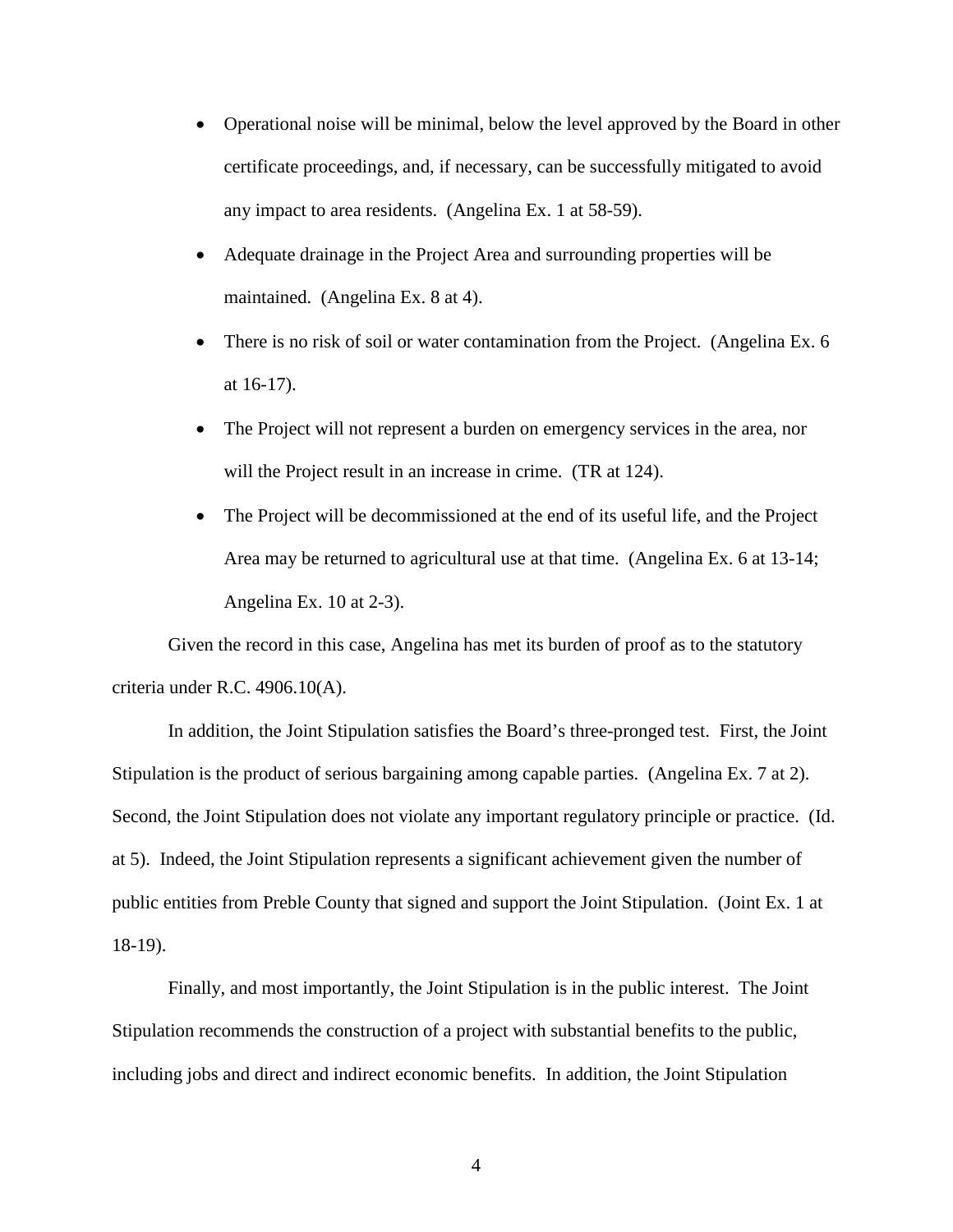- Operational noise will be minimal, below the level approved by the Board in other certificate proceedings, and, if necessary, can be successfully mitigated to avoid any impact to area residents. (Angelina Ex. 1 at 58-59).
- Adequate drainage in the Project Area and surrounding properties will be maintained. (Angelina Ex. 8 at 4).
- There is no risk of soil or water contamination from the Project. (Angelina Ex. 6 at 16-17).
- The Project will not represent a burden on emergency services in the area, nor will the Project result in an increase in crime. (TR at 124).
- The Project will be decommissioned at the end of its useful life, and the Project Area may be returned to agricultural use at that time. (Angelina Ex. 6 at 13-14; Angelina Ex. 10 at 2-3).

Given the record in this case, Angelina has met its burden of proof as to the statutory criteria under R.C. 4906.10(A).

In addition, the Joint Stipulation satisfies the Board's three-pronged test. First, the Joint Stipulation is the product of serious bargaining among capable parties. (Angelina Ex. 7 at 2). Second, the Joint Stipulation does not violate any important regulatory principle or practice. (Id. at 5). Indeed, the Joint Stipulation represents a significant achievement given the number of public entities from Preble County that signed and support the Joint Stipulation. (Joint Ex. 1 at 18-19).

Finally, and most importantly, the Joint Stipulation is in the public interest. The Joint Stipulation recommends the construction of a project with substantial benefits to the public, including jobs and direct and indirect economic benefits. In addition, the Joint Stipulation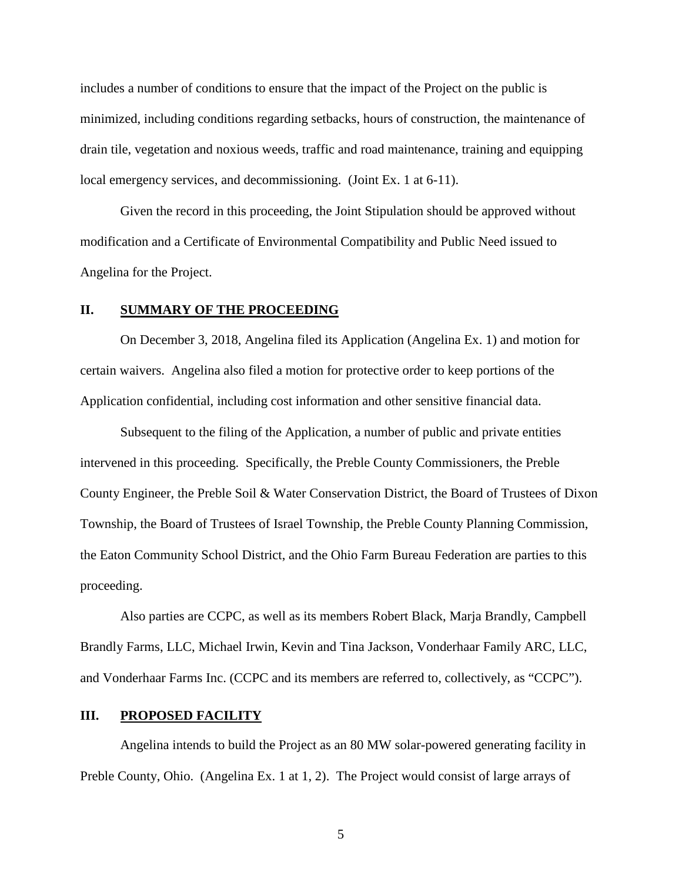includes a number of conditions to ensure that the impact of the Project on the public is minimized, including conditions regarding setbacks, hours of construction, the maintenance of drain tile, vegetation and noxious weeds, traffic and road maintenance, training and equipping local emergency services, and decommissioning. (Joint Ex. 1 at 6-11).

Given the record in this proceeding, the Joint Stipulation should be approved without modification and a Certificate of Environmental Compatibility and Public Need issued to Angelina for the Project.

## II. SUMMARY OF THE PROCEEDING

On December 3, 2018, Angelina filed its Application (Angelina Ex. 1) and motion for certain waivers. Angelina also filed a motion for protective order to keep portions of the Application confidential, including cost information and other sensitive financial data.

Subsequent to the filing of the Application, a number of public and private entities intervened in this proceeding. Specifically, the Preble County Commissioners, the Preble County Engineer, the Preble Soil & Water Conservation District, the Board of Trustees of Dixon Township, the Board of Trustees of Israel Township, the Preble County Planning Commission, the Eaton Community School District, and the Ohio Farm Bureau Federation are parties to this proceeding.

Also parties are CCPC, as well as its members Robert Black, Marja Brandly, Campbell Brandly Farms, LLC, Michael Irwin, Kevin and Tina Jackson, Vonderhaar Family ARC, LLC, and Vonderhaar Farms Inc. (CCPC and its members are referred to, collectively, as "CCPC").

## III. PROPOSED FACILITY

Angelina intends to build the Project as an 80 MW solar-powered generating facility in Preble County, Ohio. (Angelina Ex. 1 at 1, 2). The Project would consist of large arrays of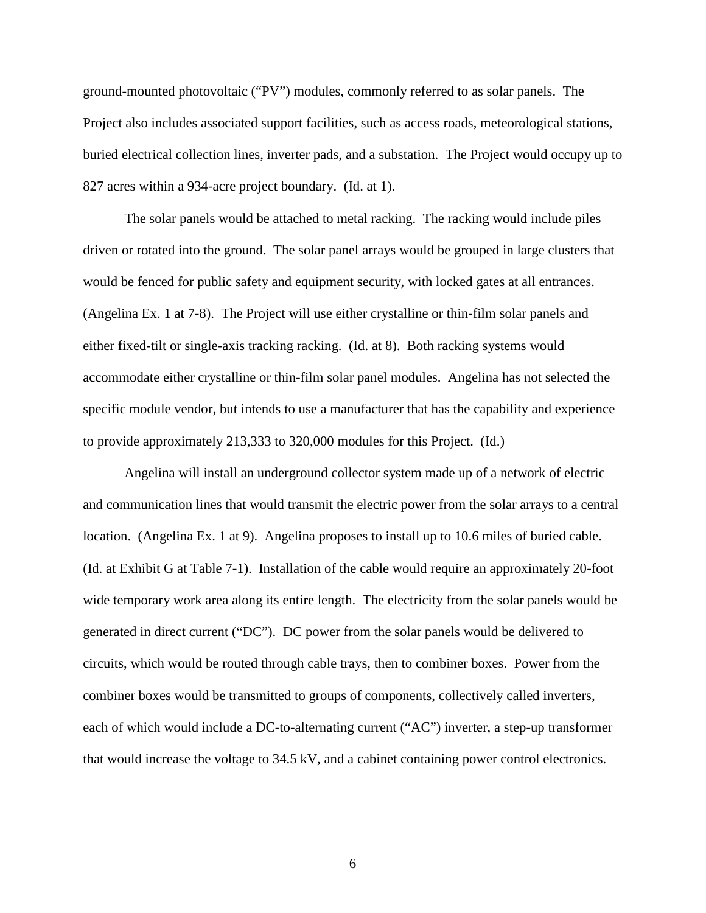ground-mounted photovoltaic ("PV") modules, commonly referred to as solar panels. The Project also includes associated support facilities, such as access roads, meteorological stations, buried electrical collection lines, inverter pads, and a substation. The Project would occupy up to 827 acres within a 934-acre project boundary. (Id. at 1).

The solar panels would be attached to metal racking. The racking would include piles driven or rotated into the ground. The solar panel arrays would be grouped in large clusters that would be fenced for public safety and equipment security, with locked gates at all entrances. (Angelina Ex. 1 at 7-8). The Project will use either crystalline or thin-film solar panels and either fixed-tilt or single-axis tracking racking. (Id. at 8). Both racking systems would accommodate either crystalline or thin-film solar panel modules. Angelina has not selected the specific module vendor, but intends to use a manufacturer that has the capability and experience to provide approximately 213,333 to 320,000 modules for this Project. (Id.)

Angelina will install an underground collector system made up of a network of electric and communication lines that would transmit the electric power from the solar arrays to a central location. (Angelina Ex. 1 at 9). Angelina proposes to install up to 10.6 miles of buried cable. (Id. at Exhibit G at Table 7-1). Installation of the cable would require an approximately 20-foot wide temporary work area along its entire length. The electricity from the solar panels would be generated in direct current ("DC"). DC power from the solar panels would be delivered to circuits, which would be routed through cable trays, then to combiner boxes. Power from the combiner boxes would be transmitted to groups of components, collectively called inverters, each of which would include a DC-to-alternating current ("AC") inverter, a step-up transformer that would increase the voltage to 34.5 kV, and a cabinet containing power control electronics.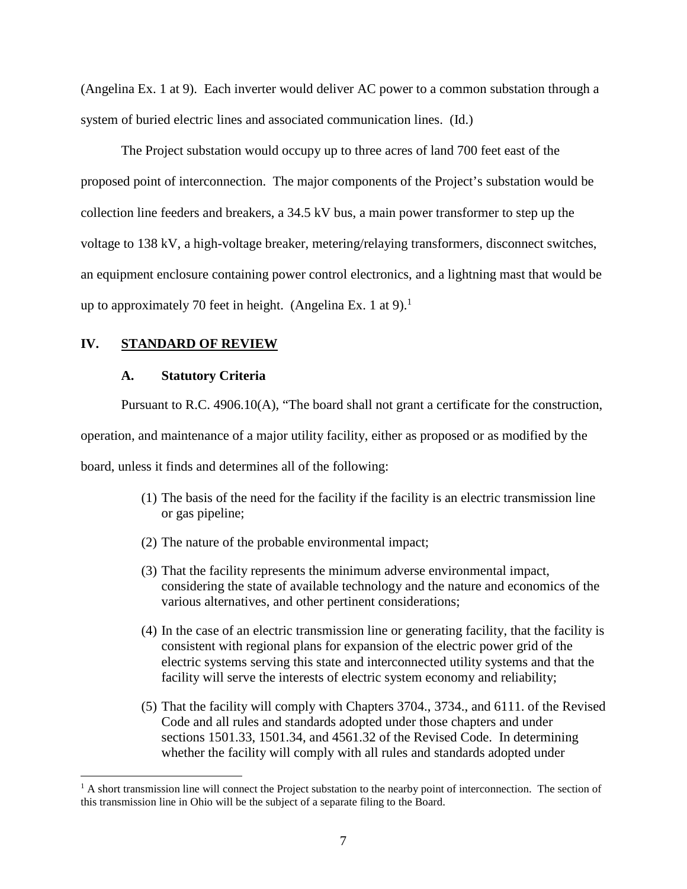(Angelina Ex. 1 at 9). Each inverter would deliver AC power to a common substation through a system of buried electric lines and associated communication lines. (Id.)

The Project substation would occupy up to three acres of land 700 feet east of the proposed point of interconnection. The major components of the Project's substation would be collection line feeders and breakers, a 34.5 kV bus, a main power transformer to step up the voltage to 138 kV, a high-voltage breaker, metering/relaying transformers, disconnect switches, an equipment enclosure containing power control electronics, and a lightning mast that would be up to approximately 70 feet in height. (Angelina Ex. 1 at 9).[1]

## IV. STANDARD OF REVIEW

### A. Statutory Criteria

Pursuant to R.C. 4906.10(A), "The board shall not grant a certificate for the construction, operation, and maintenance of a major utility facility, either as proposed or as modified by the board, unless it finds and determines all of the following:

> (1) The basis of the need for the facility if the facility is an electric transmission line or gas pipeline;
>
> (2) The nature of the probable environmental impact;
>
> (3) That the facility represents the minimum adverse environmental impact, considering the state of available technology and the nature and economics of the various alternatives, and other pertinent considerations;
>
> (4) In the case of an electric transmission line or generating facility, that the facility is consistent with regional plans for expansion of the electric power grid of the electric systems serving this state and interconnected utility systems and that the facility will serve the interests of electric system economy and reliability;
>
> (5) That the facility will comply with Chapters 3704., 3734., and 6111. of the Revised Code and all rules and standards adopted under those chapters and under sections 1501.33, 1501.34, and 4561.32 of the Revised Code. In determining whether the facility will comply with all rules and standards adopted under

[1] A short transmission line will connect the Project substation to the nearby point of interconnection. The section of this transmission line in Ohio will be the subject of a separate filing to the Board.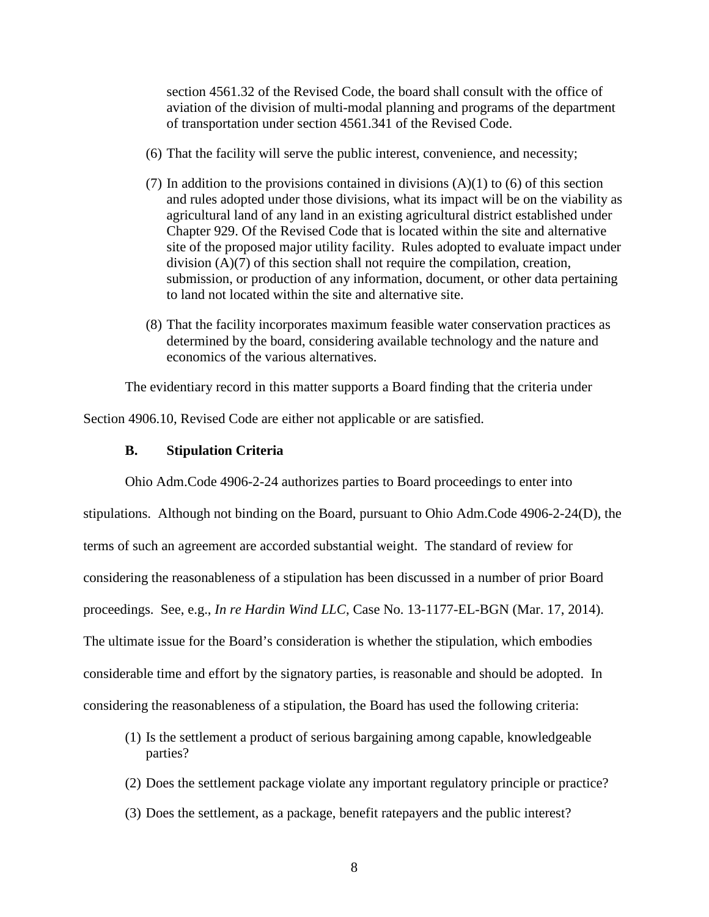section 4561.32 of the Revised Code, the board shall consult with the office of aviation of the division of multi-modal planning and programs of the department of transportation under section 4561.341 of the Revised Code.

(6) That the facility will serve the public interest, convenience, and necessity;

(7) In addition to the provisions contained in divisions (A)(1) to (6) of this section and rules adopted under those divisions, what its impact will be on the viability as agricultural land of any land in an existing agricultural district established under Chapter 929. Of the Revised Code that is located within the site and alternative site of the proposed major utility facility. Rules adopted to evaluate impact under division (A)(7) of this section shall not require the compilation, creation, submission, or production of any information, document, or other data pertaining to land not located within the site and alternative site.

(8) That the facility incorporates maximum feasible water conservation practices as determined by the board, considering available technology and the nature and economics of the various alternatives.

The evidentiary record in this matter supports a Board finding that the criteria under Section 4906.10, Revised Code are either not applicable or are satisfied.

### B. Stipulation Criteria

Ohio Adm.Code 4906-2-24 authorizes parties to Board proceedings to enter into stipulations. Although not binding on the Board, pursuant to Ohio Adm.Code 4906-2-24(D), the terms of such an agreement are accorded substantial weight. The standard of review for considering the reasonableness of a stipulation has been discussed in a number of prior Board proceedings. See, e.g., *In re Hardin Wind LLC*, Case No. 13-1177-EL-BGN (Mar. 17, 2014). The ultimate issue for the Board's consideration is whether the stipulation, which embodies considerable time and effort by the signatory parties, is reasonable and should be adopted. In considering the reasonableness of a stipulation, the Board has used the following criteria:

(1) Is the settlement a product of serious bargaining among capable, knowledgeable parties?

(2) Does the settlement package violate any important regulatory principle or practice?

(3) Does the settlement, as a package, benefit ratepayers and the public interest?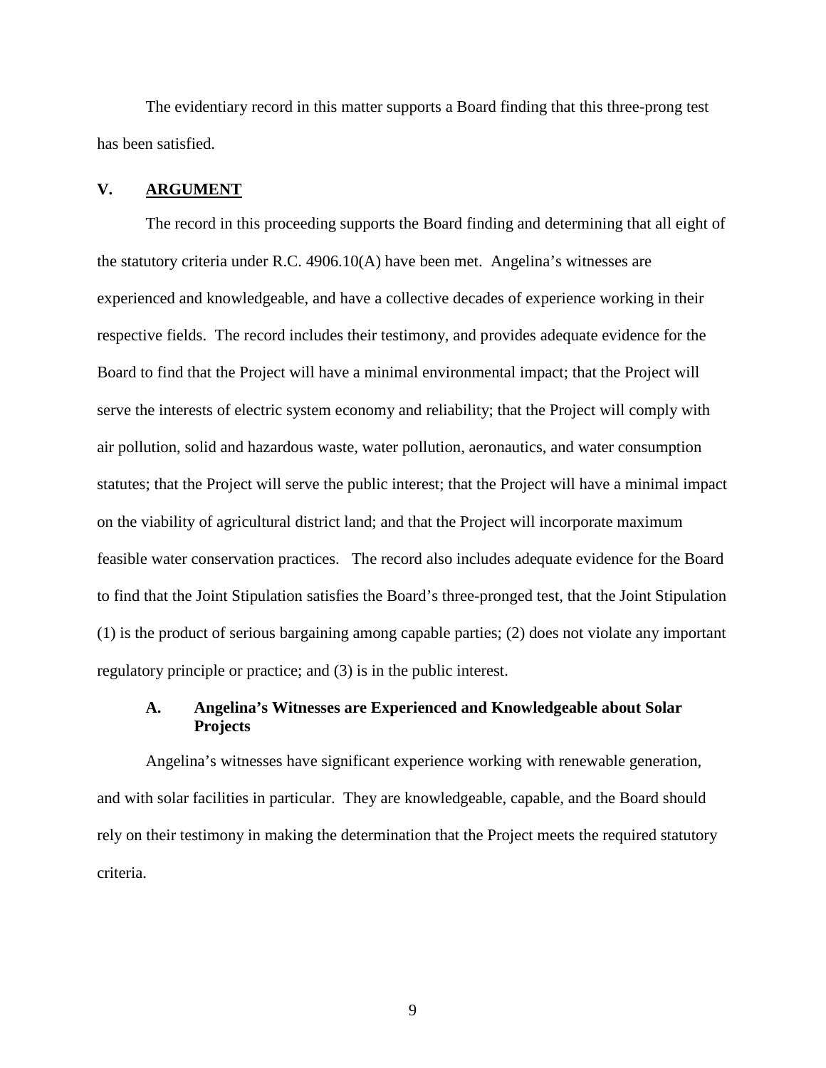The evidentiary record in this matter supports a Board finding that this three-prong test has been satisfied.

## V. ARGUMENT

The record in this proceeding supports the Board finding and determining that all eight of the statutory criteria under R.C. 4906.10(A) have been met. Angelina's witnesses are experienced and knowledgeable, and have a collective decades of experience working in their respective fields. The record includes their testimony, and provides adequate evidence for the Board to find that the Project will have a minimal environmental impact; that the Project will serve the interests of electric system economy and reliability; that the Project will comply with air pollution, solid and hazardous waste, water pollution, aeronautics, and water consumption statutes; that the Project will serve the public interest; that the Project will have a minimal impact on the viability of agricultural district land; and that the Project will incorporate maximum feasible water conservation practices. The record also includes adequate evidence for the Board to find that the Joint Stipulation satisfies the Board's three-pronged test, that the Joint Stipulation (1) is the product of serious bargaining among capable parties; (2) does not violate any important regulatory principle or practice; and (3) is in the public interest.

### A. Angelina's Witnesses are Experienced and Knowledgeable about Solar Projects

Angelina's witnesses have significant experience working with renewable generation, and with solar facilities in particular. They are knowledgeable, capable, and the Board should rely on their testimony in making the determination that the Project meets the required statutory criteria.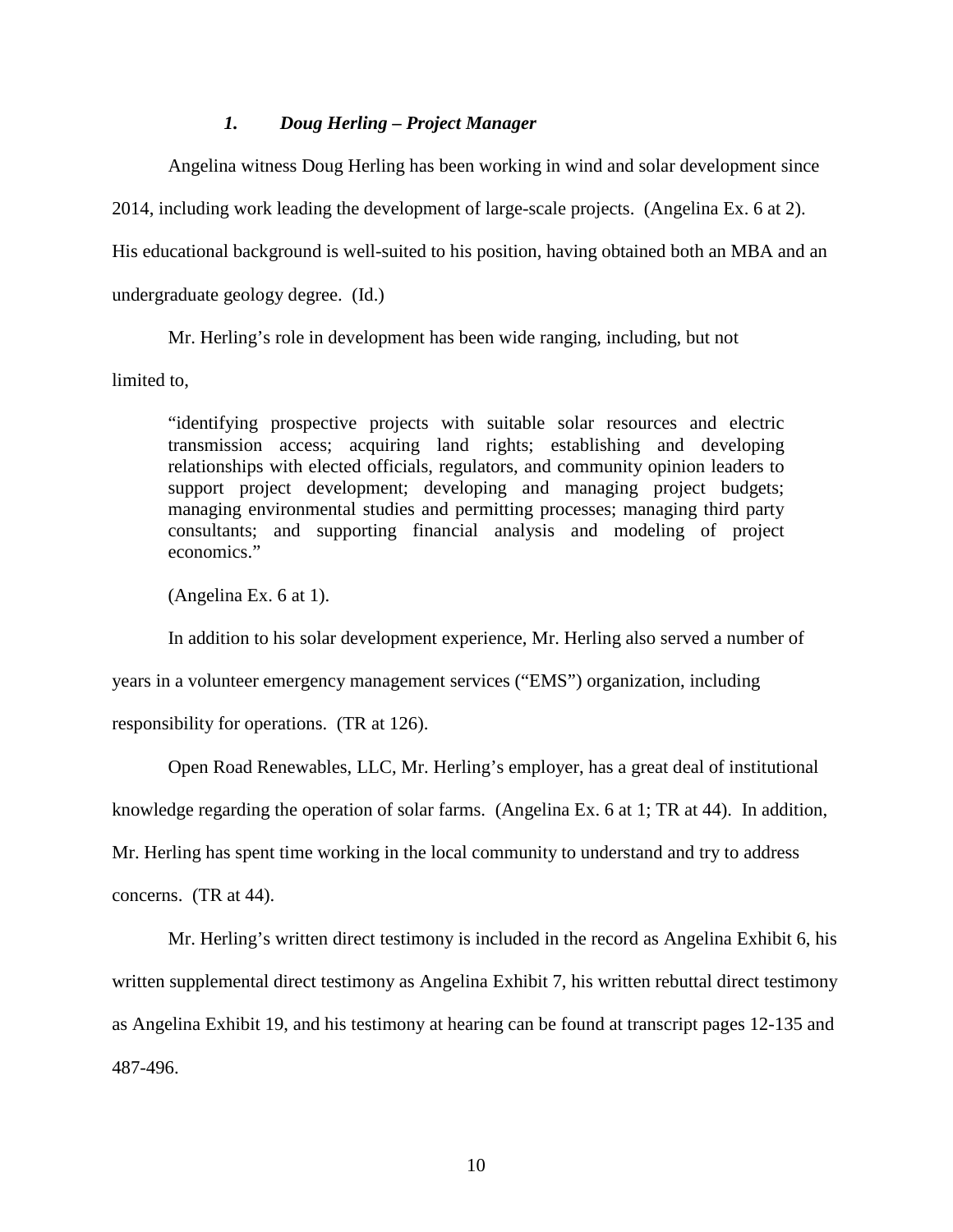### *1. Doug Herling – Project Manager*

Angelina witness Doug Herling has been working in wind and solar development since 2014, including work leading the development of large-scale projects. (Angelina Ex. 6 at 2). His educational background is well-suited to his position, having obtained both an MBA and an undergraduate geology degree. (Id.)

Mr. Herling's role in development has been wide ranging, including, but not limited to,

> "identifying prospective projects with suitable solar resources and electric transmission access; acquiring land rights; establishing and developing relationships with elected officials, regulators, and community opinion leaders to support project development; developing and managing project budgets; managing environmental studies and permitting processes; managing third party consultants; and supporting financial analysis and modeling of project economics."

(Angelina Ex. 6 at 1).

In addition to his solar development experience, Mr. Herling also served a number of years in a volunteer emergency management services ("EMS") organization, including responsibility for operations. (TR at 126).

Open Road Renewables, LLC, Mr. Herling's employer, has a great deal of institutional knowledge regarding the operation of solar farms. (Angelina Ex. 6 at 1; TR at 44). In addition, Mr. Herling has spent time working in the local community to understand and try to address concerns. (TR at 44).

Mr. Herling's written direct testimony is included in the record as Angelina Exhibit 6, his written supplemental direct testimony as Angelina Exhibit 7, his written rebuttal direct testimony as Angelina Exhibit 19, and his testimony at hearing can be found at transcript pages 12-135 and 487-496.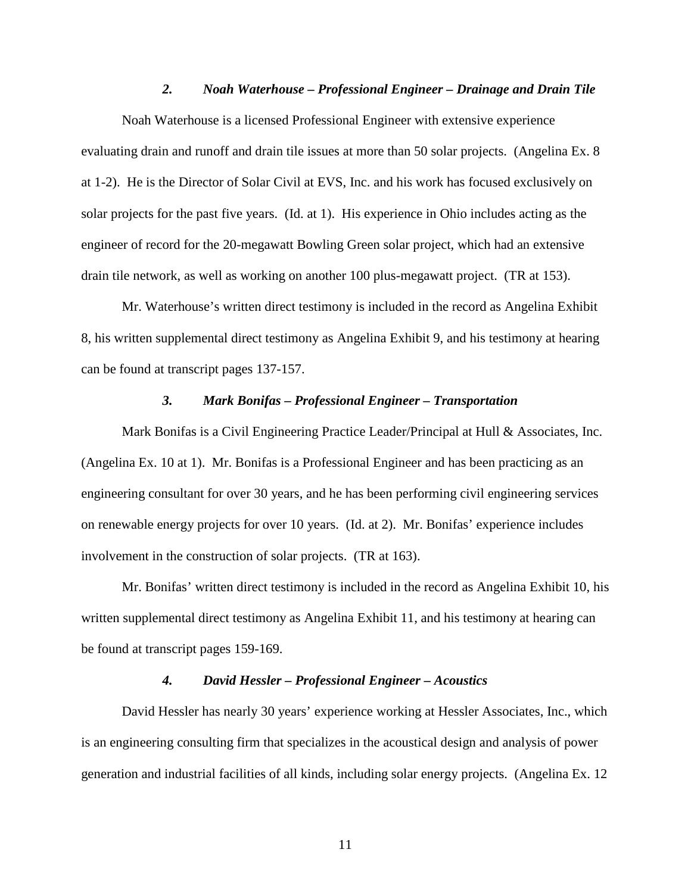### *2. Noah Waterhouse – Professional Engineer – Drainage and Drain Tile*

Noah Waterhouse is a licensed Professional Engineer with extensive experience evaluating drain and runoff and drain tile issues at more than 50 solar projects. (Angelina Ex. 8 at 1-2). He is the Director of Solar Civil at EVS, Inc. and his work has focused exclusively on solar projects for the past five years. (Id. at 1). His experience in Ohio includes acting as the engineer of record for the 20-megawatt Bowling Green solar project, which had an extensive drain tile network, as well as working on another 100 plus-megawatt project. (TR at 153).

Mr. Waterhouse's written direct testimony is included in the record as Angelina Exhibit 8, his written supplemental direct testimony as Angelina Exhibit 9, and his testimony at hearing can be found at transcript pages 137-157.

### *3. Mark Bonifas – Professional Engineer – Transportation*

Mark Bonifas is a Civil Engineering Practice Leader/Principal at Hull & Associates, Inc. (Angelina Ex. 10 at 1). Mr. Bonifas is a Professional Engineer and has been practicing as an engineering consultant for over 30 years, and he has been performing civil engineering services on renewable energy projects for over 10 years. (Id. at 2). Mr. Bonifas' experience includes involvement in the construction of solar projects. (TR at 163).

Mr. Bonifas' written direct testimony is included in the record as Angelina Exhibit 10, his written supplemental direct testimony as Angelina Exhibit 11, and his testimony at hearing can be found at transcript pages 159-169.

### *4. David Hessler – Professional Engineer – Acoustics*

David Hessler has nearly 30 years' experience working at Hessler Associates, Inc., which is an engineering consulting firm that specializes in the acoustical design and analysis of power generation and industrial facilities of all kinds, including solar energy projects. (Angelina Ex. 12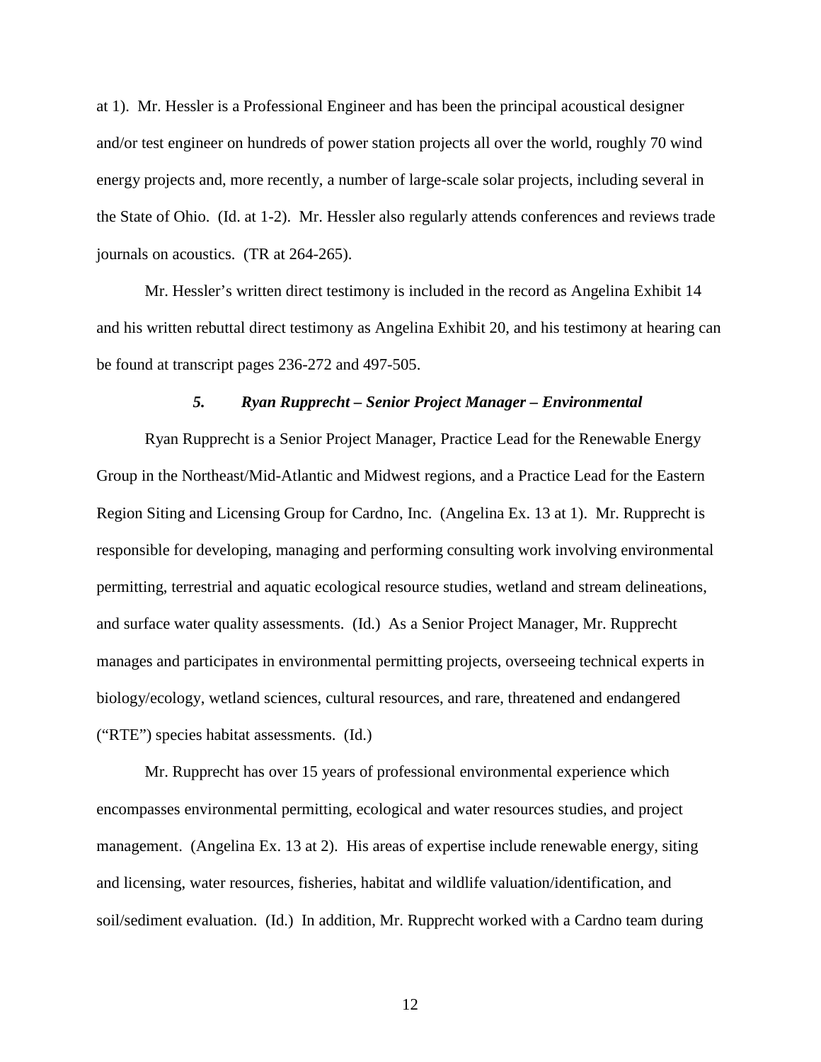at 1). Mr. Hessler is a Professional Engineer and has been the principal acoustical designer and/or test engineer on hundreds of power station projects all over the world, roughly 70 wind energy projects and, more recently, a number of large-scale solar projects, including several in the State of Ohio. (Id. at 1-2). Mr. Hessler also regularly attends conferences and reviews trade journals on acoustics. (TR at 264-265).

Mr. Hessler's written direct testimony is included in the record as Angelina Exhibit 14 and his written rebuttal direct testimony as Angelina Exhibit 20, and his testimony at hearing can be found at transcript pages 236-272 and 497-505.

#### *5. Ryan Rupprecht – Senior Project Manager – Environmental*

Ryan Rupprecht is a Senior Project Manager, Practice Lead for the Renewable Energy Group in the Northeast/Mid-Atlantic and Midwest regions, and a Practice Lead for the Eastern Region Siting and Licensing Group for Cardno, Inc. (Angelina Ex. 13 at 1). Mr. Rupprecht is responsible for developing, managing and performing consulting work involving environmental permitting, terrestrial and aquatic ecological resource studies, wetland and stream delineations, and surface water quality assessments. (Id.) As a Senior Project Manager, Mr. Rupprecht manages and participates in environmental permitting projects, overseeing technical experts in biology/ecology, wetland sciences, cultural resources, and rare, threatened and endangered ("RTE") species habitat assessments. (Id.)

Mr. Rupprecht has over 15 years of professional environmental experience which encompasses environmental permitting, ecological and water resources studies, and project management. (Angelina Ex. 13 at 2). His areas of expertise include renewable energy, siting and licensing, water resources, fisheries, habitat and wildlife valuation/identification, and soil/sediment evaluation. (Id.) In addition, Mr. Rupprecht worked with a Cardno team during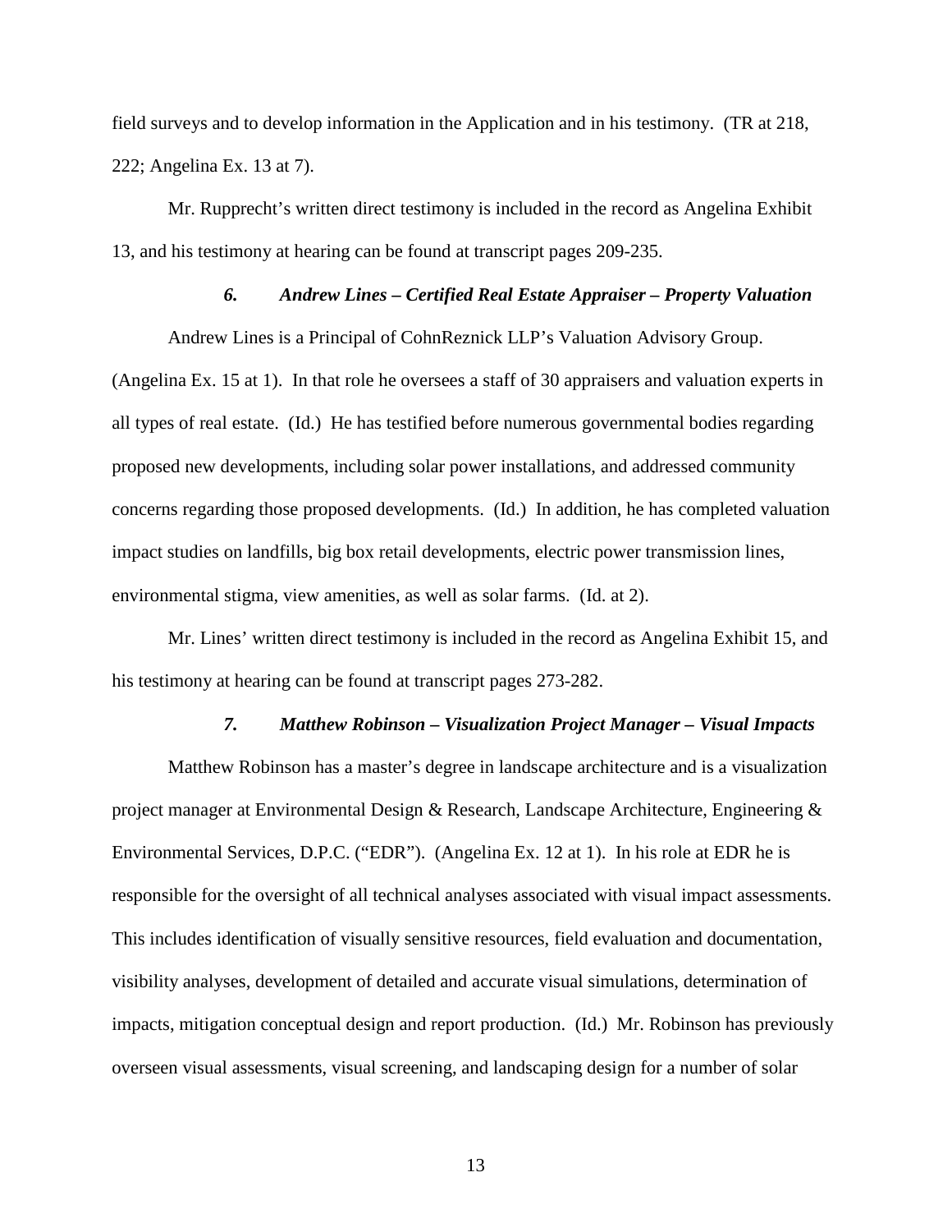field surveys and to develop information in the Application and in his testimony. (TR at 218, 222; Angelina Ex. 13 at 7).

Mr. Rupprecht's written direct testimony is included in the record as Angelina Exhibit 13, and his testimony at hearing can be found at transcript pages 209-235.

#### *6. Andrew Lines – Certified Real Estate Appraiser – Property Valuation*

Andrew Lines is a Principal of CohnReznick LLP's Valuation Advisory Group. (Angelina Ex. 15 at 1). In that role he oversees a staff of 30 appraisers and valuation experts in all types of real estate. (Id.) He has testified before numerous governmental bodies regarding proposed new developments, including solar power installations, and addressed community concerns regarding those proposed developments. (Id.) In addition, he has completed valuation impact studies on landfills, big box retail developments, electric power transmission lines, environmental stigma, view amenities, as well as solar farms. (Id. at 2).

Mr. Lines' written direct testimony is included in the record as Angelina Exhibit 15, and his testimony at hearing can be found at transcript pages 273-282.

#### *7. Matthew Robinson – Visualization Project Manager – Visual Impacts*

Matthew Robinson has a master's degree in landscape architecture and is a visualization project manager at Environmental Design & Research, Landscape Architecture, Engineering & Environmental Services, D.P.C. ("EDR"). (Angelina Ex. 12 at 1). In his role at EDR he is responsible for the oversight of all technical analyses associated with visual impact assessments. This includes identification of visually sensitive resources, field evaluation and documentation, visibility analyses, development of detailed and accurate visual simulations, determination of impacts, mitigation conceptual design and report production. (Id.) Mr. Robinson has previously overseen visual assessments, visual screening, and landscaping design for a number of solar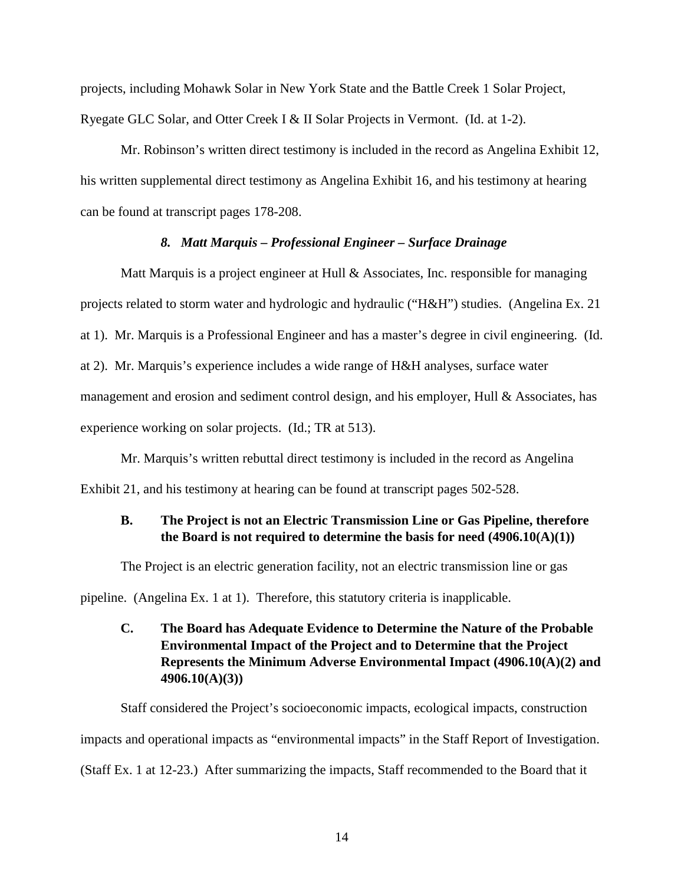projects, including Mohawk Solar in New York State and the Battle Creek 1 Solar Project, Ryegate GLC Solar, and Otter Creek I & II Solar Projects in Vermont. (Id. at 1-2).

Mr. Robinson's written direct testimony is included in the record as Angelina Exhibit 12, his written supplemental direct testimony as Angelina Exhibit 16, and his testimony at hearing can be found at transcript pages 178-208.

#### *8. Matt Marquis – Professional Engineer – Surface Drainage*

Matt Marquis is a project engineer at Hull & Associates, Inc. responsible for managing projects related to storm water and hydrologic and hydraulic ("H&H") studies. (Angelina Ex. 21 at 1). Mr. Marquis is a Professional Engineer and has a master's degree in civil engineering. (Id. at 2). Mr. Marquis's experience includes a wide range of H&H analyses, surface water management and erosion and sediment control design, and his employer, Hull & Associates, has experience working on solar projects. (Id.; TR at 513).

Mr. Marquis's written rebuttal direct testimony is included in the record as Angelina Exhibit 21, and his testimony at hearing can be found at transcript pages 502-528.

### B. The Project is not an Electric Transmission Line or Gas Pipeline, therefore the Board is not required to determine the basis for need (4906.10(A)(1))

The Project is an electric generation facility, not an electric transmission line or gas pipeline. (Angelina Ex. 1 at 1). Therefore, this statutory criteria is inapplicable.

### C. The Board has Adequate Evidence to Determine the Nature of the Probable Environmental Impact of the Project and to Determine that the Project Represents the Minimum Adverse Environmental Impact (4906.10(A)(2) and 4906.10(A)(3))

Staff considered the Project's socioeconomic impacts, ecological impacts, construction impacts and operational impacts as "environmental impacts" in the Staff Report of Investigation. (Staff Ex. 1 at 12-23.) After summarizing the impacts, Staff recommended to the Board that it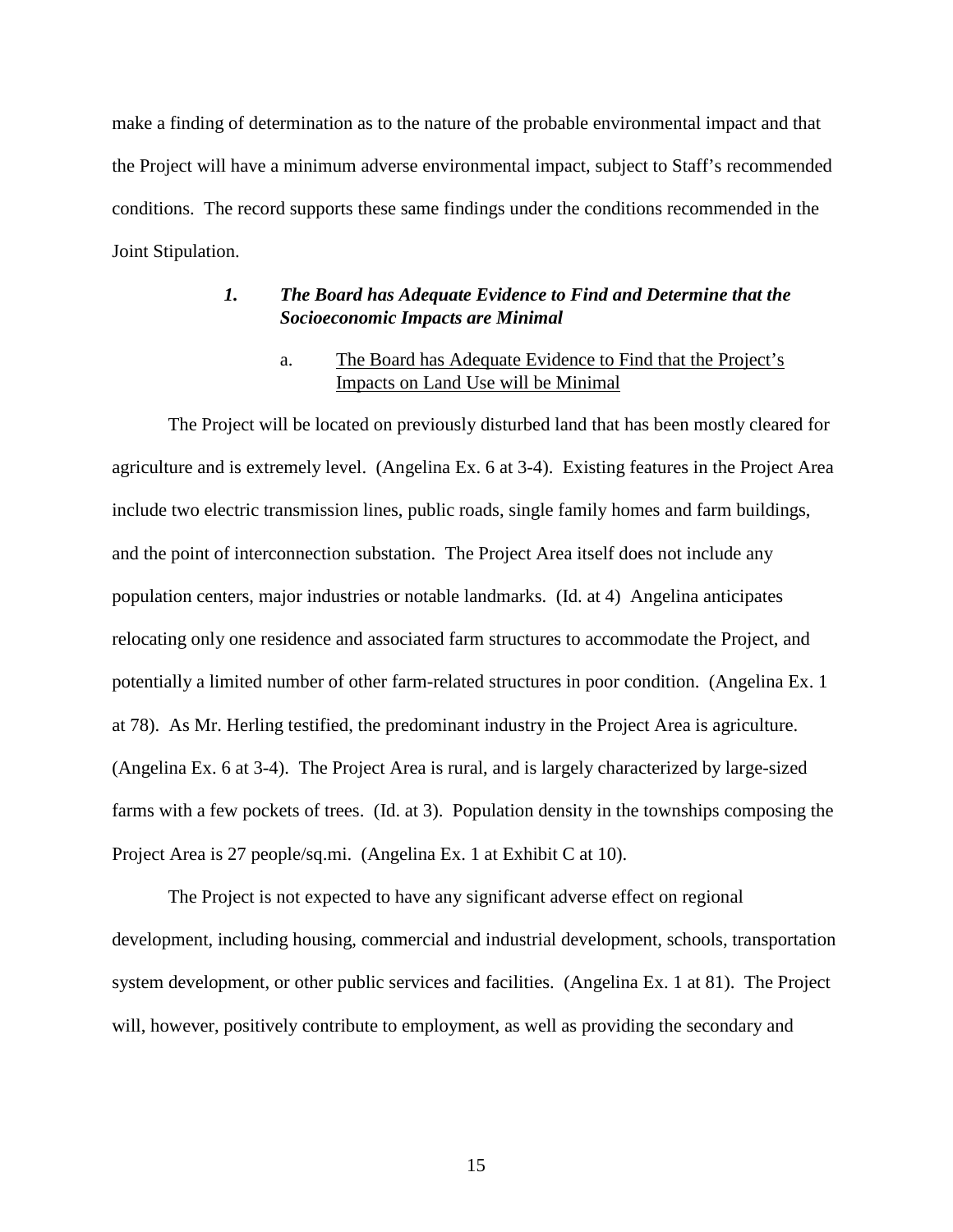make a finding of determination as to the nature of the probable environmental impact and that the Project will have a minimum adverse environmental impact, subject to Staff's recommended conditions. The record supports these same findings under the conditions recommended in the Joint Stipulation.

### *1. The Board has Adequate Evidence to Find and Determine that the Socioeconomic Impacts are Minimal*

#### a. <u>The Board has Adequate Evidence to Find that the Project's Impacts on Land Use will be Minimal</u>

The Project will be located on previously disturbed land that has been mostly cleared for agriculture and is extremely level. (Angelina Ex. 6 at 3-4). Existing features in the Project Area include two electric transmission lines, public roads, single family homes and farm buildings, and the point of interconnection substation. The Project Area itself does not include any population centers, major industries or notable landmarks. (Id. at 4) Angelina anticipates relocating only one residence and associated farm structures to accommodate the Project, and potentially a limited number of other farm-related structures in poor condition. (Angelina Ex. 1 at 78). As Mr. Herling testified, the predominant industry in the Project Area is agriculture. (Angelina Ex. 6 at 3-4). The Project Area is rural, and is largely characterized by large-sized farms with a few pockets of trees. (Id. at 3). Population density in the townships composing the Project Area is 27 people/sq.mi. (Angelina Ex. 1 at Exhibit C at 10).

The Project is not expected to have any significant adverse effect on regional development, including housing, commercial and industrial development, schools, transportation system development, or other public services and facilities. (Angelina Ex. 1 at 81). The Project will, however, positively contribute to employment, as well as providing the secondary and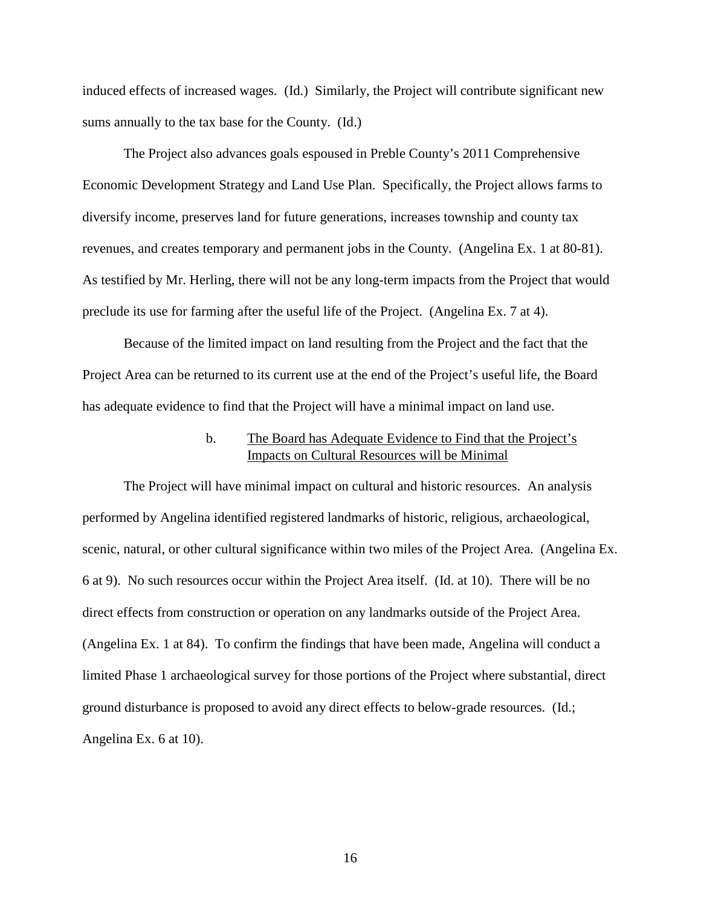induced effects of increased wages. (Id.) Similarly, the Project will contribute significant new sums annually to the tax base for the County. (Id.)

The Project also advances goals espoused in Preble County's 2011 Comprehensive Economic Development Strategy and Land Use Plan. Specifically, the Project allows farms to diversify income, preserves land for future generations, increases township and county tax revenues, and creates temporary and permanent jobs in the County. (Angelina Ex. 1 at 80-81). As testified by Mr. Herling, there will not be any long-term impacts from the Project that would preclude its use for farming after the useful life of the Project. (Angelina Ex. 7 at 4).

Because of the limited impact on land resulting from the Project and the fact that the Project Area can be returned to its current use at the end of the Project's useful life, the Board has adequate evidence to find that the Project will have a minimal impact on land use.

b. <u>The Board has Adequate Evidence to Find that the Project's Impacts on Cultural Resources will be Minimal</u>

The Project will have minimal impact on cultural and historic resources. An analysis performed by Angelina identified registered landmarks of historic, religious, archaeological, scenic, natural, or other cultural significance within two miles of the Project Area. (Angelina Ex. 6 at 9). No such resources occur within the Project Area itself. (Id. at 10). There will be no direct effects from construction or operation on any landmarks outside of the Project Area. (Angelina Ex. 1 at 84). To confirm the findings that have been made, Angelina will conduct a limited Phase 1 archaeological survey for those portions of the Project where substantial, direct ground disturbance is proposed to avoid any direct effects to below-grade resources. (Id.; Angelina Ex. 6 at 10).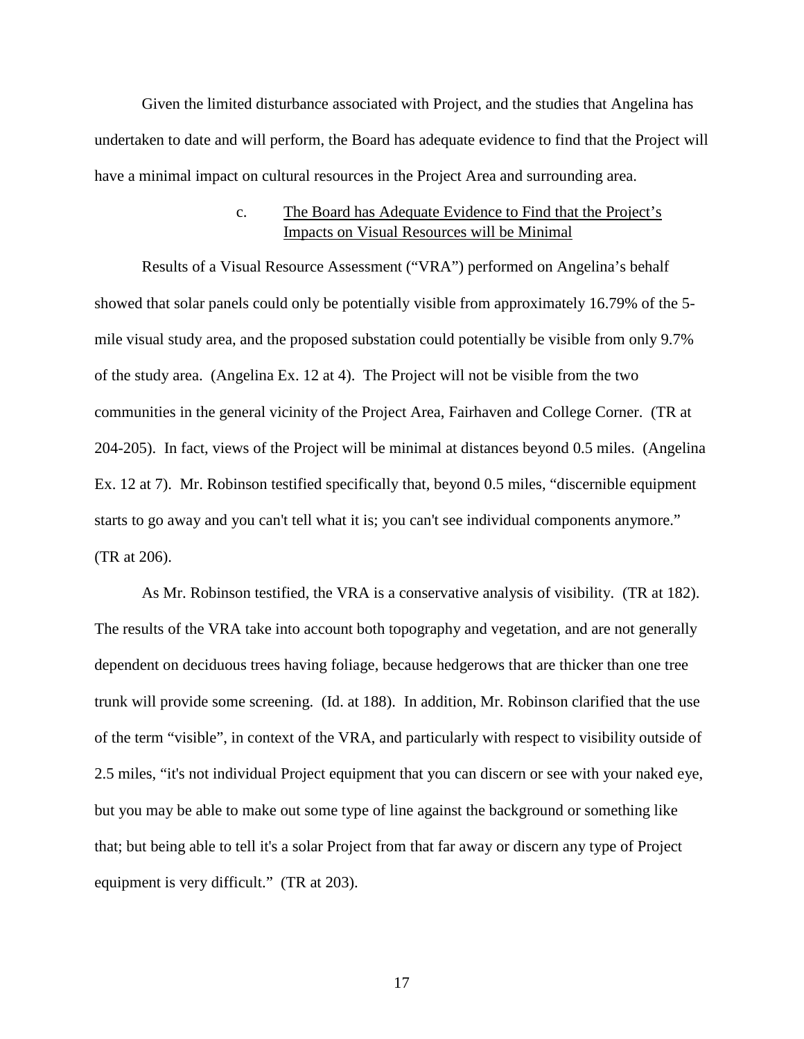Given the limited disturbance associated with Project, and the studies that Angelina has undertaken to date and will perform, the Board has adequate evidence to find that the Project will have a minimal impact on cultural resources in the Project Area and surrounding area.

### c. The Board has Adequate Evidence to Find that the Project's Impacts on Visual Resources will be Minimal

Results of a Visual Resource Assessment ("VRA") performed on Angelina's behalf showed that solar panels could only be potentially visible from approximately 16.79% of the 5-mile visual study area, and the proposed substation could potentially be visible from only 9.7% of the study area. (Angelina Ex. 12 at 4). The Project will not be visible from the two communities in the general vicinity of the Project Area, Fairhaven and College Corner. (TR at 204-205). In fact, views of the Project will be minimal at distances beyond 0.5 miles. (Angelina Ex. 12 at 7). Mr. Robinson testified specifically that, beyond 0.5 miles, "discernible equipment starts to go away and you can't tell what it is; you can't see individual components anymore." (TR at 206).

As Mr. Robinson testified, the VRA is a conservative analysis of visibility. (TR at 182). The results of the VRA take into account both topography and vegetation, and are not generally dependent on deciduous trees having foliage, because hedgerows that are thicker than one tree trunk will provide some screening. (Id. at 188). In addition, Mr. Robinson clarified that the use of the term "visible", in context of the VRA, and particularly with respect to visibility outside of 2.5 miles, "it's not individual Project equipment that you can discern or see with your naked eye, but you may be able to make out some type of line against the background or something like that; but being able to tell it's a solar Project from that far away or discern any type of Project equipment is very difficult." (TR at 203).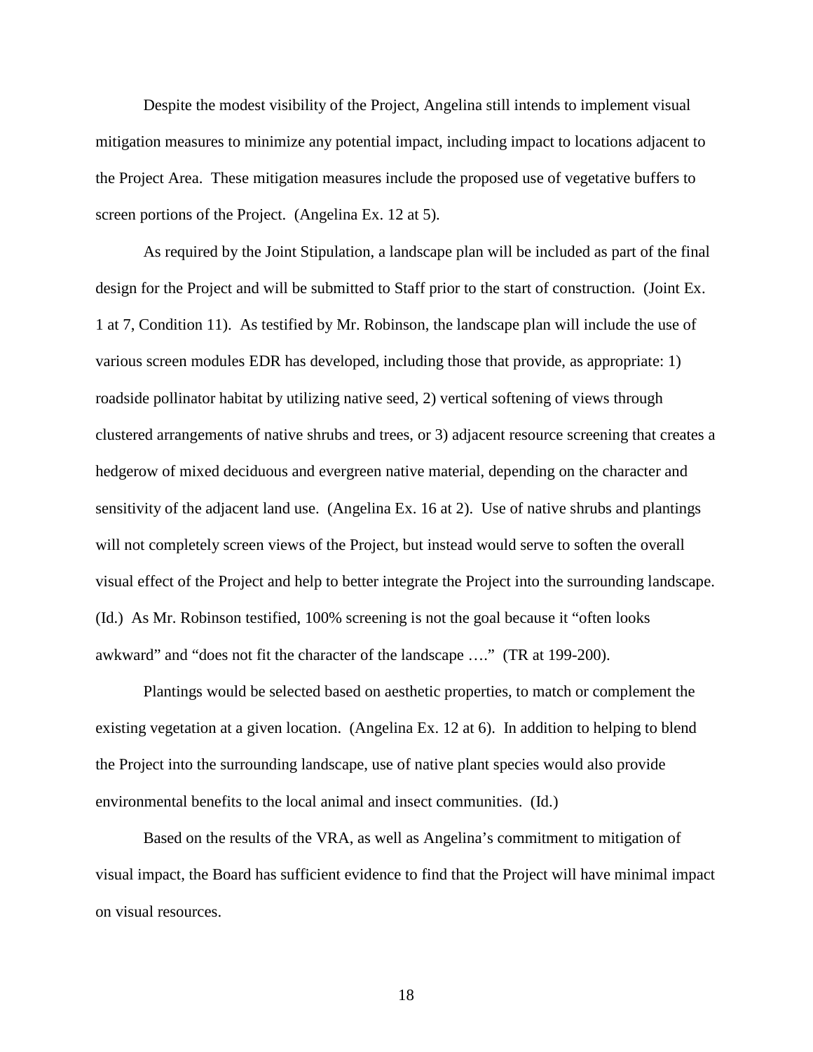Despite the modest visibility of the Project, Angelina still intends to implement visual mitigation measures to minimize any potential impact, including impact to locations adjacent to the Project Area. These mitigation measures include the proposed use of vegetative buffers to screen portions of the Project. (Angelina Ex. 12 at 5).

As required by the Joint Stipulation, a landscape plan will be included as part of the final design for the Project and will be submitted to Staff prior to the start of construction. (Joint Ex. 1 at 7, Condition 11). As testified by Mr. Robinson, the landscape plan will include the use of various screen modules EDR has developed, including those that provide, as appropriate: 1) roadside pollinator habitat by utilizing native seed, 2) vertical softening of views through clustered arrangements of native shrubs and trees, or 3) adjacent resource screening that creates a hedgerow of mixed deciduous and evergreen native material, depending on the character and sensitivity of the adjacent land use. (Angelina Ex. 16 at 2). Use of native shrubs and plantings will not completely screen views of the Project, but instead would serve to soften the overall visual effect of the Project and help to better integrate the Project into the surrounding landscape. (Id.) As Mr. Robinson testified, 100% screening is not the goal because it "often looks awkward" and "does not fit the character of the landscape …." (TR at 199-200).

Plantings would be selected based on aesthetic properties, to match or complement the existing vegetation at a given location. (Angelina Ex. 12 at 6). In addition to helping to blend the Project into the surrounding landscape, use of native plant species would also provide environmental benefits to the local animal and insect communities. (Id.)

Based on the results of the VRA, as well as Angelina's commitment to mitigation of visual impact, the Board has sufficient evidence to find that the Project will have minimal impact on visual resources.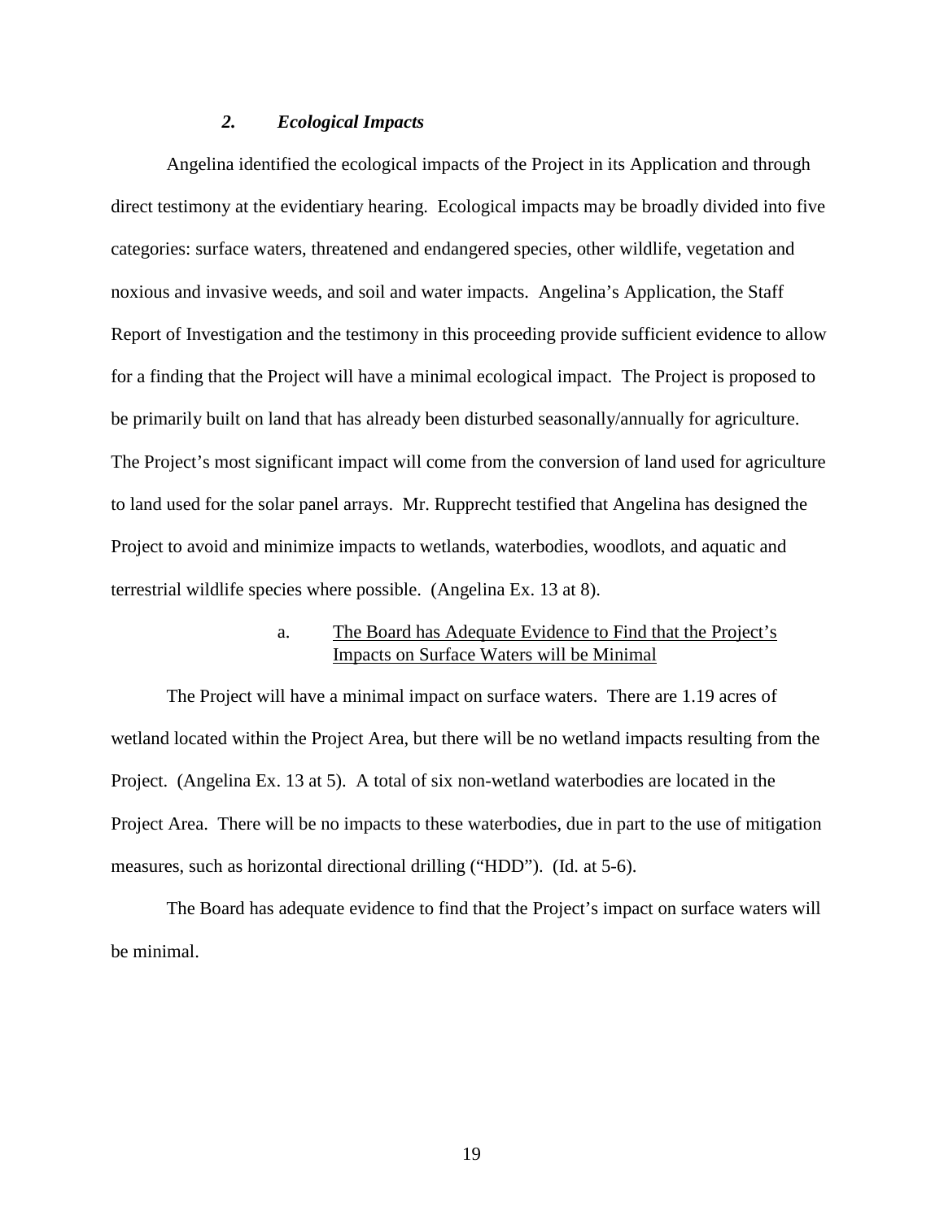### *2. Ecological Impacts*

Angelina identified the ecological impacts of the Project in its Application and through direct testimony at the evidentiary hearing. Ecological impacts may be broadly divided into five categories: surface waters, threatened and endangered species, other wildlife, vegetation and noxious and invasive weeds, and soil and water impacts. Angelina's Application, the Staff Report of Investigation and the testimony in this proceeding provide sufficient evidence to allow for a finding that the Project will have a minimal ecological impact. The Project is proposed to be primarily built on land that has already been disturbed seasonally/annually for agriculture. The Project's most significant impact will come from the conversion of land used for agriculture to land used for the solar panel arrays. Mr. Rupprecht testified that Angelina has designed the Project to avoid and minimize impacts to wetlands, waterbodies, woodlots, and aquatic and terrestrial wildlife species where possible. (Angelina Ex. 13 at 8).

#### a. The Board has Adequate Evidence to Find that the Project's Impacts on Surface Waters will be Minimal

The Project will have a minimal impact on surface waters. There are 1.19 acres of wetland located within the Project Area, but there will be no wetland impacts resulting from the Project. (Angelina Ex. 13 at 5). A total of six non-wetland waterbodies are located in the Project Area. There will be no impacts to these waterbodies, due in part to the use of mitigation measures, such as horizontal directional drilling ("HDD"). (Id. at 5-6).

The Board has adequate evidence to find that the Project's impact on surface waters will be minimal.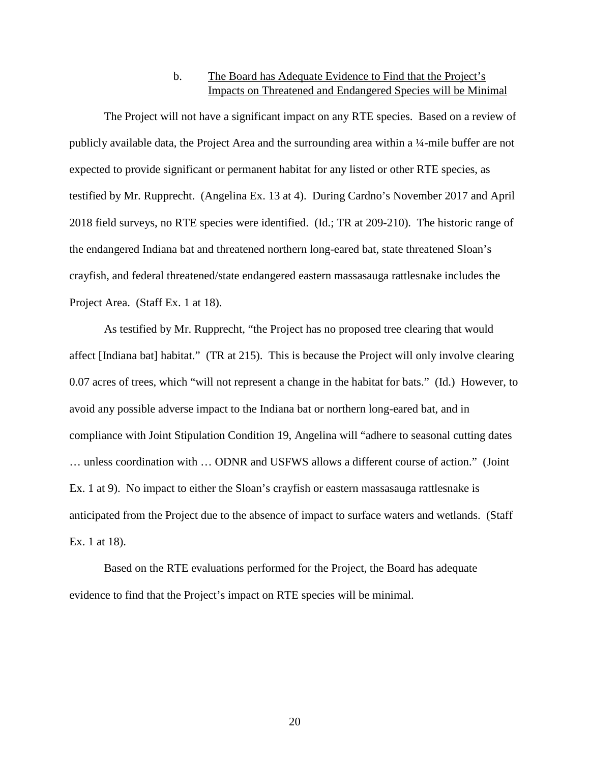### b. <u>The Board has Adequate Evidence to Find that the Project's Impacts on Threatened and Endangered Species will be Minimal</u>

The Project will not have a significant impact on any RTE species. Based on a review of publicly available data, the Project Area and the surrounding area within a ¼-mile buffer are not expected to provide significant or permanent habitat for any listed or other RTE species, as testified by Mr. Rupprecht. (Angelina Ex. 13 at 4). During Cardno's November 2017 and April 2018 field surveys, no RTE species were identified. (Id.; TR at 209-210). The historic range of the endangered Indiana bat and threatened northern long-eared bat, state threatened Sloan's crayfish, and federal threatened/state endangered eastern massasauga rattlesnake includes the Project Area. (Staff Ex. 1 at 18).

As testified by Mr. Rupprecht, "the Project has no proposed tree clearing that would affect [Indiana bat] habitat." (TR at 215). This is because the Project will only involve clearing 0.07 acres of trees, which "will not represent a change in the habitat for bats." (Id.) However, to avoid any possible adverse impact to the Indiana bat or northern long-eared bat, and in compliance with Joint Stipulation Condition 19, Angelina will "adhere to seasonal cutting dates … unless coordination with … ODNR and USFWS allows a different course of action." (Joint Ex. 1 at 9). No impact to either the Sloan's crayfish or eastern massasauga rattlesnake is anticipated from the Project due to the absence of impact to surface waters and wetlands. (Staff Ex. 1 at 18).

Based on the RTE evaluations performed for the Project, the Board has adequate evidence to find that the Project's impact on RTE species will be minimal.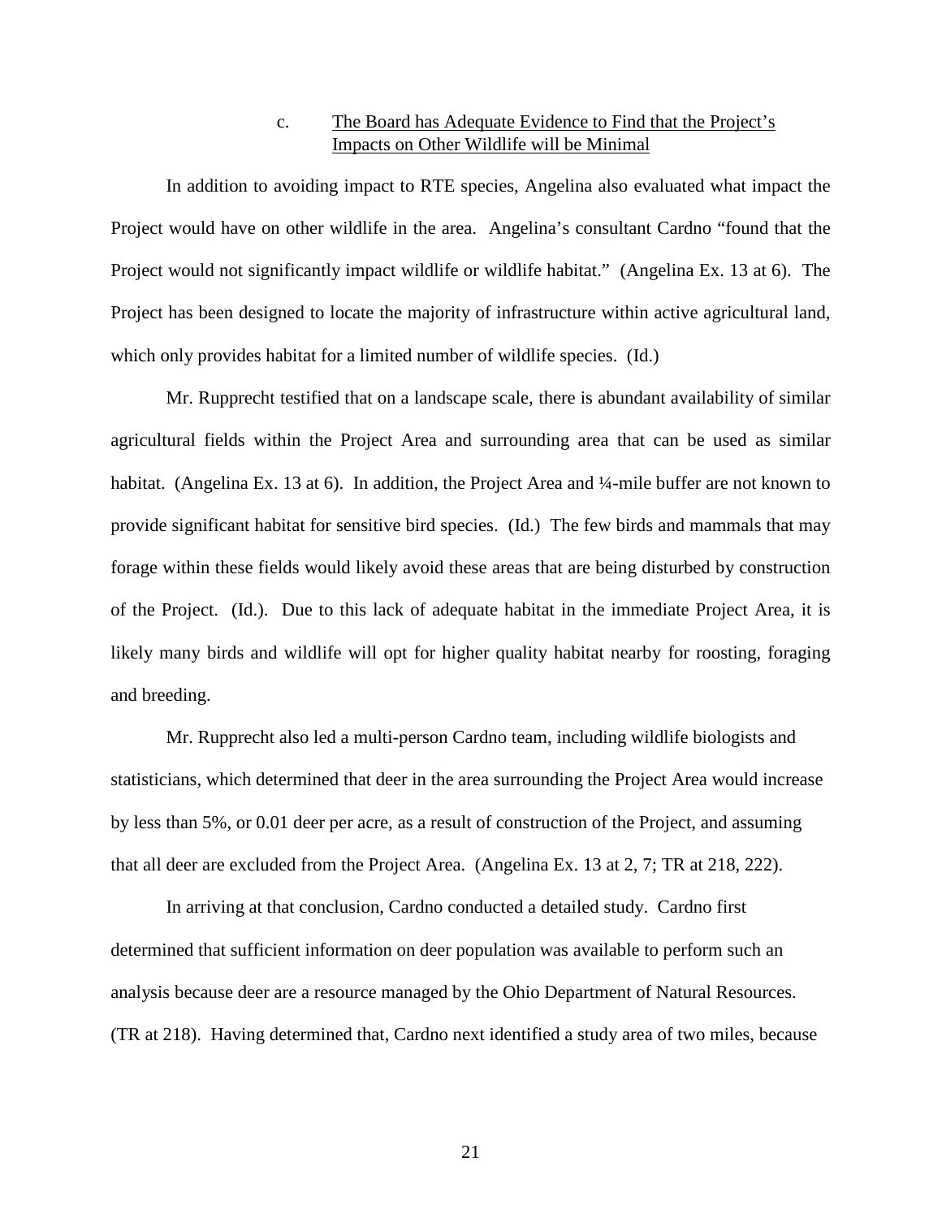### c. <u>The Board has Adequate Evidence to Find that the Project's Impacts on Other Wildlife will be Minimal</u>

In addition to avoiding impact to RTE species, Angelina also evaluated what impact the Project would have on other wildlife in the area. Angelina's consultant Cardno "found that the Project would not significantly impact wildlife or wildlife habitat." (Angelina Ex. 13 at 6). The Project has been designed to locate the majority of infrastructure within active agricultural land, which only provides habitat for a limited number of wildlife species. (Id.)

Mr. Rupprecht testified that on a landscape scale, there is abundant availability of similar agricultural fields within the Project Area and surrounding area that can be used as similar habitat. (Angelina Ex. 13 at 6). In addition, the Project Area and ¼-mile buffer are not known to provide significant habitat for sensitive bird species. (Id.) The few birds and mammals that may forage within these fields would likely avoid these areas that are being disturbed by construction of the Project. (Id.). Due to this lack of adequate habitat in the immediate Project Area, it is likely many birds and wildlife will opt for higher quality habitat nearby for roosting, foraging and breeding.

Mr. Rupprecht also led a multi-person Cardno team, including wildlife biologists and statisticians, which determined that deer in the area surrounding the Project Area would increase by less than 5%, or 0.01 deer per acre, as a result of construction of the Project, and assuming that all deer are excluded from the Project Area. (Angelina Ex. 13 at 2, 7; TR at 218, 222).

In arriving at that conclusion, Cardno conducted a detailed study. Cardno first determined that sufficient information on deer population was available to perform such an analysis because deer are a resource managed by the Ohio Department of Natural Resources. (TR at 218). Having determined that, Cardno next identified a study area of two miles, because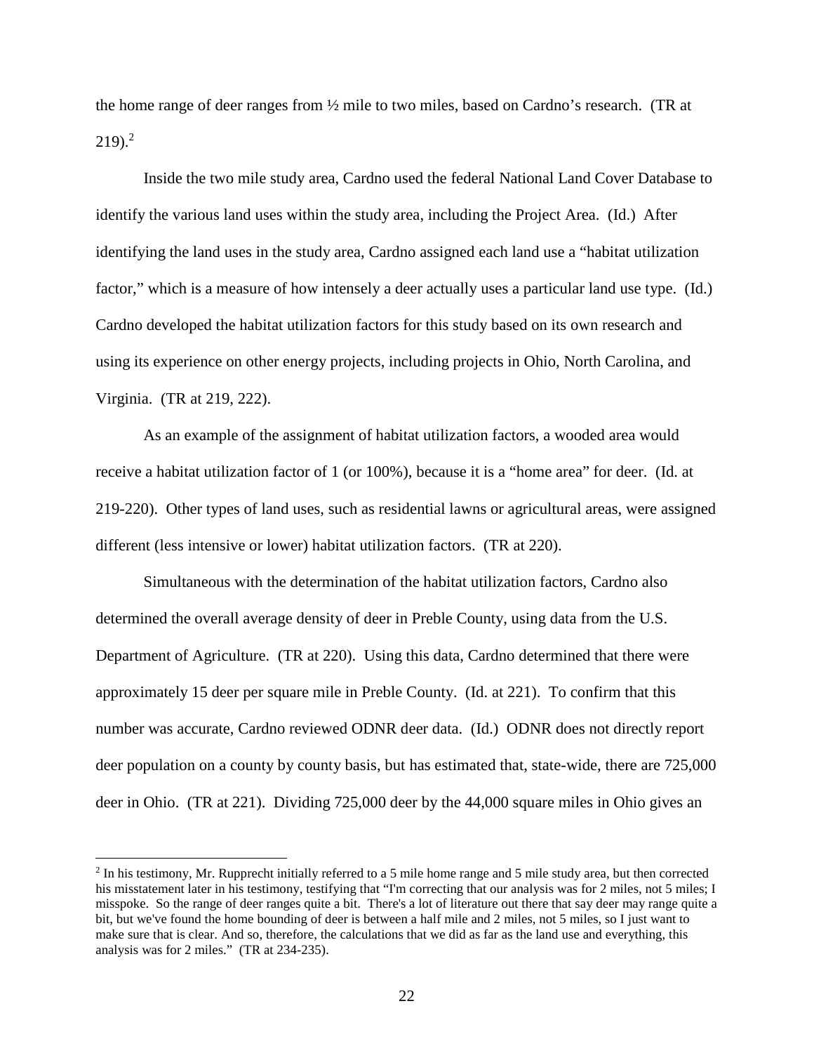the home range of deer ranges from ½ mile to two miles, based on Cardno's research. (TR at 219).[2]

Inside the two mile study area, Cardno used the federal National Land Cover Database to identify the various land uses within the study area, including the Project Area. (Id.) After identifying the land uses in the study area, Cardno assigned each land use a "habitat utilization factor," which is a measure of how intensely a deer actually uses a particular land use type. (Id.) Cardno developed the habitat utilization factors for this study based on its own research and using its experience on other energy projects, including projects in Ohio, North Carolina, and Virginia. (TR at 219, 222).

As an example of the assignment of habitat utilization factors, a wooded area would receive a habitat utilization factor of 1 (or 100%), because it is a "home area" for deer. (Id. at 219-220). Other types of land uses, such as residential lawns or agricultural areas, were assigned different (less intensive or lower) habitat utilization factors. (TR at 220).

Simultaneous with the determination of the habitat utilization factors, Cardno also determined the overall average density of deer in Preble County, using data from the U.S. Department of Agriculture. (TR at 220). Using this data, Cardno determined that there were approximately 15 deer per square mile in Preble County. (Id. at 221). To confirm that this number was accurate, Cardno reviewed ODNR deer data. (Id.) ODNR does not directly report deer population on a county by county basis, but has estimated that, state-wide, there are 725,000 deer in Ohio. (TR at 221). Dividing 725,000 deer by the 44,000 square miles in Ohio gives an

[2] In his testimony, Mr. Rupprecht initially referred to a 5 mile home range and 5 mile study area, but then corrected his misstatement later in his testimony, testifying that "I'm correcting that our analysis was for 2 miles, not 5 miles; I misspoke. So the range of deer ranges quite a bit. There's a lot of literature out there that say deer may range quite a bit, but we've found the home bounding of deer is between a half mile and 2 miles, not 5 miles, so I just want to make sure that is clear. And so, therefore, the calculations that we did as far as the land use and everything, this analysis was for 2 miles." (TR at 234-235).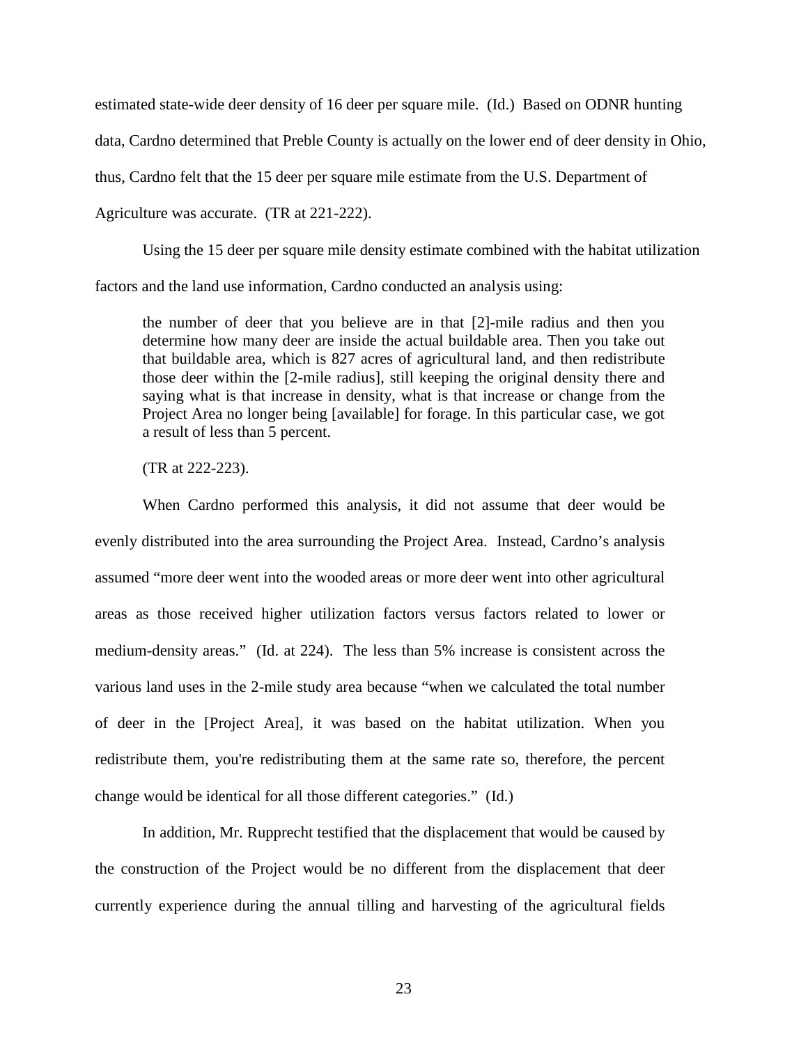estimated state-wide deer density of 16 deer per square mile. (Id.) Based on ODNR hunting data, Cardno determined that Preble County is actually on the lower end of deer density in Ohio, thus, Cardno felt that the 15 deer per square mile estimate from the U.S. Department of Agriculture was accurate. (TR at 221-222).

Using the 15 deer per square mile density estimate combined with the habitat utilization factors and the land use information, Cardno conducted an analysis using:

> the number of deer that you believe are in that [2]-mile radius and then you determine how many deer are inside the actual buildable area. Then you take out that buildable area, which is 827 acres of agricultural land, and then redistribute those deer within the [2-mile radius], still keeping the original density there and saying what is that increase in density, what is that increase or change from the Project Area no longer being [available] for forage. In this particular case, we got a result of less than 5 percent.
>
> (TR at 222-223).

When Cardno performed this analysis, it did not assume that deer would be evenly distributed into the area surrounding the Project Area. Instead, Cardno's analysis assumed "more deer went into the wooded areas or more deer went into other agricultural areas as those received higher utilization factors versus factors related to lower or medium-density areas." (Id. at 224). The less than 5% increase is consistent across the various land uses in the 2-mile study area because "when we calculated the total number of deer in the [Project Area], it was based on the habitat utilization. When you redistribute them, you're redistributing them at the same rate so, therefore, the percent change would be identical for all those different categories." (Id.)

In addition, Mr. Rupprecht testified that the displacement that would be caused by the construction of the Project would be no different from the displacement that deer currently experience during the annual tilling and harvesting of the agricultural fields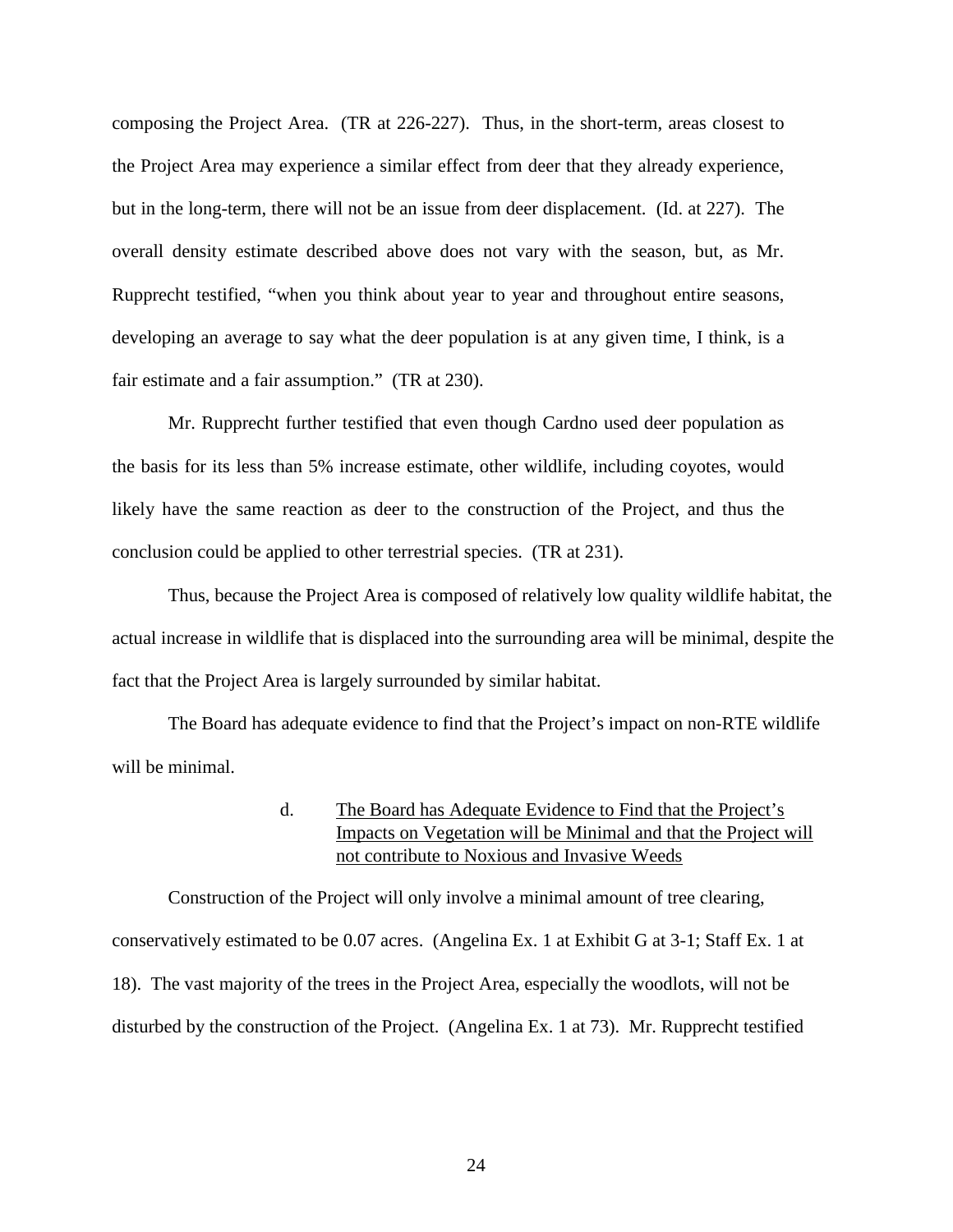composing the Project Area. (TR at 226-227). Thus, in the short-term, areas closest to the Project Area may experience a similar effect from deer that they already experience, but in the long-term, there will not be an issue from deer displacement. (Id. at 227). The overall density estimate described above does not vary with the season, but, as Mr. Rupprecht testified, "when you think about year to year and throughout entire seasons, developing an average to say what the deer population is at any given time, I think, is a fair estimate and a fair assumption." (TR at 230).

Mr. Rupprecht further testified that even though Cardno used deer population as the basis for its less than 5% increase estimate, other wildlife, including coyotes, would likely have the same reaction as deer to the construction of the Project, and thus the conclusion could be applied to other terrestrial species. (TR at 231).

Thus, because the Project Area is composed of relatively low quality wildlife habitat, the actual increase in wildlife that is displaced into the surrounding area will be minimal, despite the fact that the Project Area is largely surrounded by similar habitat.

The Board has adequate evidence to find that the Project's impact on non-RTE wildlife will be minimal.

d. <u>The Board has Adequate Evidence to Find that the Project's Impacts on Vegetation will be Minimal and that the Project will not contribute to Noxious and Invasive Weeds</u>

Construction of the Project will only involve a minimal amount of tree clearing, conservatively estimated to be 0.07 acres. (Angelina Ex. 1 at Exhibit G at 3-1; Staff Ex. 1 at 18). The vast majority of the trees in the Project Area, especially the woodlots, will not be disturbed by the construction of the Project. (Angelina Ex. 1 at 73). Mr. Rupprecht testified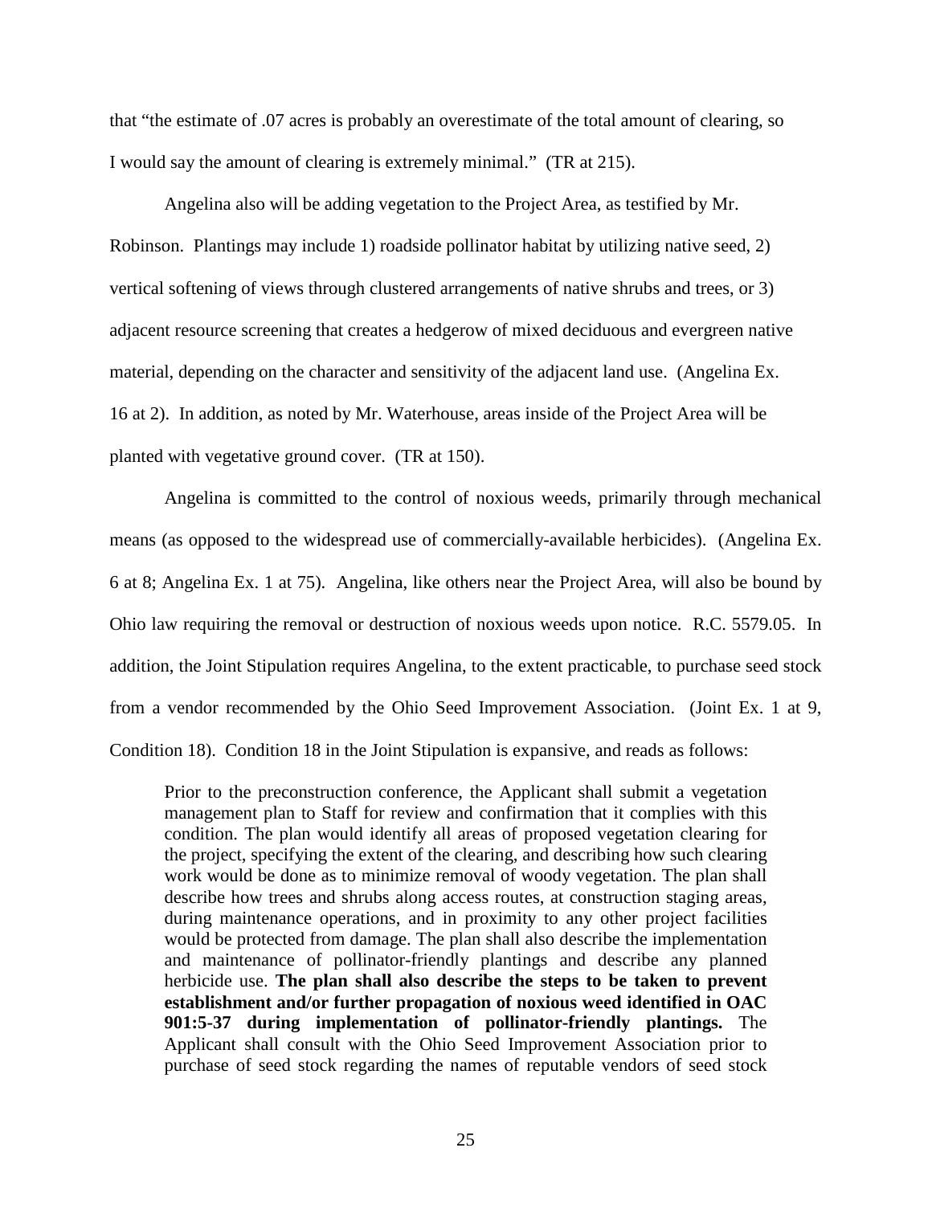that "the estimate of .07 acres is probably an overestimate of the total amount of clearing, so I would say the amount of clearing is extremely minimal." (TR at 215).

Angelina also will be adding vegetation to the Project Area, as testified by Mr. Robinson. Plantings may include 1) roadside pollinator habitat by utilizing native seed, 2) vertical softening of views through clustered arrangements of native shrubs and trees, or 3) adjacent resource screening that creates a hedgerow of mixed deciduous and evergreen native material, depending on the character and sensitivity of the adjacent land use. (Angelina Ex. 16 at 2). In addition, as noted by Mr. Waterhouse, areas inside of the Project Area will be planted with vegetative ground cover. (TR at 150).

Angelina is committed to the control of noxious weeds, primarily through mechanical means (as opposed to the widespread use of commercially-available herbicides). (Angelina Ex. 6 at 8; Angelina Ex. 1 at 75). Angelina, like others near the Project Area, will also be bound by Ohio law requiring the removal or destruction of noxious weeds upon notice. R.C. 5579.05. In addition, the Joint Stipulation requires Angelina, to the extent practicable, to purchase seed stock from a vendor recommended by the Ohio Seed Improvement Association. (Joint Ex. 1 at 9, Condition 18). Condition 18 in the Joint Stipulation is expansive, and reads as follows:

> Prior to the preconstruction conference, the Applicant shall submit a vegetation management plan to Staff for review and confirmation that it complies with this condition. The plan would identify all areas of proposed vegetation clearing for the project, specifying the extent of the clearing, and describing how such clearing work would be done as to minimize removal of woody vegetation. The plan shall describe how trees and shrubs along access routes, at construction staging areas, during maintenance operations, and in proximity to any other project facilities would be protected from damage. The plan shall also describe the implementation and maintenance of pollinator-friendly plantings and describe any planned herbicide use. **The plan shall also describe the steps to be taken to prevent establishment and/or further propagation of noxious weed identified in OAC 901:5-37 during implementation of pollinator-friendly plantings.** The Applicant shall consult with the Ohio Seed Improvement Association prior to purchase of seed stock regarding the names of reputable vendors of seed stock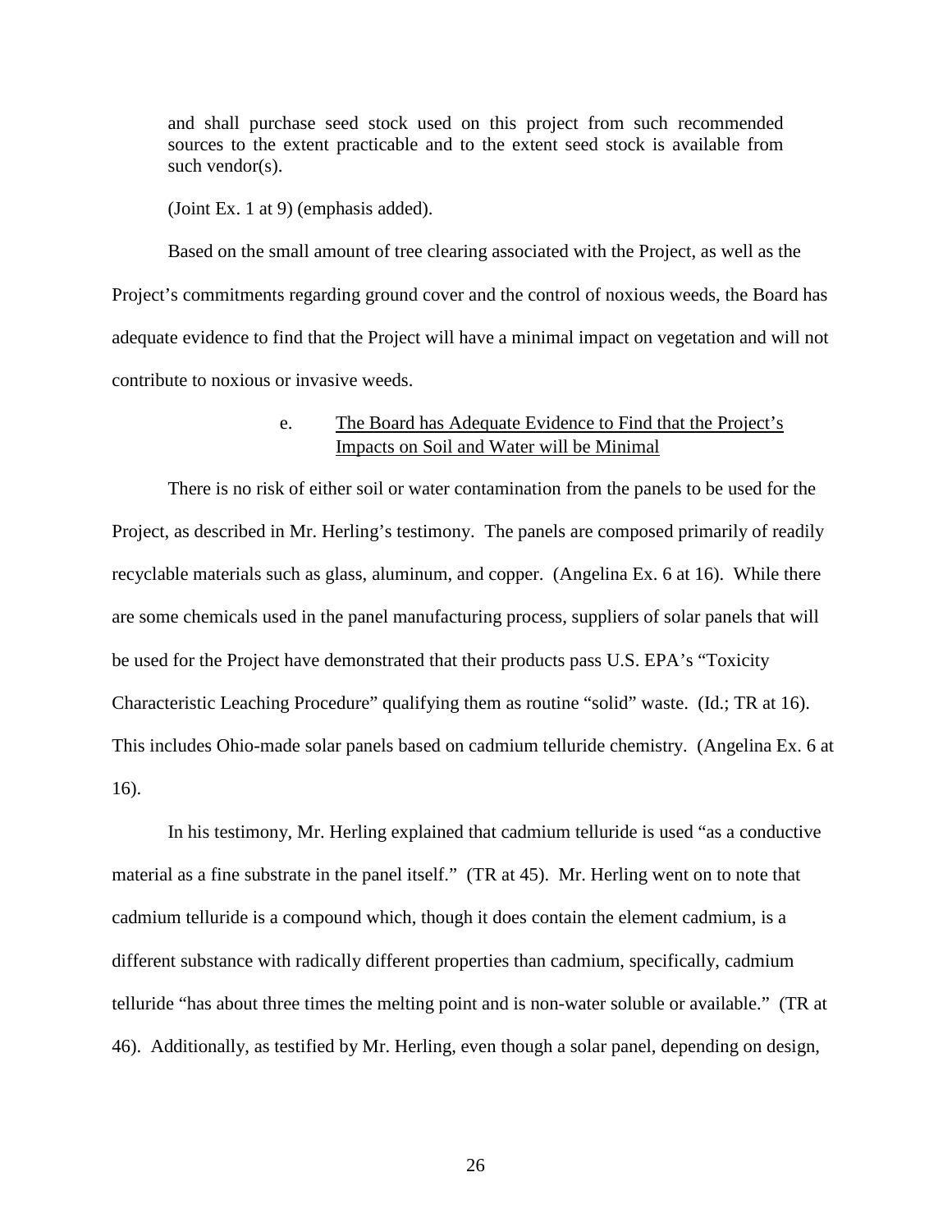> and shall purchase seed stock used on this project from such recommended sources to the extent practicable and to the extent seed stock is available from such vendor(s).
>
> (Joint Ex. 1 at 9) (emphasis added).

Based on the small amount of tree clearing associated with the Project, as well as the Project's commitments regarding ground cover and the control of noxious weeds, the Board has adequate evidence to find that the Project will have a minimal impact on vegetation and will not contribute to noxious or invasive weeds.

#### e. <u>The Board has Adequate Evidence to Find that the Project's Impacts on Soil and Water will be Minimal</u>

There is no risk of either soil or water contamination from the panels to be used for the Project, as described in Mr. Herling's testimony. The panels are composed primarily of readily recyclable materials such as glass, aluminum, and copper. (Angelina Ex. 6 at 16). While there are some chemicals used in the panel manufacturing process, suppliers of solar panels that will be used for the Project have demonstrated that their products pass U.S. EPA's "Toxicity Characteristic Leaching Procedure" qualifying them as routine "solid" waste. (Id.; TR at 16). This includes Ohio-made solar panels based on cadmium telluride chemistry. (Angelina Ex. 6 at 16).

In his testimony, Mr. Herling explained that cadmium telluride is used "as a conductive material as a fine substrate in the panel itself." (TR at 45). Mr. Herling went on to note that cadmium telluride is a compound which, though it does contain the element cadmium, is a different substance with radically different properties than cadmium, specifically, cadmium telluride "has about three times the melting point and is non-water soluble or available." (TR at 46). Additionally, as testified by Mr. Herling, even though a solar panel, depending on design,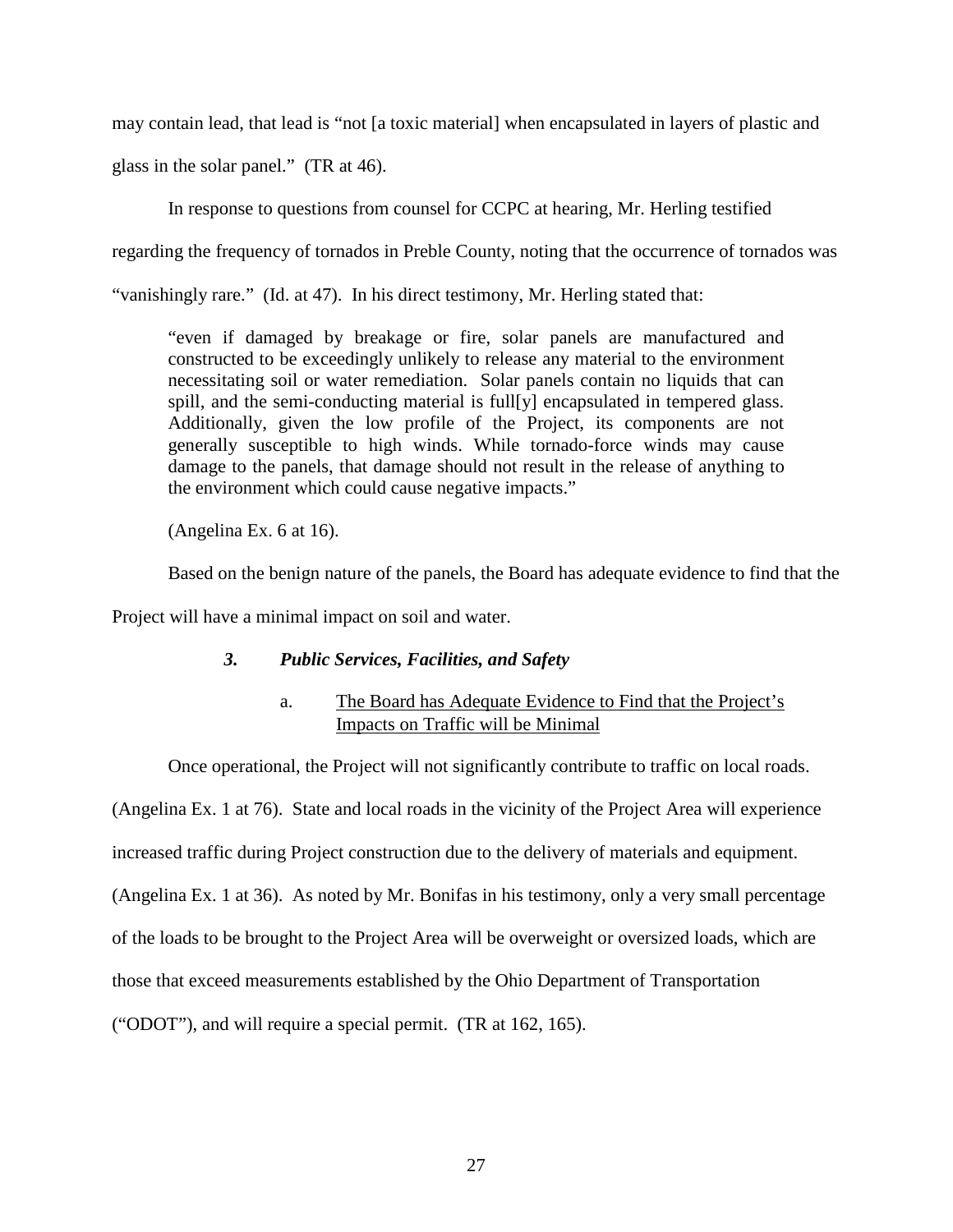may contain lead, that lead is "not [a toxic material] when encapsulated in layers of plastic and glass in the solar panel." (TR at 46).

In response to questions from counsel for CCPC at hearing, Mr. Herling testified regarding the frequency of tornados in Preble County, noting that the occurrence of tornados was "vanishingly rare." (Id. at 47). In his direct testimony, Mr. Herling stated that:

> "even if damaged by breakage or fire, solar panels are manufactured and constructed to be exceedingly unlikely to release any material to the environment necessitating soil or water remediation. Solar panels contain no liquids that can spill, and the semi-conducting material is full[y] encapsulated in tempered glass. Additionally, given the low profile of the Project, its components are not generally susceptible to high winds. While tornado-force winds may cause damage to the panels, that damage should not result in the release of anything to the environment which could cause negative impacts."
>
> (Angelina Ex. 6 at 16).

Based on the benign nature of the panels, the Board has adequate evidence to find that the Project will have a minimal impact on soil and water.

### *3. Public Services, Facilities, and Safety*

#### a. The Board has Adequate Evidence to Find that the Project's Impacts on Traffic will be Minimal

Once operational, the Project will not significantly contribute to traffic on local roads. (Angelina Ex. 1 at 76). State and local roads in the vicinity of the Project Area will experience increased traffic during Project construction due to the delivery of materials and equipment. (Angelina Ex. 1 at 36). As noted by Mr. Bonifas in his testimony, only a very small percentage of the loads to be brought to the Project Area will be overweight or oversized loads, which are those that exceed measurements established by the Ohio Department of Transportation ("ODOT"), and will require a special permit. (TR at 162, 165).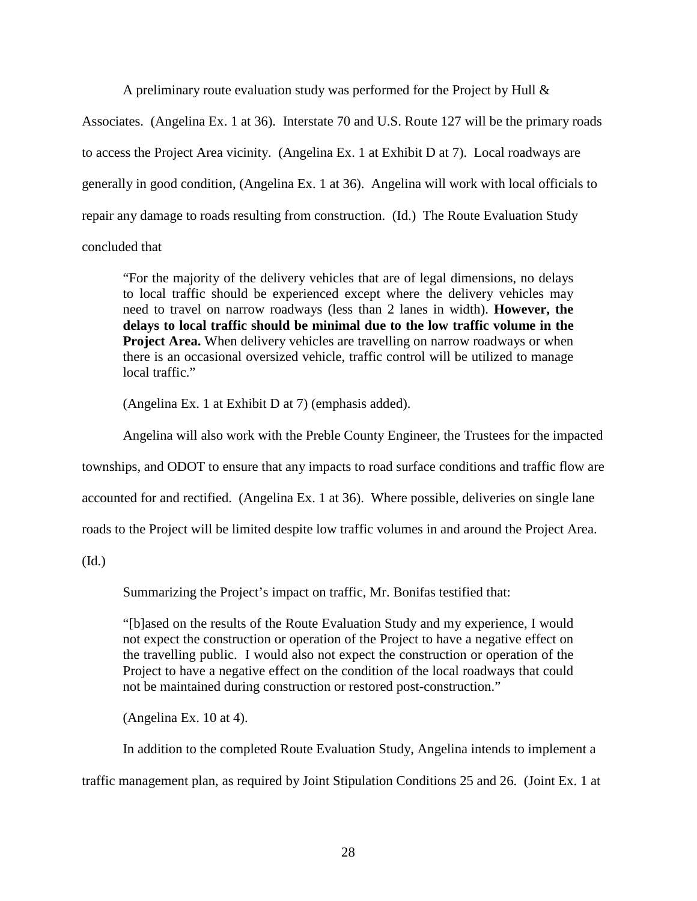A preliminary route evaluation study was performed for the Project by Hull & Associates. (Angelina Ex. 1 at 36). Interstate 70 and U.S. Route 127 will be the primary roads to access the Project Area vicinity. (Angelina Ex. 1 at Exhibit D at 7). Local roadways are generally in good condition, (Angelina Ex. 1 at 36). Angelina will work with local officials to repair any damage to roads resulting from construction. (Id.) The Route Evaluation Study concluded that

> "For the majority of the delivery vehicles that are of legal dimensions, no delays to local traffic should be experienced except where the delivery vehicles may need to travel on narrow roadways (less than 2 lanes in width). **However, the delays to local traffic should be minimal due to the low traffic volume in the Project Area.** When delivery vehicles are travelling on narrow roadways or when there is an occasional oversized vehicle, traffic control will be utilized to manage local traffic."

(Angelina Ex. 1 at Exhibit D at 7) (emphasis added).

Angelina will also work with the Preble County Engineer, the Trustees for the impacted townships, and ODOT to ensure that any impacts to road surface conditions and traffic flow are accounted for and rectified. (Angelina Ex. 1 at 36). Where possible, deliveries on single lane roads to the Project will be limited despite low traffic volumes in and around the Project Area. (Id.)

Summarizing the Project's impact on traffic, Mr. Bonifas testified that:

> "[b]ased on the results of the Route Evaluation Study and my experience, I would not expect the construction or operation of the Project to have a negative effect on the travelling public. I would also not expect the construction or operation of the Project to have a negative effect on the condition of the local roadways that could not be maintained during construction or restored post-construction."

(Angelina Ex. 10 at 4).

In addition to the completed Route Evaluation Study, Angelina intends to implement a traffic management plan, as required by Joint Stipulation Conditions 25 and 26. (Joint Ex. 1 at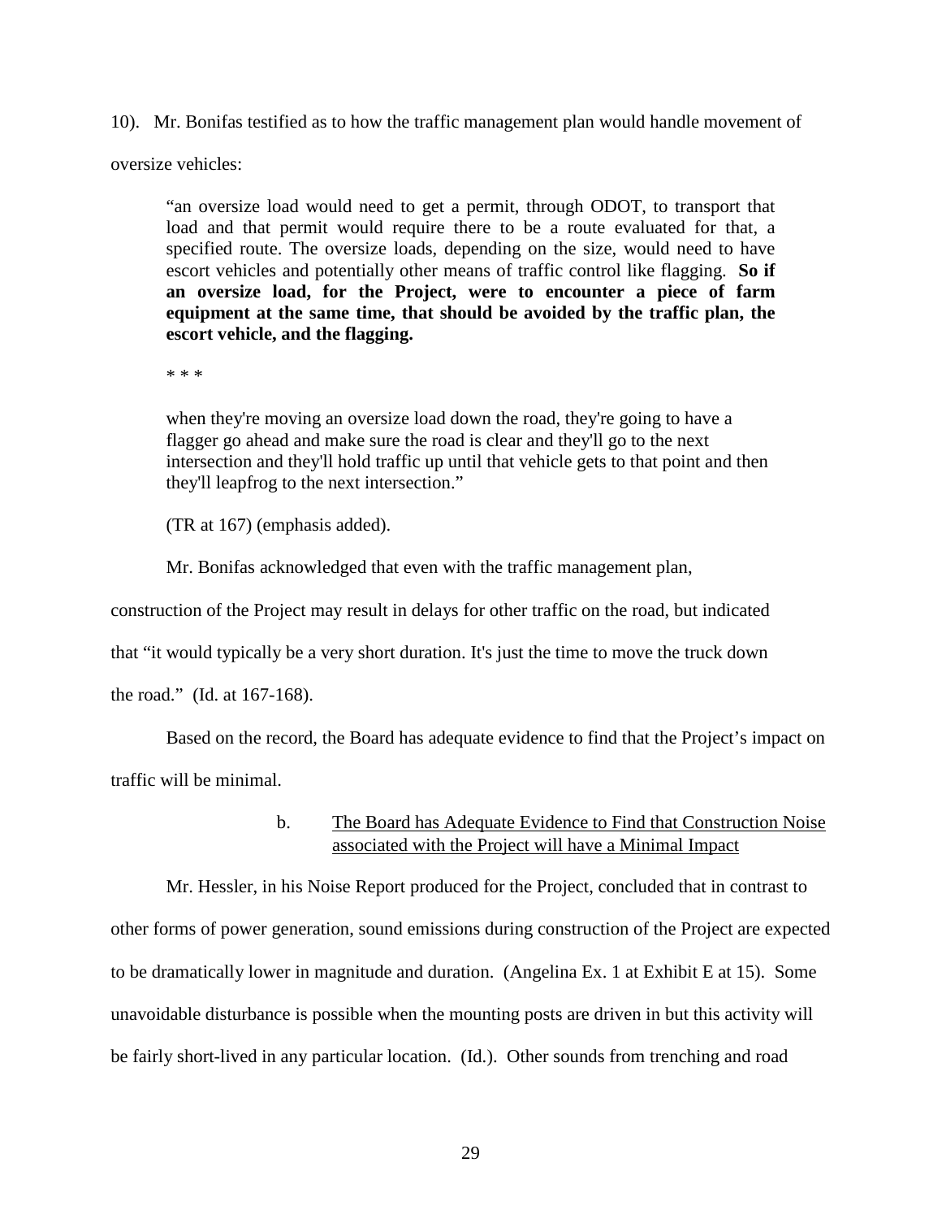10). Mr. Bonifas testified as to how the traffic management plan would handle movement of oversize vehicles:

> "an oversize load would need to get a permit, through ODOT, to transport that load and that permit would require there to be a route evaluated for that, a specified route. The oversize loads, depending on the size, would need to have escort vehicles and potentially other means of traffic control like flagging. **So if an oversize load, for the Project, were to encounter a piece of farm equipment at the same time, that should be avoided by the traffic plan, the escort vehicle, and the flagging.**
>
> * * *
>
> when they're moving an oversize load down the road, they're going to have a flagger go ahead and make sure the road is clear and they'll go to the next intersection and they'll hold traffic up until that vehicle gets to that point and then they'll leapfrog to the next intersection."
>
> (TR at 167) (emphasis added).

Mr. Bonifas acknowledged that even with the traffic management plan, construction of the Project may result in delays for other traffic on the road, but indicated that "it would typically be a very short duration. It's just the time to move the truck down the road." (Id. at 167-168).

Based on the record, the Board has adequate evidence to find that the Project's impact on traffic will be minimal.

b. The Board has Adequate Evidence to Find that Construction Noise associated with the Project will have a Minimal Impact

Mr. Hessler, in his Noise Report produced for the Project, concluded that in contrast to other forms of power generation, sound emissions during construction of the Project are expected to be dramatically lower in magnitude and duration. (Angelina Ex. 1 at Exhibit E at 15). Some unavoidable disturbance is possible when the mounting posts are driven in but this activity will be fairly short-lived in any particular location. (Id.). Other sounds from trenching and road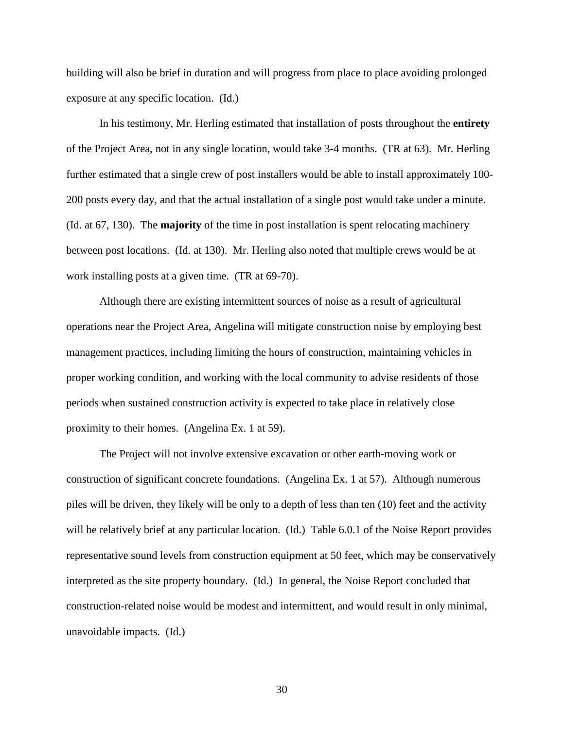building will also be brief in duration and will progress from place to place avoiding prolonged exposure at any specific location. (Id.)

In his testimony, Mr. Herling estimated that installation of posts throughout the **entirety** of the Project Area, not in any single location, would take 3-4 months. (TR at 63). Mr. Herling further estimated that a single crew of post installers would be able to install approximately 100-200 posts every day, and that the actual installation of a single post would take under a minute. (Id. at 67, 130). The **majority** of the time in post installation is spent relocating machinery between post locations. (Id. at 130). Mr. Herling also noted that multiple crews would be at work installing posts at a given time. (TR at 69-70).

Although there are existing intermittent sources of noise as a result of agricultural operations near the Project Area, Angelina will mitigate construction noise by employing best management practices, including limiting the hours of construction, maintaining vehicles in proper working condition, and working with the local community to advise residents of those periods when sustained construction activity is expected to take place in relatively close proximity to their homes. (Angelina Ex. 1 at 59).

The Project will not involve extensive excavation or other earth-moving work or construction of significant concrete foundations. (Angelina Ex. 1 at 57). Although numerous piles will be driven, they likely will be only to a depth of less than ten (10) feet and the activity will be relatively brief at any particular location. (Id.) Table 6.0.1 of the Noise Report provides representative sound levels from construction equipment at 50 feet, which may be conservatively interpreted as the site property boundary. (Id.) In general, the Noise Report concluded that construction-related noise would be modest and intermittent, and would result in only minimal, unavoidable impacts. (Id.)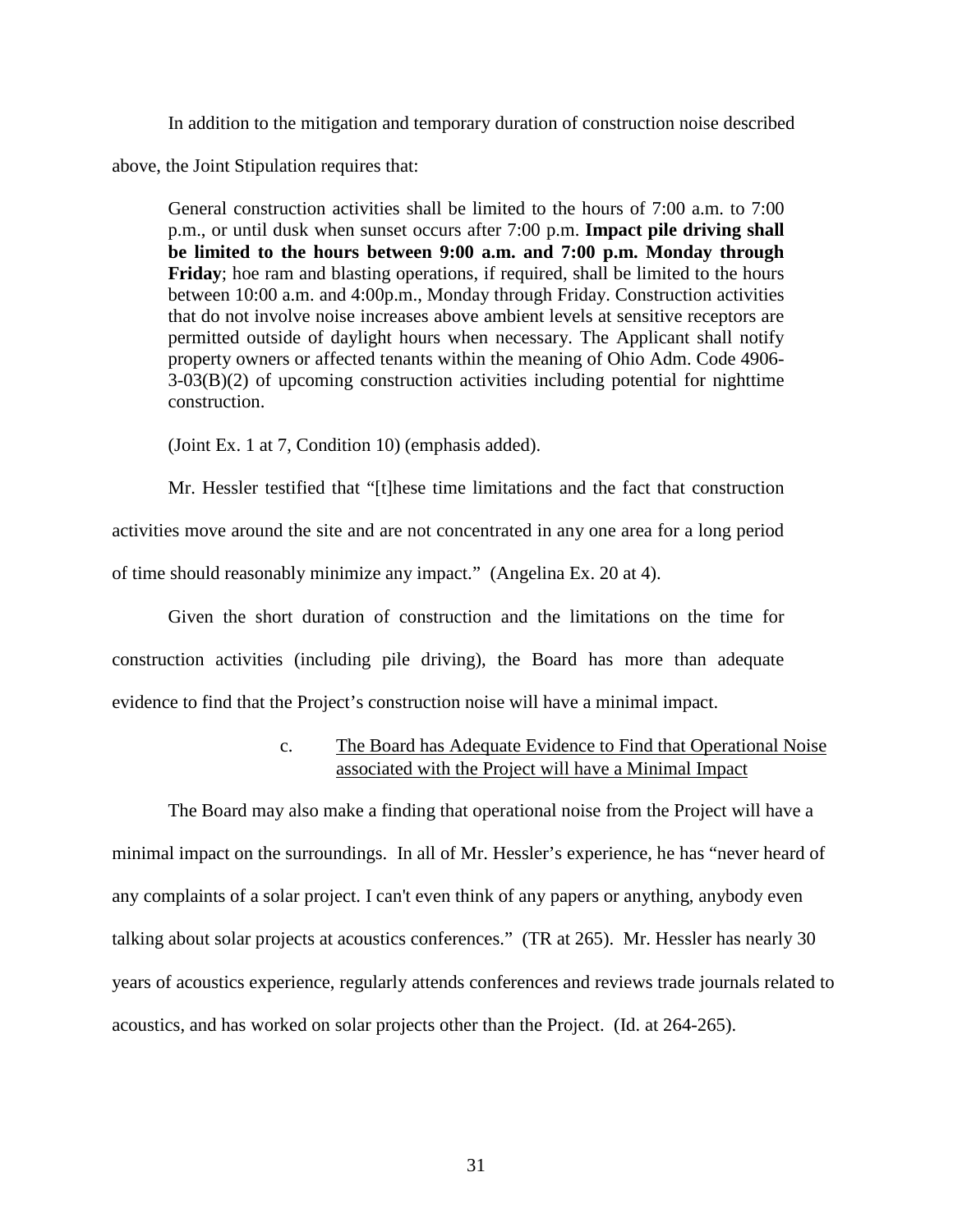In addition to the mitigation and temporary duration of construction noise described above, the Joint Stipulation requires that:

> General construction activities shall be limited to the hours of 7:00 a.m. to 7:00 p.m., or until dusk when sunset occurs after 7:00 p.m. **Impact pile driving shall be limited to the hours between 9:00 a.m. and 7:00 p.m. Monday through Friday**; hoe ram and blasting operations, if required, shall be limited to the hours between 10:00 a.m. and 4:00p.m., Monday through Friday. Construction activities that do not involve noise increases above ambient levels at sensitive receptors are permitted outside of daylight hours when necessary. The Applicant shall notify property owners or affected tenants within the meaning of Ohio Adm. Code 4906-3-03(B)(2) of upcoming construction activities including potential for nighttime construction.
>
> (Joint Ex. 1 at 7, Condition 10) (emphasis added).

Mr. Hessler testified that "[t]hese time limitations and the fact that construction activities move around the site and are not concentrated in any one area for a long period of time should reasonably minimize any impact." (Angelina Ex. 20 at 4).

Given the short duration of construction and the limitations on the time for construction activities (including pile driving), the Board has more than adequate evidence to find that the Project's construction noise will have a minimal impact.

c. The Board has Adequate Evidence to Find that Operational Noise associated with the Project will have a Minimal Impact

The Board may also make a finding that operational noise from the Project will have a minimal impact on the surroundings. In all of Mr. Hessler's experience, he has "never heard of any complaints of a solar project. I can't even think of any papers or anything, anybody even talking about solar projects at acoustics conferences." (TR at 265). Mr. Hessler has nearly 30 years of acoustics experience, regularly attends conferences and reviews trade journals related to acoustics, and has worked on solar projects other than the Project. (Id. at 264-265).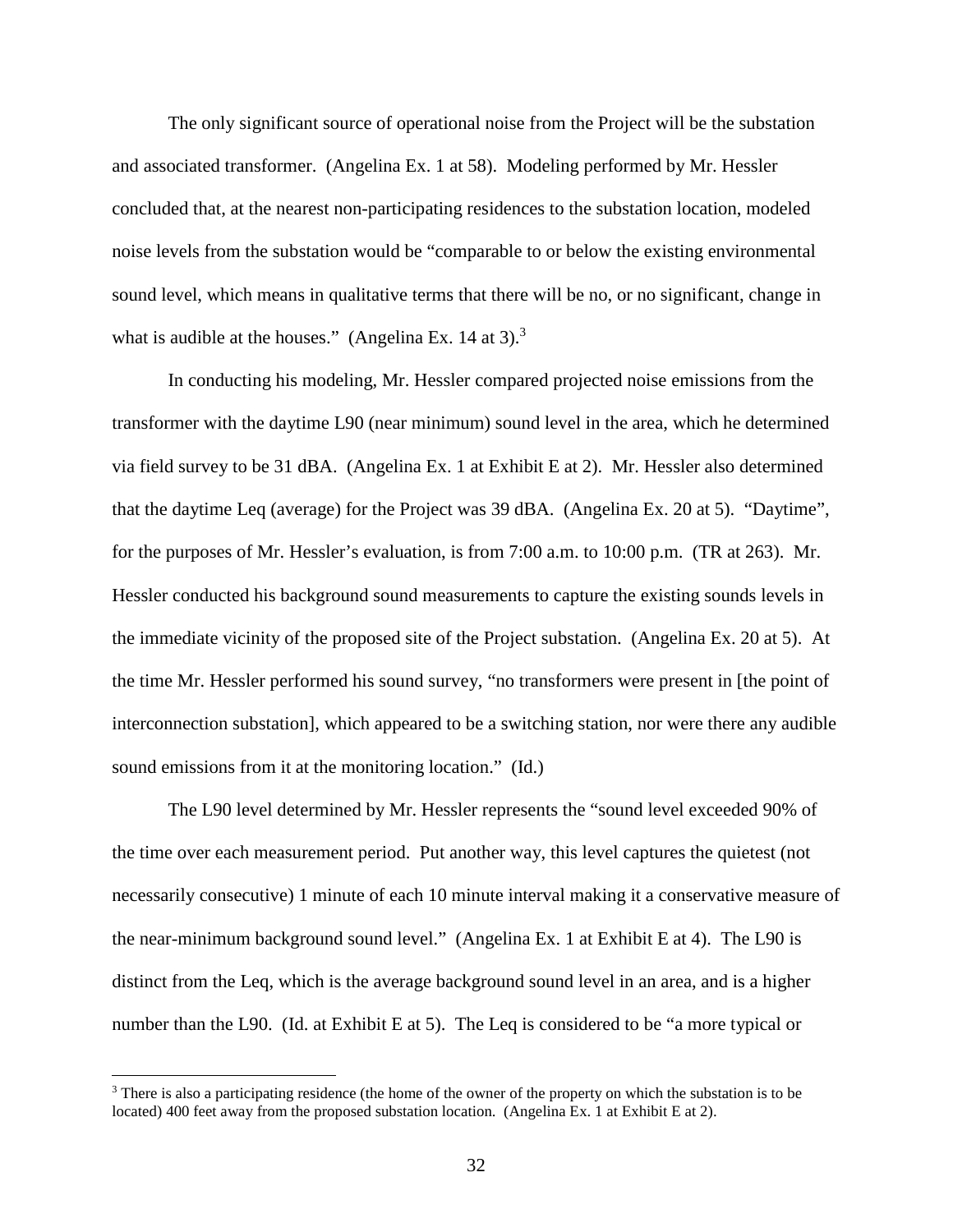The only significant source of operational noise from the Project will be the substation and associated transformer. (Angelina Ex. 1 at 58). Modeling performed by Mr. Hessler concluded that, at the nearest non-participating residences to the substation location, modeled noise levels from the substation would be "comparable to or below the existing environmental sound level, which means in qualitative terms that there will be no, or no significant, change in what is audible at the houses." (Angelina Ex. 14 at 3).[3]

In conducting his modeling, Mr. Hessler compared projected noise emissions from the transformer with the daytime L90 (near minimum) sound level in the area, which he determined via field survey to be 31 dBA. (Angelina Ex. 1 at Exhibit E at 2). Mr. Hessler also determined that the daytime Leq (average) for the Project was 39 dBA. (Angelina Ex. 20 at 5). "Daytime", for the purposes of Mr. Hessler's evaluation, is from 7:00 a.m. to 10:00 p.m. (TR at 263). Mr. Hessler conducted his background sound measurements to capture the existing sounds levels in the immediate vicinity of the proposed site of the Project substation. (Angelina Ex. 20 at 5). At the time Mr. Hessler performed his sound survey, "no transformers were present in [the point of interconnection substation], which appeared to be a switching station, nor were there any audible sound emissions from it at the monitoring location." (Id.)

The L90 level determined by Mr. Hessler represents the "sound level exceeded 90% of the time over each measurement period. Put another way, this level captures the quietest (not necessarily consecutive) 1 minute of each 10 minute interval making it a conservative measure of the near-minimum background sound level." (Angelina Ex. 1 at Exhibit E at 4). The L90 is distinct from the Leq, which is the average background sound level in an area, and is a higher number than the L90. (Id. at Exhibit E at 5). The Leq is considered to be "a more typical or

[3] There is also a participating residence (the home of the owner of the property on which the substation is to be located) 400 feet away from the proposed substation location. (Angelina Ex. 1 at Exhibit E at 2).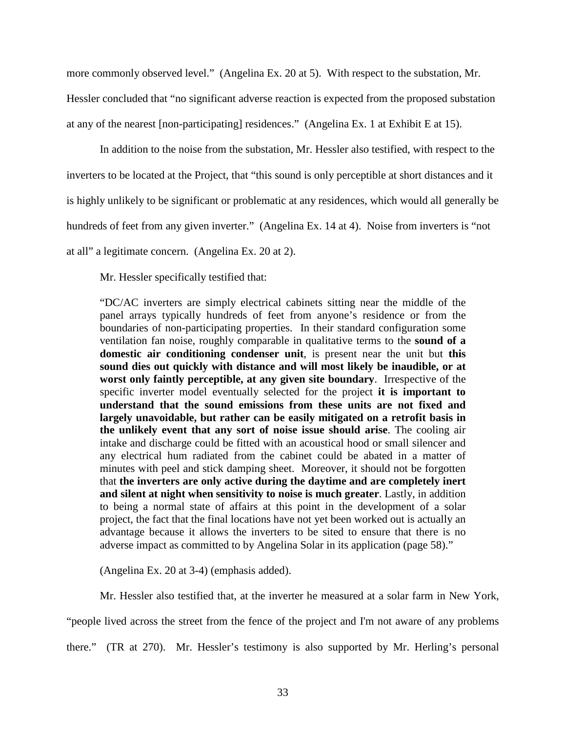more commonly observed level." (Angelina Ex. 20 at 5). With respect to the substation, Mr. Hessler concluded that "no significant adverse reaction is expected from the proposed substation at any of the nearest [non-participating] residences." (Angelina Ex. 1 at Exhibit E at 15).

In addition to the noise from the substation, Mr. Hessler also testified, with respect to the inverters to be located at the Project, that "this sound is only perceptible at short distances and it is highly unlikely to be significant or problematic at any residences, which would all generally be hundreds of feet from any given inverter." (Angelina Ex. 14 at 4). Noise from inverters is "not at all" a legitimate concern. (Angelina Ex. 20 at 2).

Mr. Hessler specifically testified that:

> "DC/AC inverters are simply electrical cabinets sitting near the middle of the panel arrays typically hundreds of feet from anyone's residence or from the boundaries of non-participating properties. In their standard configuration some ventilation fan noise, roughly comparable in qualitative terms to the **sound of a domestic air conditioning condenser unit**, is present near the unit but **this sound dies out quickly with distance and will most likely be inaudible, or at worst only faintly perceptible, at any given site boundary**. Irrespective of the specific inverter model eventually selected for the project **it is important to understand that the sound emissions from these units are not fixed and largely unavoidable, but rather can be easily mitigated on a retrofit basis in the unlikely event that any sort of noise issue should arise**. The cooling air intake and discharge could be fitted with an acoustical hood or small silencer and any electrical hum radiated from the cabinet could be abated in a matter of minutes with peel and stick damping sheet. Moreover, it should not be forgotten that **the inverters are only active during the daytime and are completely inert and silent at night when sensitivity to noise is much greater**. Lastly, in addition to being a normal state of affairs at this point in the development of a solar project, the fact that the final locations have not yet been worked out is actually an advantage because it allows the inverters to be sited to ensure that there is no adverse impact as committed to by Angelina Solar in its application (page 58)."

(Angelina Ex. 20 at 3-4) (emphasis added).

Mr. Hessler also testified that, at the inverter he measured at a solar farm in New York, "people lived across the street from the fence of the project and I'm not aware of any problems there." (TR at 270). Mr. Hessler's testimony is also supported by Mr. Herling's personal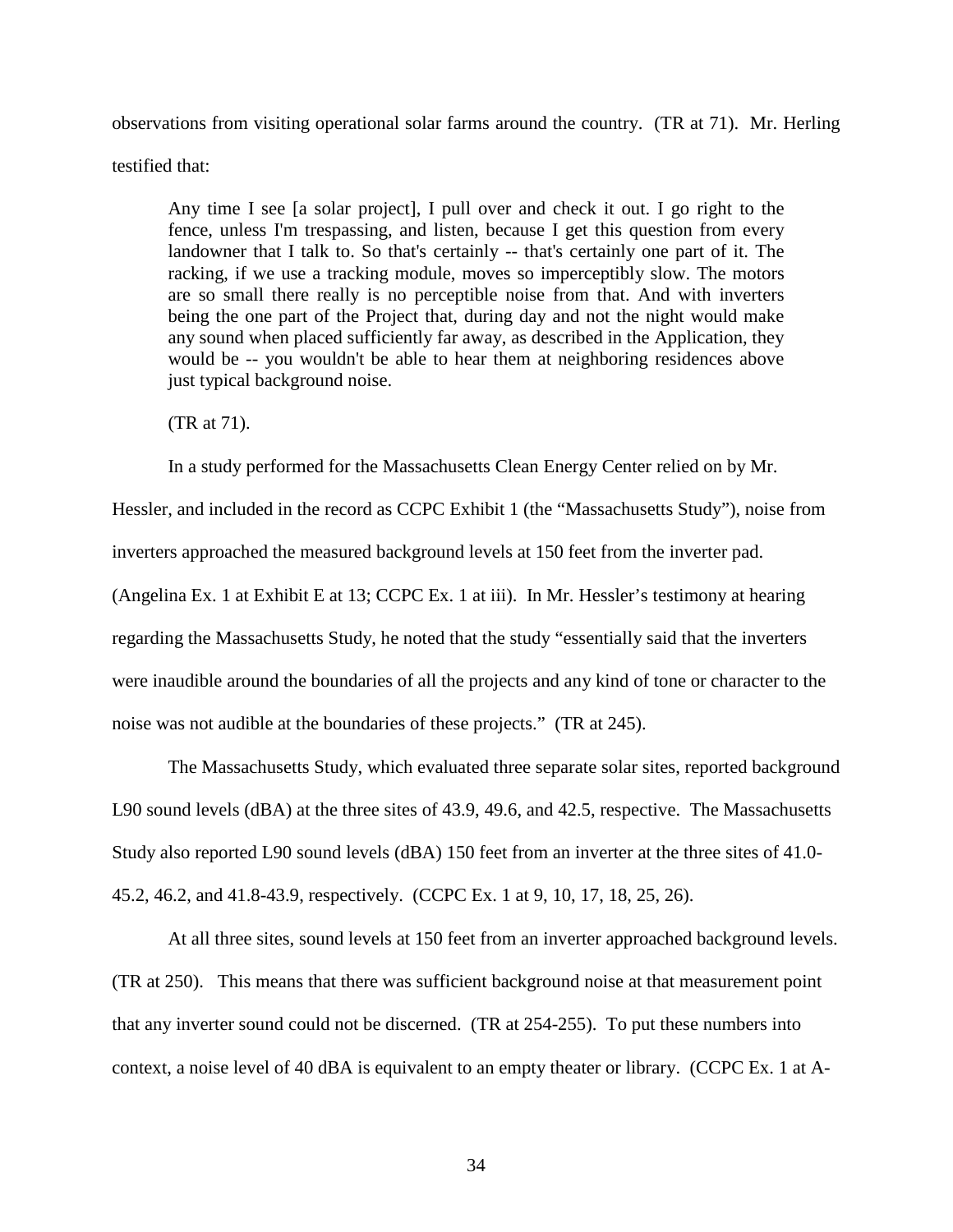observations from visiting operational solar farms around the country. (TR at 71). Mr. Herling testified that:

> Any time I see [a solar project], I pull over and check it out. I go right to the fence, unless I'm trespassing, and listen, because I get this question from every landowner that I talk to. So that's certainly -- that's certainly one part of it. The racking, if we use a tracking module, moves so imperceptibly slow. The motors are so small there really is no perceptible noise from that. And with inverters being the one part of the Project that, during day and not the night would make any sound when placed sufficiently far away, as described in the Application, they would be -- you wouldn't be able to hear them at neighboring residences above just typical background noise.
>
> (TR at 71).

In a study performed for the Massachusetts Clean Energy Center relied on by Mr. Hessler, and included in the record as CCPC Exhibit 1 (the "Massachusetts Study"), noise from inverters approached the measured background levels at 150 feet from the inverter pad. (Angelina Ex. 1 at Exhibit E at 13; CCPC Ex. 1 at iii). In Mr. Hessler's testimony at hearing regarding the Massachusetts Study, he noted that the study "essentially said that the inverters were inaudible around the boundaries of all the projects and any kind of tone or character to the noise was not audible at the boundaries of these projects." (TR at 245).

The Massachusetts Study, which evaluated three separate solar sites, reported background L90 sound levels (dBA) at the three sites of 43.9, 49.6, and 42.5, respective. The Massachusetts Study also reported L90 sound levels (dBA) 150 feet from an inverter at the three sites of 41.0-45.2, 46.2, and 41.8-43.9, respectively. (CCPC Ex. 1 at 9, 10, 17, 18, 25, 26).

At all three sites, sound levels at 150 feet from an inverter approached background levels. (TR at 250). This means that there was sufficient background noise at that measurement point that any inverter sound could not be discerned. (TR at 254-255). To put these numbers into context, a noise level of 40 dBA is equivalent to an empty theater or library. (CCPC Ex. 1 at A-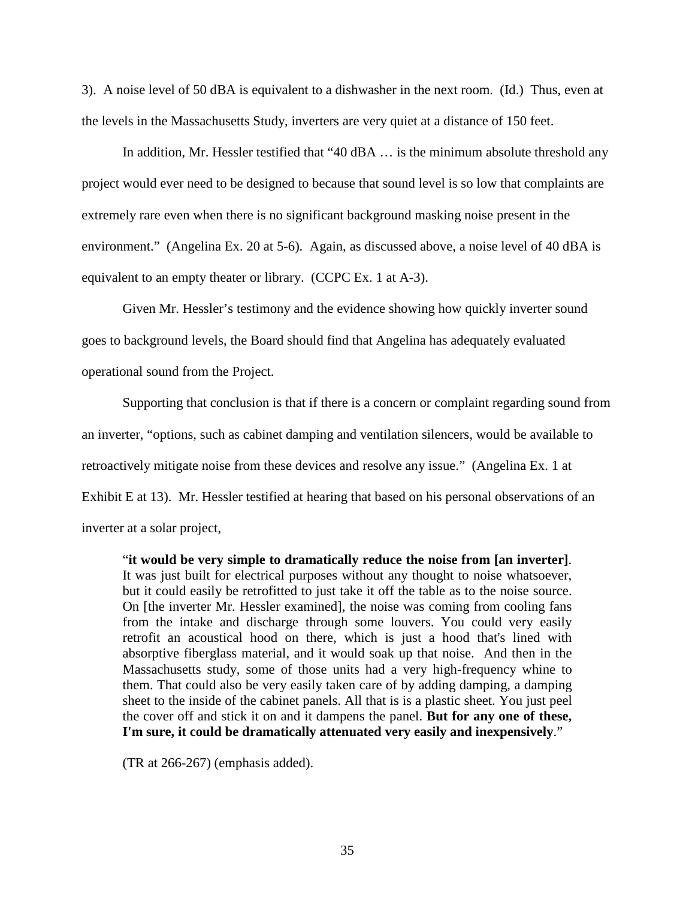3). A noise level of 50 dBA is equivalent to a dishwasher in the next room. (Id.) Thus, even at the levels in the Massachusetts Study, inverters are very quiet at a distance of 150 feet.

In addition, Mr. Hessler testified that "40 dBA … is the minimum absolute threshold any project would ever need to be designed to because that sound level is so low that complaints are extremely rare even when there is no significant background masking noise present in the environment." (Angelina Ex. 20 at 5-6). Again, as discussed above, a noise level of 40 dBA is equivalent to an empty theater or library. (CCPC Ex. 1 at A-3).

Given Mr. Hessler's testimony and the evidence showing how quickly inverter sound goes to background levels, the Board should find that Angelina has adequately evaluated operational sound from the Project.

Supporting that conclusion is that if there is a concern or complaint regarding sound from an inverter, "options, such as cabinet damping and ventilation silencers, would be available to retroactively mitigate noise from these devices and resolve any issue." (Angelina Ex. 1 at Exhibit E at 13). Mr. Hessler testified at hearing that based on his personal observations of an inverter at a solar project,

> "**it would be very simple to dramatically reduce the noise from [an inverter]**. It was just built for electrical purposes without any thought to noise whatsoever, but it could easily be retrofitted to just take it off the table as to the noise source. On [the inverter Mr. Hessler examined], the noise was coming from cooling fans from the intake and discharge through some louvers. You could very easily retrofit an acoustical hood on there, which is just a hood that's lined with absorptive fiberglass material, and it would soak up that noise. And then in the Massachusetts study, some of those units had a very high-frequency whine to them. That could also be very easily taken care of by adding damping, a damping sheet to the inside of the cabinet panels. All that is is a plastic sheet. You just peel the cover off and stick it on and it dampens the panel. **But for any one of these, I'm sure, it could be dramatically attenuated very easily and inexpensively**."
>
> (TR at 266-267) (emphasis added).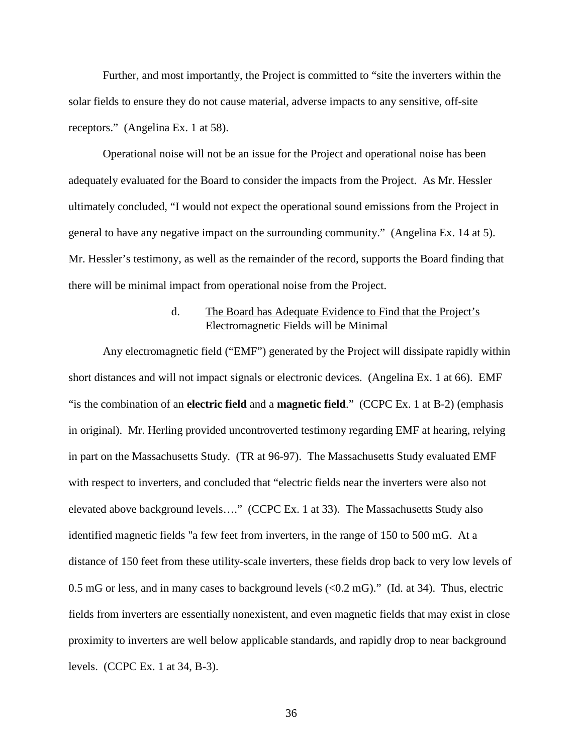Further, and most importantly, the Project is committed to "site the inverters within the solar fields to ensure they do not cause material, adverse impacts to any sensitive, off-site receptors." (Angelina Ex. 1 at 58).

Operational noise will not be an issue for the Project and operational noise has been adequately evaluated for the Board to consider the impacts from the Project. As Mr. Hessler ultimately concluded, "I would not expect the operational sound emissions from the Project in general to have any negative impact on the surrounding community." (Angelina Ex. 14 at 5). Mr. Hessler's testimony, as well as the remainder of the record, supports the Board finding that there will be minimal impact from operational noise from the Project.

#### d. The Board has Adequate Evidence to Find that the Project's Electromagnetic Fields will be Minimal

Any electromagnetic field ("EMF") generated by the Project will dissipate rapidly within short distances and will not impact signals or electronic devices. (Angelina Ex. 1 at 66). EMF "is the combination of an **electric field** and a **magnetic field**." (CCPC Ex. 1 at B-2) (emphasis in original). Mr. Herling provided uncontroverted testimony regarding EMF at hearing, relying in part on the Massachusetts Study. (TR at 96-97). The Massachusetts Study evaluated EMF with respect to inverters, and concluded that "electric fields near the inverters were also not elevated above background levels…." (CCPC Ex. 1 at 33). The Massachusetts Study also identified magnetic fields "a few feet from inverters, in the range of 150 to 500 mG. At a distance of 150 feet from these utility-scale inverters, these fields drop back to very low levels of 0.5 mG or less, and in many cases to background levels (<0.2 mG)." (Id. at 34). Thus, electric fields from inverters are essentially nonexistent, and even magnetic fields that may exist in close proximity to inverters are well below applicable standards, and rapidly drop to near background levels. (CCPC Ex. 1 at 34, B-3).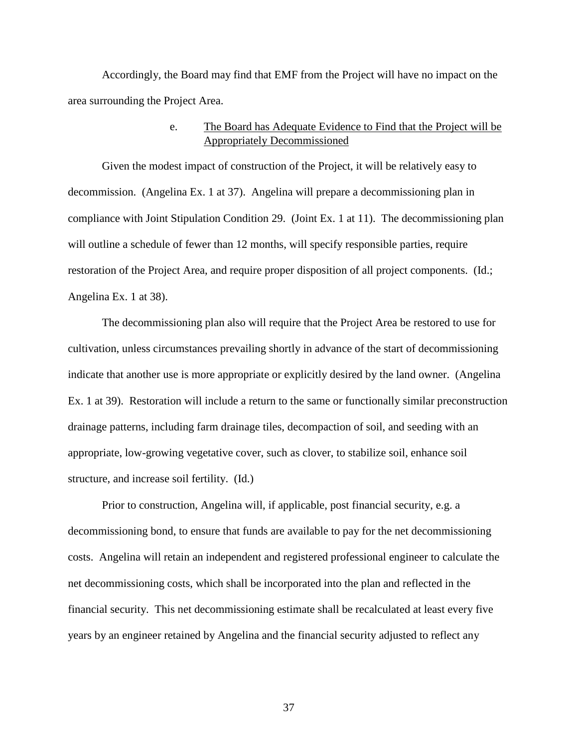Accordingly, the Board may find that EMF from the Project will have no impact on the area surrounding the Project Area.

e. <u>The Board has Adequate Evidence to Find that the Project will be Appropriately Decommissioned</u>

Given the modest impact of construction of the Project, it will be relatively easy to decommission. (Angelina Ex. 1 at 37). Angelina will prepare a decommissioning plan in compliance with Joint Stipulation Condition 29. (Joint Ex. 1 at 11). The decommissioning plan will outline a schedule of fewer than 12 months, will specify responsible parties, require restoration of the Project Area, and require proper disposition of all project components. (Id.; Angelina Ex. 1 at 38).

The decommissioning plan also will require that the Project Area be restored to use for cultivation, unless circumstances prevailing shortly in advance of the start of decommissioning indicate that another use is more appropriate or explicitly desired by the land owner. (Angelina Ex. 1 at 39). Restoration will include a return to the same or functionally similar preconstruction drainage patterns, including farm drainage tiles, decompaction of soil, and seeding with an appropriate, low-growing vegetative cover, such as clover, to stabilize soil, enhance soil structure, and increase soil fertility. (Id.)

Prior to construction, Angelina will, if applicable, post financial security, e.g. a decommissioning bond, to ensure that funds are available to pay for the net decommissioning costs. Angelina will retain an independent and registered professional engineer to calculate the net decommissioning costs, which shall be incorporated into the plan and reflected in the financial security. This net decommissioning estimate shall be recalculated at least every five years by an engineer retained by Angelina and the financial security adjusted to reflect any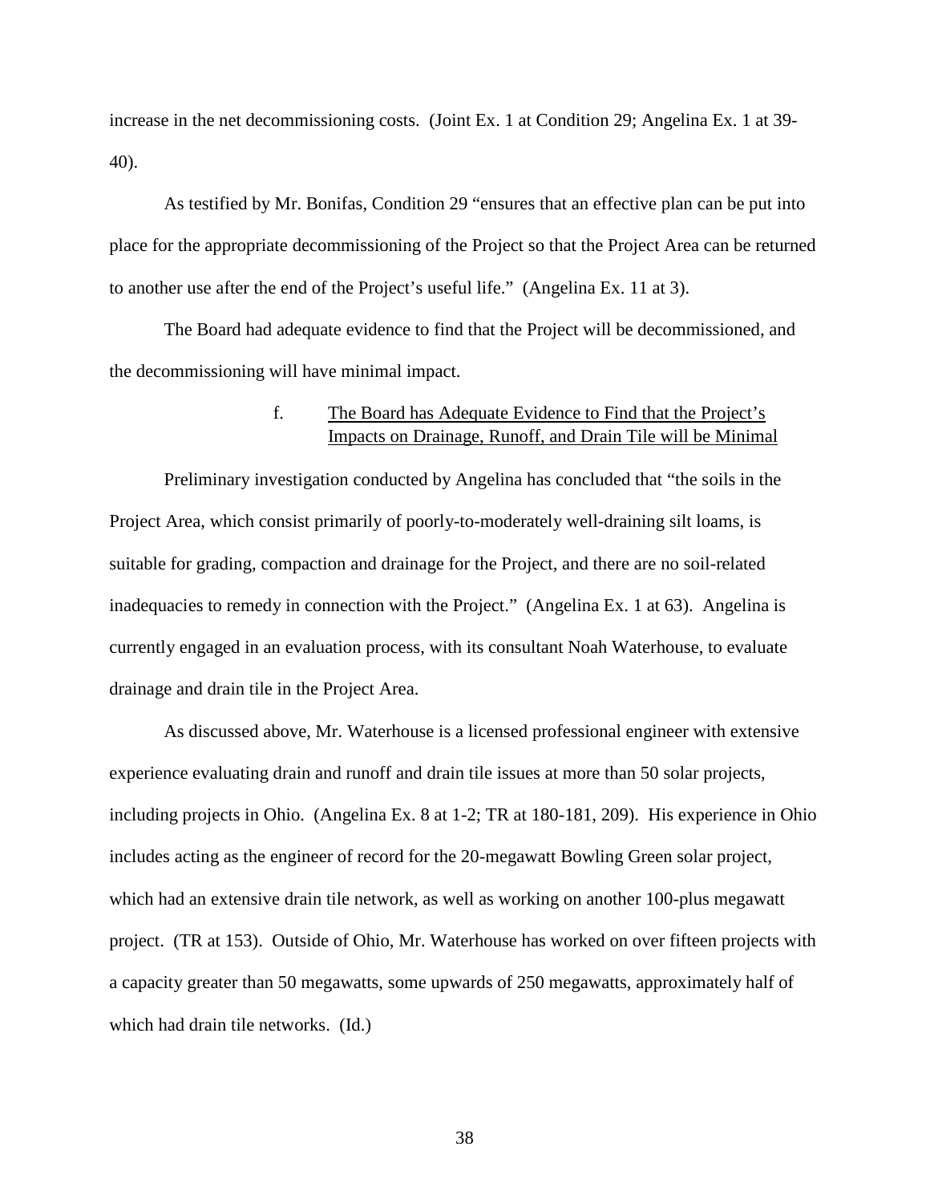increase in the net decommissioning costs. (Joint Ex. 1 at Condition 29; Angelina Ex. 1 at 39-40).

As testified by Mr. Bonifas, Condition 29 "ensures that an effective plan can be put into place for the appropriate decommissioning of the Project so that the Project Area can be returned to another use after the end of the Project's useful life." (Angelina Ex. 11 at 3).

The Board had adequate evidence to find that the Project will be decommissioned, and the decommissioning will have minimal impact.

f. <u>The Board has Adequate Evidence to Find that the Project's Impacts on Drainage, Runoff, and Drain Tile will be Minimal</u>

Preliminary investigation conducted by Angelina has concluded that "the soils in the Project Area, which consist primarily of poorly-to-moderately well-draining silt loams, is suitable for grading, compaction and drainage for the Project, and there are no soil-related inadequacies to remedy in connection with the Project." (Angelina Ex. 1 at 63). Angelina is currently engaged in an evaluation process, with its consultant Noah Waterhouse, to evaluate drainage and drain tile in the Project Area.

As discussed above, Mr. Waterhouse is a licensed professional engineer with extensive experience evaluating drain and runoff and drain tile issues at more than 50 solar projects, including projects in Ohio. (Angelina Ex. 8 at 1-2; TR at 180-181, 209). His experience in Ohio includes acting as the engineer of record for the 20-megawatt Bowling Green solar project, which had an extensive drain tile network, as well as working on another 100-plus megawatt project. (TR at 153). Outside of Ohio, Mr. Waterhouse has worked on over fifteen projects with a capacity greater than 50 megawatts, some upwards of 250 megawatts, approximately half of which had drain tile networks. (Id.)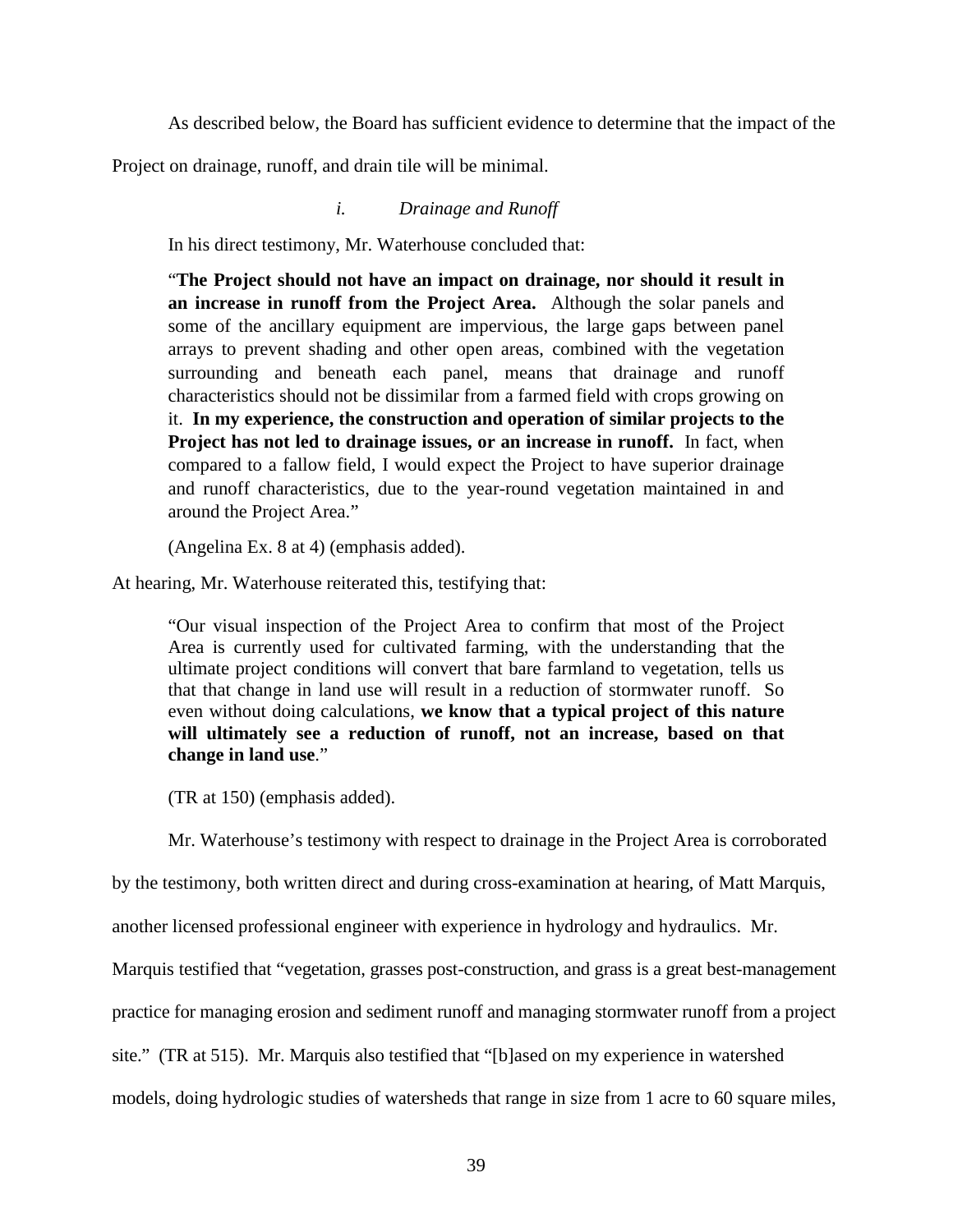As described below, the Board has sufficient evidence to determine that the impact of the Project on drainage, runoff, and drain tile will be minimal.

*i. Drainage and Runoff*

In his direct testimony, Mr. Waterhouse concluded that:

> "**The Project should not have an impact on drainage, nor should it result in an increase in runoff from the Project Area.** Although the solar panels and some of the ancillary equipment are impervious, the large gaps between panel arrays to prevent shading and other open areas, combined with the vegetation surrounding and beneath each panel, means that drainage and runoff characteristics should not be dissimilar from a farmed field with crops growing on it. **In my experience, the construction and operation of similar projects to the Project has not led to drainage issues, or an increase in runoff.** In fact, when compared to a fallow field, I would expect the Project to have superior drainage and runoff characteristics, due to the year-round vegetation maintained in and around the Project Area."
>
> (Angelina Ex. 8 at 4) (emphasis added).

At hearing, Mr. Waterhouse reiterated this, testifying that:

> "Our visual inspection of the Project Area to confirm that most of the Project Area is currently used for cultivated farming, with the understanding that the ultimate project conditions will convert that bare farmland to vegetation, tells us that that change in land use will result in a reduction of stormwater runoff. So even without doing calculations, **we know that a typical project of this nature will ultimately see a reduction of runoff, not an increase, based on that change in land use**."
>
> (TR at 150) (emphasis added).

Mr. Waterhouse's testimony with respect to drainage in the Project Area is corroborated by the testimony, both written direct and during cross-examination at hearing, of Matt Marquis, another licensed professional engineer with experience in hydrology and hydraulics. Mr. Marquis testified that "vegetation, grasses post-construction, and grass is a great best-management practice for managing erosion and sediment runoff and managing stormwater runoff from a project site." (TR at 515). Mr. Marquis also testified that "[b]ased on my experience in watershed models, doing hydrologic studies of watersheds that range in size from 1 acre to 60 square miles,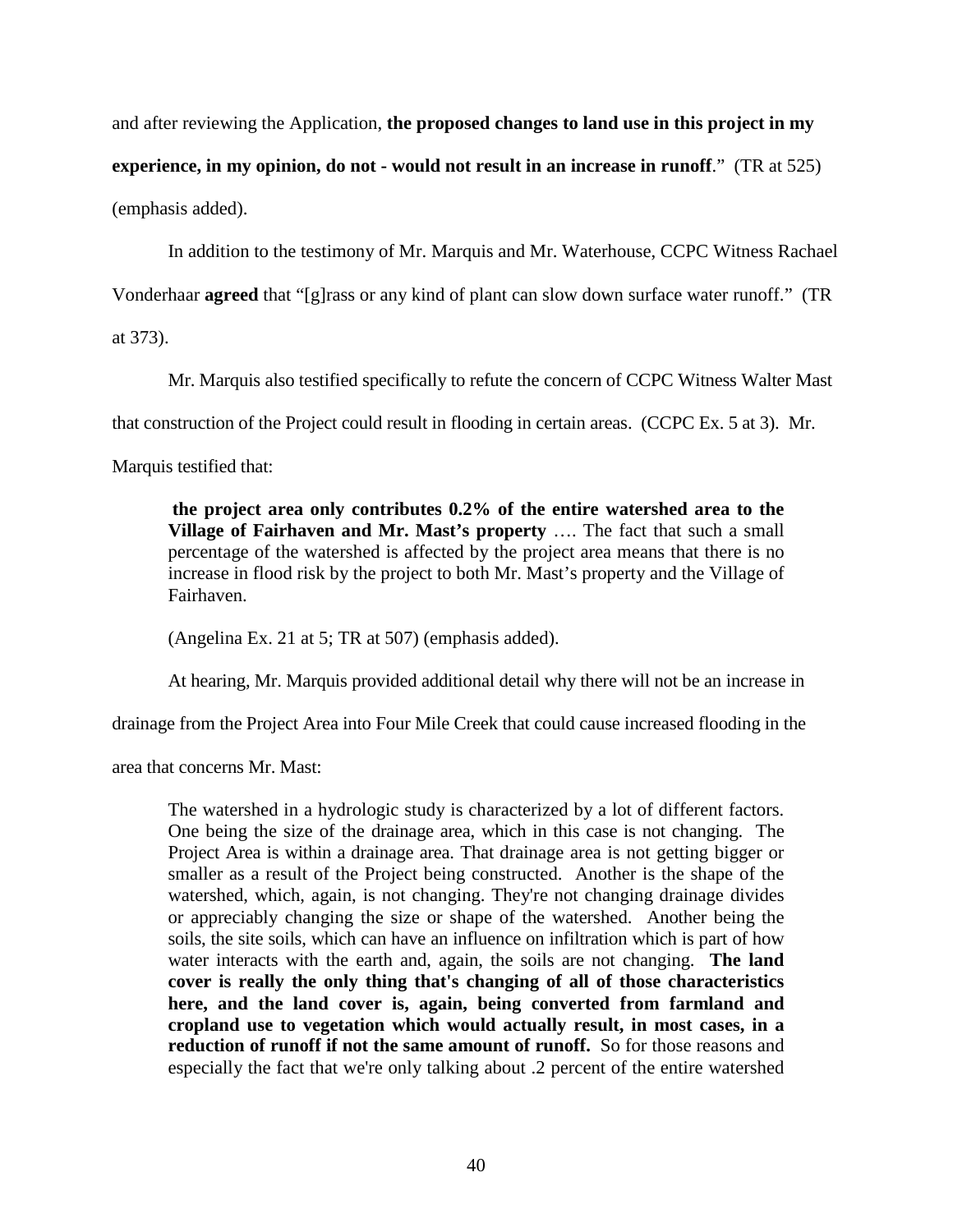and after reviewing the Application, **the proposed changes to land use in this project in my experience, in my opinion, do not - would not result in an increase in runoff**." (TR at 525) (emphasis added).

In addition to the testimony of Mr. Marquis and Mr. Waterhouse, CCPC Witness Rachael Vonderhaar **agreed** that "[g]rass or any kind of plant can slow down surface water runoff." (TR at 373).

Mr. Marquis also testified specifically to refute the concern of CCPC Witness Walter Mast that construction of the Project could result in flooding in certain areas. (CCPC Ex. 5 at 3). Mr. Marquis testified that:

> **the project area only contributes 0.2% of the entire watershed area to the Village of Fairhaven and Mr. Mast's property** …. The fact that such a small percentage of the watershed is affected by the project area means that there is no increase in flood risk by the project to both Mr. Mast's property and the Village of Fairhaven.

(Angelina Ex. 21 at 5; TR at 507) (emphasis added).

At hearing, Mr. Marquis provided additional detail why there will not be an increase in drainage from the Project Area into Four Mile Creek that could cause increased flooding in the area that concerns Mr. Mast:

> The watershed in a hydrologic study is characterized by a lot of different factors. One being the size of the drainage area, which in this case is not changing. The Project Area is within a drainage area. That drainage area is not getting bigger or smaller as a result of the Project being constructed. Another is the shape of the watershed, which, again, is not changing. They're not changing drainage divides or appreciably changing the size or shape of the watershed. Another being the soils, the site soils, which can have an influence on infiltration which is part of how water interacts with the earth and, again, the soils are not changing. **The land cover is really the only thing that's changing of all of those characteristics here, and the land cover is, again, being converted from farmland and cropland use to vegetation which would actually result, in most cases, in a reduction of runoff if not the same amount of runoff.** So for those reasons and especially the fact that we're only talking about .2 percent of the entire watershed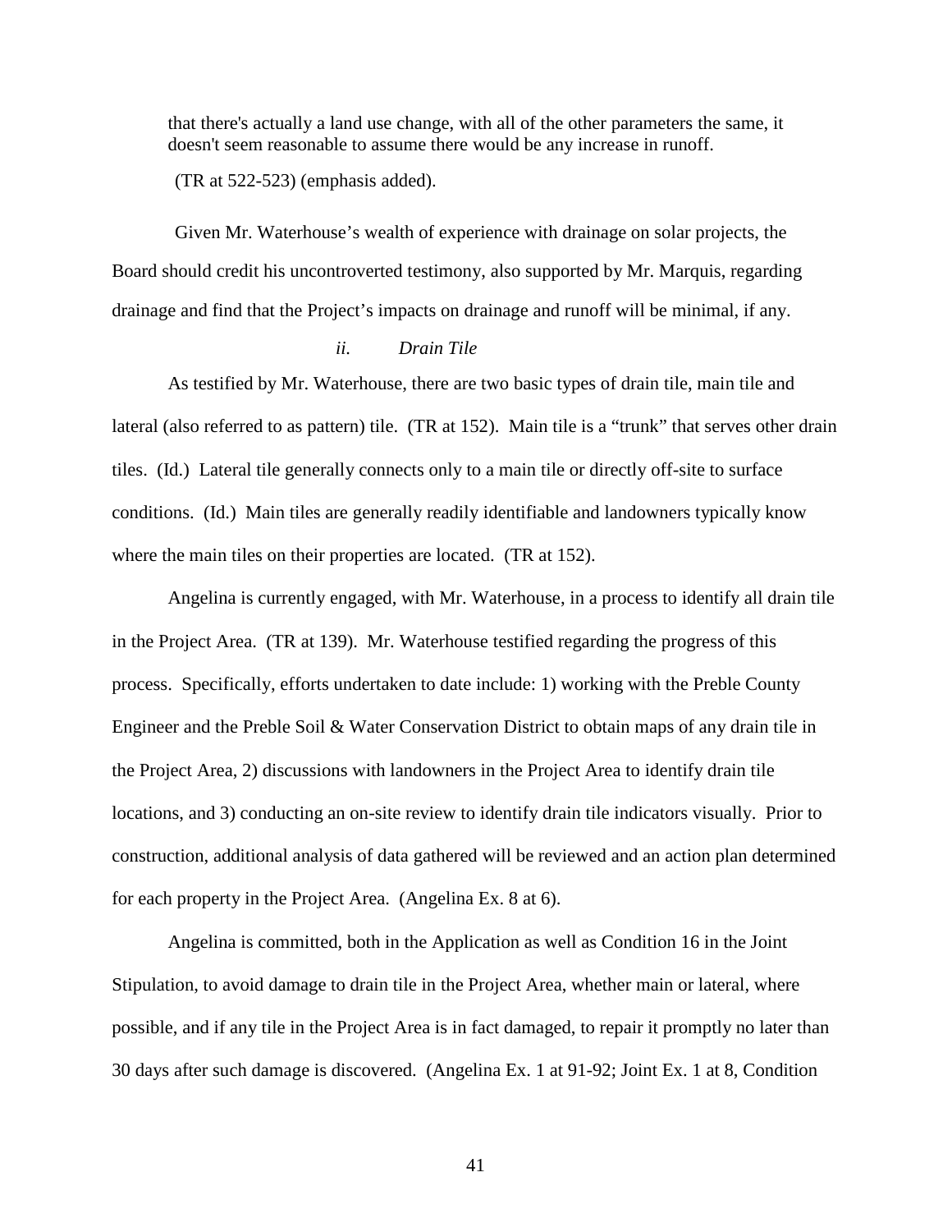> that there's actually a land use change, with all of the other parameters the same, it doesn't seem reasonable to assume there would be any increase in runoff.
>
> (TR at 522-523) (emphasis added).

Given Mr. Waterhouse's wealth of experience with drainage on solar projects, the Board should credit his uncontroverted testimony, also supported by Mr. Marquis, regarding drainage and find that the Project's impacts on drainage and runoff will be minimal, if any.

*ii. Drain Tile*

As testified by Mr. Waterhouse, there are two basic types of drain tile, main tile and lateral (also referred to as pattern) tile. (TR at 152). Main tile is a "trunk" that serves other drain tiles. (Id.) Lateral tile generally connects only to a main tile or directly off-site to surface conditions. (Id.) Main tiles are generally readily identifiable and landowners typically know where the main tiles on their properties are located. (TR at 152).

Angelina is currently engaged, with Mr. Waterhouse, in a process to identify all drain tile in the Project Area. (TR at 139). Mr. Waterhouse testified regarding the progress of this process. Specifically, efforts undertaken to date include: 1) working with the Preble County Engineer and the Preble Soil & Water Conservation District to obtain maps of any drain tile in the Project Area, 2) discussions with landowners in the Project Area to identify drain tile locations, and 3) conducting an on-site review to identify drain tile indicators visually. Prior to construction, additional analysis of data gathered will be reviewed and an action plan determined for each property in the Project Area. (Angelina Ex. 8 at 6).

Angelina is committed, both in the Application as well as Condition 16 in the Joint Stipulation, to avoid damage to drain tile in the Project Area, whether main or lateral, where possible, and if any tile in the Project Area is in fact damaged, to repair it promptly no later than 30 days after such damage is discovered. (Angelina Ex. 1 at 91-92; Joint Ex. 1 at 8, Condition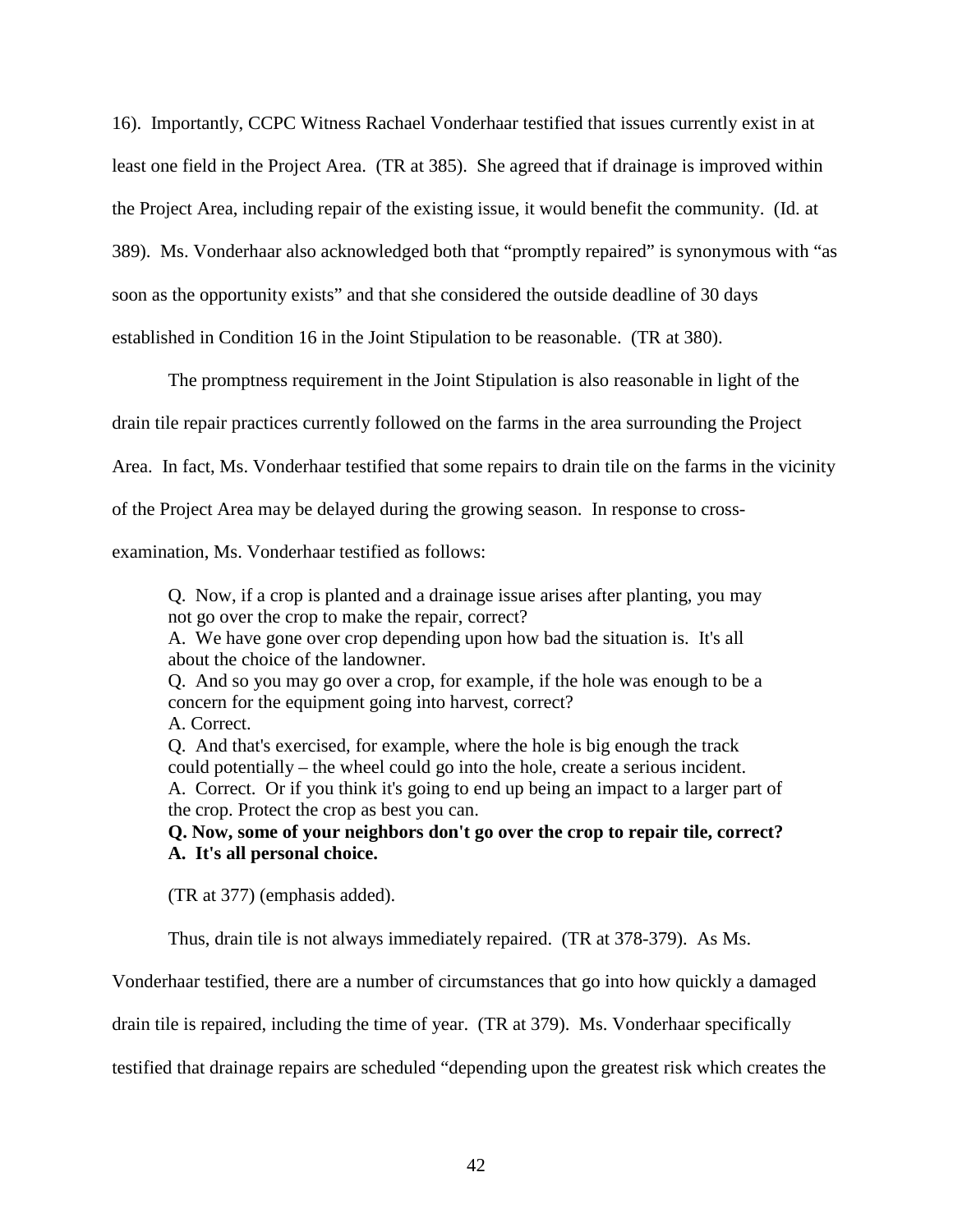16). Importantly, CCPC Witness Rachael Vonderhaar testified that issues currently exist in at least one field in the Project Area. (TR at 385). She agreed that if drainage is improved within the Project Area, including repair of the existing issue, it would benefit the community. (Id. at 389). Ms. Vonderhaar also acknowledged both that "promptly repaired" is synonymous with "as soon as the opportunity exists" and that she considered the outside deadline of 30 days established in Condition 16 in the Joint Stipulation to be reasonable. (TR at 380).

The promptness requirement in the Joint Stipulation is also reasonable in light of the drain tile repair practices currently followed on the farms in the area surrounding the Project Area. In fact, Ms. Vonderhaar testified that some repairs to drain tile on the farms in the vicinity of the Project Area may be delayed during the growing season. In response to cross-examination, Ms. Vonderhaar testified as follows:

> Q. Now, if a crop is planted and a drainage issue arises after planting, you may not go over the crop to make the repair, correct?
> A. We have gone over crop depending upon how bad the situation is. It's all about the choice of the landowner.
> Q. And so you may go over a crop, for example, if the hole was enough to be a concern for the equipment going into harvest, correct?
> A. Correct.
> Q. And that's exercised, for example, where the hole is big enough the track could potentially – the wheel could go into the hole, create a serious incident.
> A. Correct. Or if you think it's going to end up being an impact to a larger part of the crop. Protect the crop as best you can.
> **Q. Now, some of your neighbors don't go over the crop to repair tile, correct?**
> **A. It's all personal choice.**

(TR at 377) (emphasis added).

Thus, drain tile is not always immediately repaired. (TR at 378-379). As Ms. Vonderhaar testified, there are a number of circumstances that go into how quickly a damaged drain tile is repaired, including the time of year. (TR at 379). Ms. Vonderhaar specifically testified that drainage repairs are scheduled "depending upon the greatest risk which creates the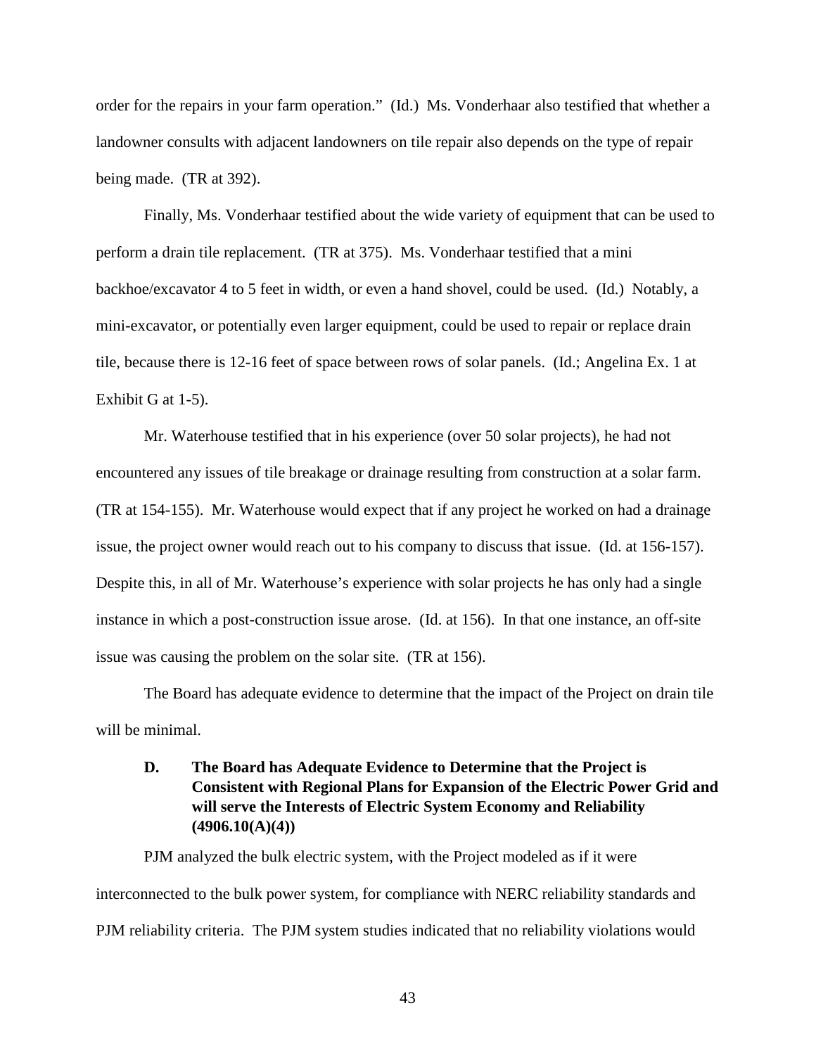order for the repairs in your farm operation." (Id.) Ms. Vonderhaar also testified that whether a landowner consults with adjacent landowners on tile repair also depends on the type of repair being made. (TR at 392).

Finally, Ms. Vonderhaar testified about the wide variety of equipment that can be used to perform a drain tile replacement. (TR at 375). Ms. Vonderhaar testified that a mini backhoe/excavator 4 to 5 feet in width, or even a hand shovel, could be used. (Id.) Notably, a mini-excavator, or potentially even larger equipment, could be used to repair or replace drain tile, because there is 12-16 feet of space between rows of solar panels. (Id.; Angelina Ex. 1 at Exhibit G at 1-5).

Mr. Waterhouse testified that in his experience (over 50 solar projects), he had not encountered any issues of tile breakage or drainage resulting from construction at a solar farm. (TR at 154-155). Mr. Waterhouse would expect that if any project he worked on had a drainage issue, the project owner would reach out to his company to discuss that issue. (Id. at 156-157). Despite this, in all of Mr. Waterhouse's experience with solar projects he has only had a single instance in which a post-construction issue arose. (Id. at 156). In that one instance, an off-site issue was causing the problem on the solar site. (TR at 156).

The Board has adequate evidence to determine that the impact of the Project on drain tile will be minimal.

### D. The Board has Adequate Evidence to Determine that the Project is Consistent with Regional Plans for Expansion of the Electric Power Grid and will serve the Interests of Electric System Economy and Reliability (4906.10(A)(4))

PJM analyzed the bulk electric system, with the Project modeled as if it were interconnected to the bulk power system, for compliance with NERC reliability standards and PJM reliability criteria. The PJM system studies indicated that no reliability violations would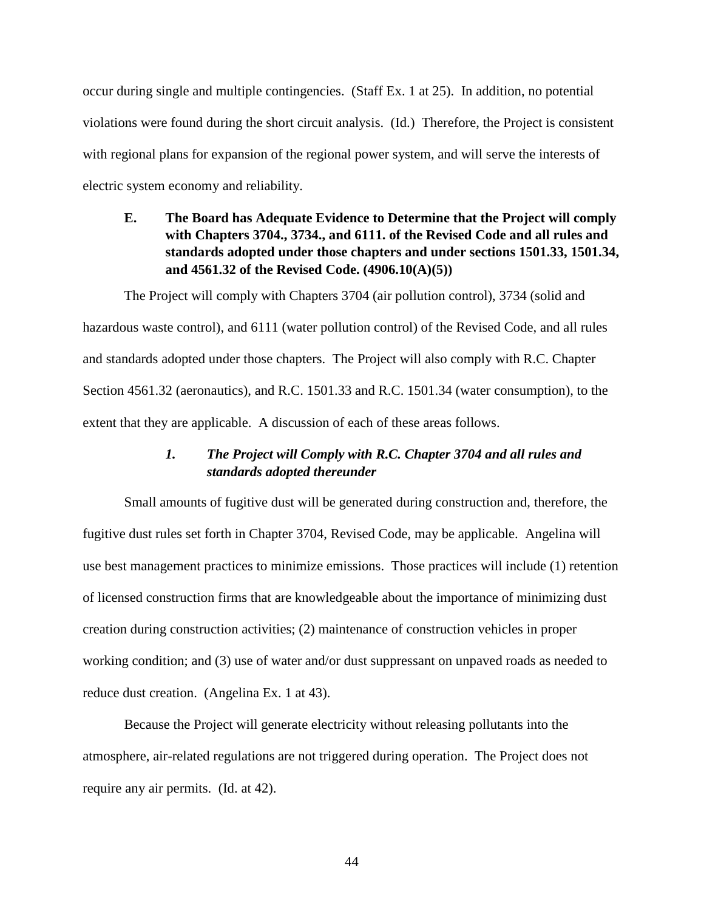occur during single and multiple contingencies. (Staff Ex. 1 at 25). In addition, no potential violations were found during the short circuit analysis. (Id.) Therefore, the Project is consistent with regional plans for expansion of the regional power system, and will serve the interests of electric system economy and reliability.

### E. The Board has Adequate Evidence to Determine that the Project will comply with Chapters 3704., 3734., and 6111. of the Revised Code and all rules and standards adopted under those chapters and under sections 1501.33, 1501.34, and 4561.32 of the Revised Code. (4906.10(A)(5))

The Project will comply with Chapters 3704 (air pollution control), 3734 (solid and hazardous waste control), and 6111 (water pollution control) of the Revised Code, and all rules and standards adopted under those chapters. The Project will also comply with R.C. Chapter Section 4561.32 (aeronautics), and R.C. 1501.33 and R.C. 1501.34 (water consumption), to the extent that they are applicable. A discussion of each of these areas follows.

#### *1. The Project will Comply with R.C. Chapter 3704 and all rules and standards adopted thereunder*

Small amounts of fugitive dust will be generated during construction and, therefore, the fugitive dust rules set forth in Chapter 3704, Revised Code, may be applicable. Angelina will use best management practices to minimize emissions. Those practices will include (1) retention of licensed construction firms that are knowledgeable about the importance of minimizing dust creation during construction activities; (2) maintenance of construction vehicles in proper working condition; and (3) use of water and/or dust suppressant on unpaved roads as needed to reduce dust creation. (Angelina Ex. 1 at 43).

Because the Project will generate electricity without releasing pollutants into the atmosphere, air-related regulations are not triggered during operation. The Project does not require any air permits. (Id. at 42).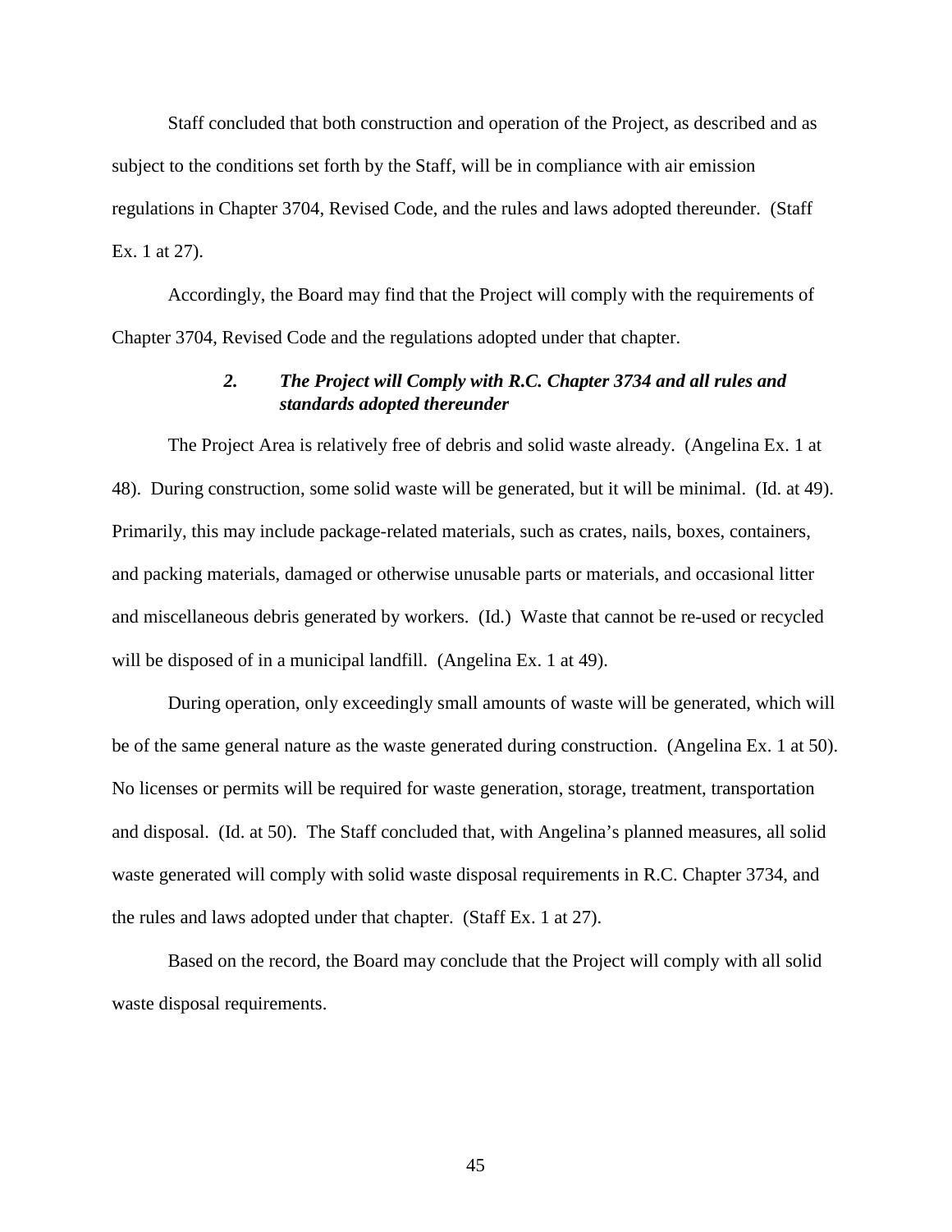Staff concluded that both construction and operation of the Project, as described and as subject to the conditions set forth by the Staff, will be in compliance with air emission regulations in Chapter 3704, Revised Code, and the rules and laws adopted thereunder. (Staff Ex. 1 at 27).

Accordingly, the Board may find that the Project will comply with the requirements of Chapter 3704, Revised Code and the regulations adopted under that chapter.

### ***2. The Project will Comply with R.C. Chapter 3734 and all rules and standards adopted thereunder***

The Project Area is relatively free of debris and solid waste already. (Angelina Ex. 1 at 48). During construction, some solid waste will be generated, but it will be minimal. (Id. at 49). Primarily, this may include package-related materials, such as crates, nails, boxes, containers, and packing materials, damaged or otherwise unusable parts or materials, and occasional litter and miscellaneous debris generated by workers. (Id.) Waste that cannot be re-used or recycled will be disposed of in a municipal landfill. (Angelina Ex. 1 at 49).

During operation, only exceedingly small amounts of waste will be generated, which will be of the same general nature as the waste generated during construction. (Angelina Ex. 1 at 50). No licenses or permits will be required for waste generation, storage, treatment, transportation and disposal. (Id. at 50). The Staff concluded that, with Angelina's planned measures, all solid waste generated will comply with solid waste disposal requirements in R.C. Chapter 3734, and the rules and laws adopted under that chapter. (Staff Ex. 1 at 27).

Based on the record, the Board may conclude that the Project will comply with all solid waste disposal requirements.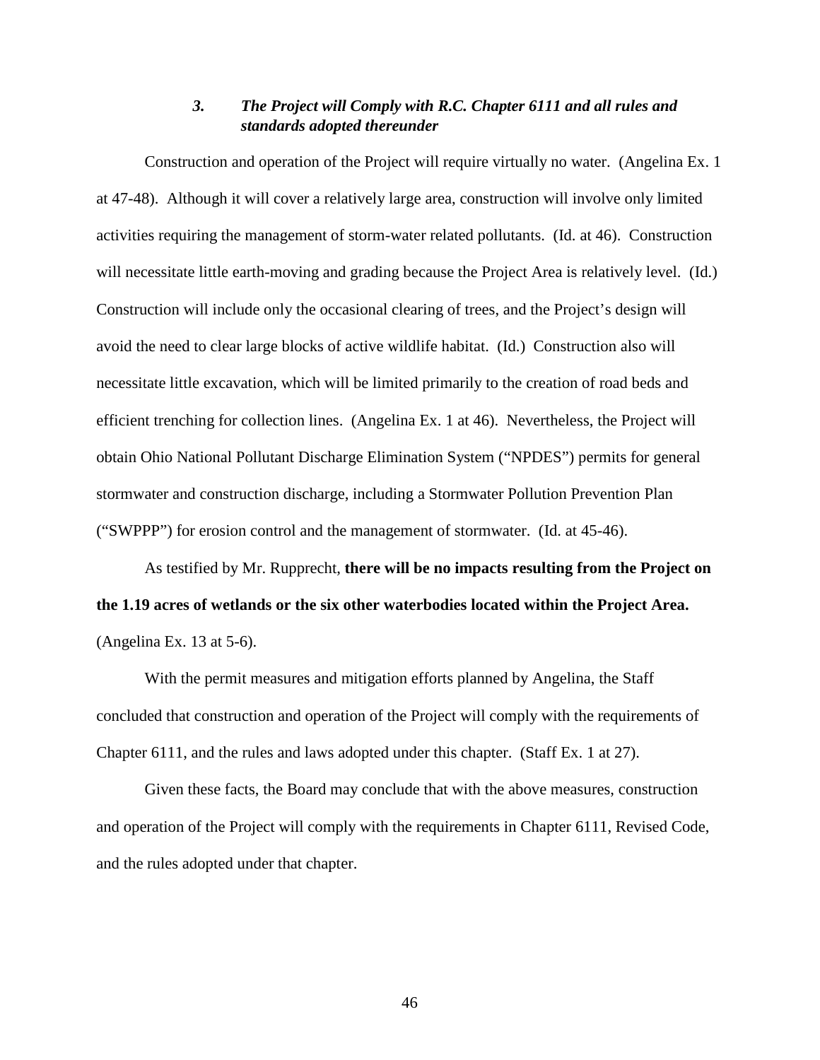### *3. The Project will Comply with R.C. Chapter 6111 and all rules and standards adopted thereunder*

Construction and operation of the Project will require virtually no water. (Angelina Ex. 1 at 47-48). Although it will cover a relatively large area, construction will involve only limited activities requiring the management of storm-water related pollutants. (Id. at 46). Construction will necessitate little earth-moving and grading because the Project Area is relatively level. (Id.) Construction will include only the occasional clearing of trees, and the Project's design will avoid the need to clear large blocks of active wildlife habitat. (Id.) Construction also will necessitate little excavation, which will be limited primarily to the creation of road beds and efficient trenching for collection lines. (Angelina Ex. 1 at 46). Nevertheless, the Project will obtain Ohio National Pollutant Discharge Elimination System ("NPDES") permits for general stormwater and construction discharge, including a Stormwater Pollution Prevention Plan ("SWPPP") for erosion control and the management of stormwater. (Id. at 45-46).

As testified by Mr. Rupprecht, **there will be no impacts resulting from the Project on the 1.19 acres of wetlands or the six other waterbodies located within the Project Area.** (Angelina Ex. 13 at 5-6).

With the permit measures and mitigation efforts planned by Angelina, the Staff concluded that construction and operation of the Project will comply with the requirements of Chapter 6111, and the rules and laws adopted under this chapter. (Staff Ex. 1 at 27).

Given these facts, the Board may conclude that with the above measures, construction and operation of the Project will comply with the requirements in Chapter 6111, Revised Code, and the rules adopted under that chapter.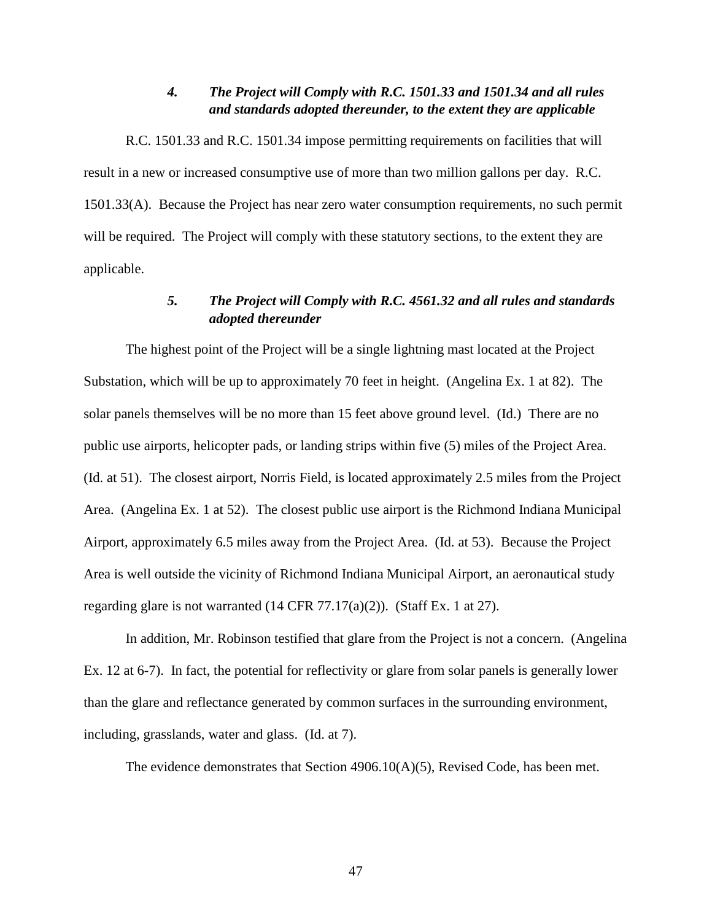#### *4. The Project will Comply with R.C. 1501.33 and 1501.34 and all rules and standards adopted thereunder, to the extent they are applicable*

R.C. 1501.33 and R.C. 1501.34 impose permitting requirements on facilities that will result in a new or increased consumptive use of more than two million gallons per day. R.C. 1501.33(A). Because the Project has near zero water consumption requirements, no such permit will be required. The Project will comply with these statutory sections, to the extent they are applicable.

#### *5. The Project will Comply with R.C. 4561.32 and all rules and standards adopted thereunder*

The highest point of the Project will be a single lightning mast located at the Project Substation, which will be up to approximately 70 feet in height. (Angelina Ex. 1 at 82). The solar panels themselves will be no more than 15 feet above ground level. (Id.) There are no public use airports, helicopter pads, or landing strips within five (5) miles of the Project Area. (Id. at 51). The closest airport, Norris Field, is located approximately 2.5 miles from the Project Area. (Angelina Ex. 1 at 52). The closest public use airport is the Richmond Indiana Municipal Airport, approximately 6.5 miles away from the Project Area. (Id. at 53). Because the Project Area is well outside the vicinity of Richmond Indiana Municipal Airport, an aeronautical study regarding glare is not warranted (14 CFR 77.17(a)(2)). (Staff Ex. 1 at 27).

In addition, Mr. Robinson testified that glare from the Project is not a concern. (Angelina Ex. 12 at 6-7). In fact, the potential for reflectivity or glare from solar panels is generally lower than the glare and reflectance generated by common surfaces in the surrounding environment, including, grasslands, water and glass. (Id. at 7).

The evidence demonstrates that Section 4906.10(A)(5), Revised Code, has been met.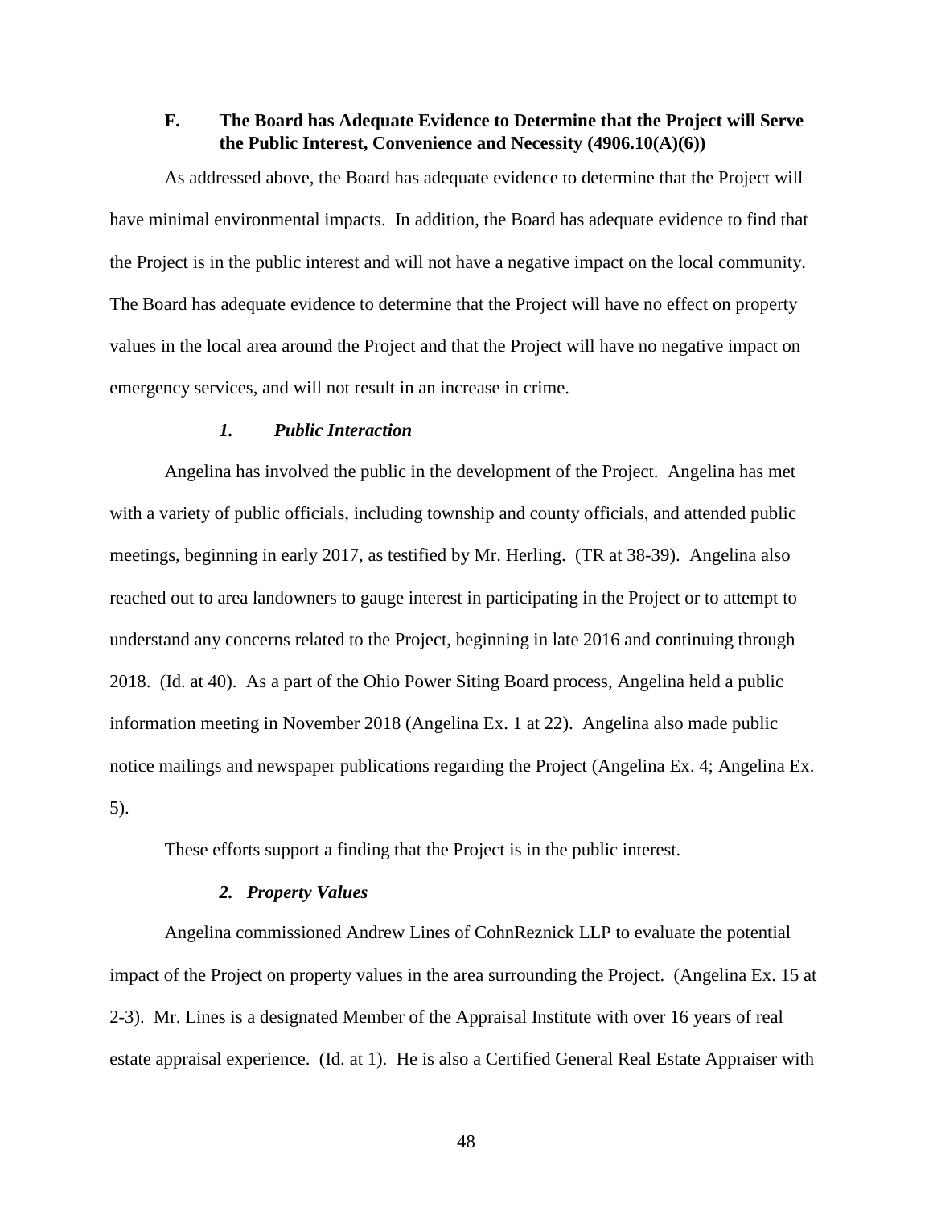### F. The Board has Adequate Evidence to Determine that the Project will Serve the Public Interest, Convenience and Necessity (4906.10(A)(6))

As addressed above, the Board has adequate evidence to determine that the Project will have minimal environmental impacts. In addition, the Board has adequate evidence to find that the Project is in the public interest and will not have a negative impact on the local community. The Board has adequate evidence to determine that the Project will have no effect on property values in the local area around the Project and that the Project will have no negative impact on emergency services, and will not result in an increase in crime.

#### *1. Public Interaction*

Angelina has involved the public in the development of the Project. Angelina has met with a variety of public officials, including township and county officials, and attended public meetings, beginning in early 2017, as testified by Mr. Herling. (TR at 38-39). Angelina also reached out to area landowners to gauge interest in participating in the Project or to attempt to understand any concerns related to the Project, beginning in late 2016 and continuing through 2018. (Id. at 40). As a part of the Ohio Power Siting Board process, Angelina held a public information meeting in November 2018 (Angelina Ex. 1 at 22). Angelina also made public notice mailings and newspaper publications regarding the Project (Angelina Ex. 4; Angelina Ex. 5).

These efforts support a finding that the Project is in the public interest.

#### *2. Property Values*

Angelina commissioned Andrew Lines of CohnReznick LLP to evaluate the potential impact of the Project on property values in the area surrounding the Project. (Angelina Ex. 15 at 2-3). Mr. Lines is a designated Member of the Appraisal Institute with over 16 years of real estate appraisal experience. (Id. at 1). He is also a Certified General Real Estate Appraiser with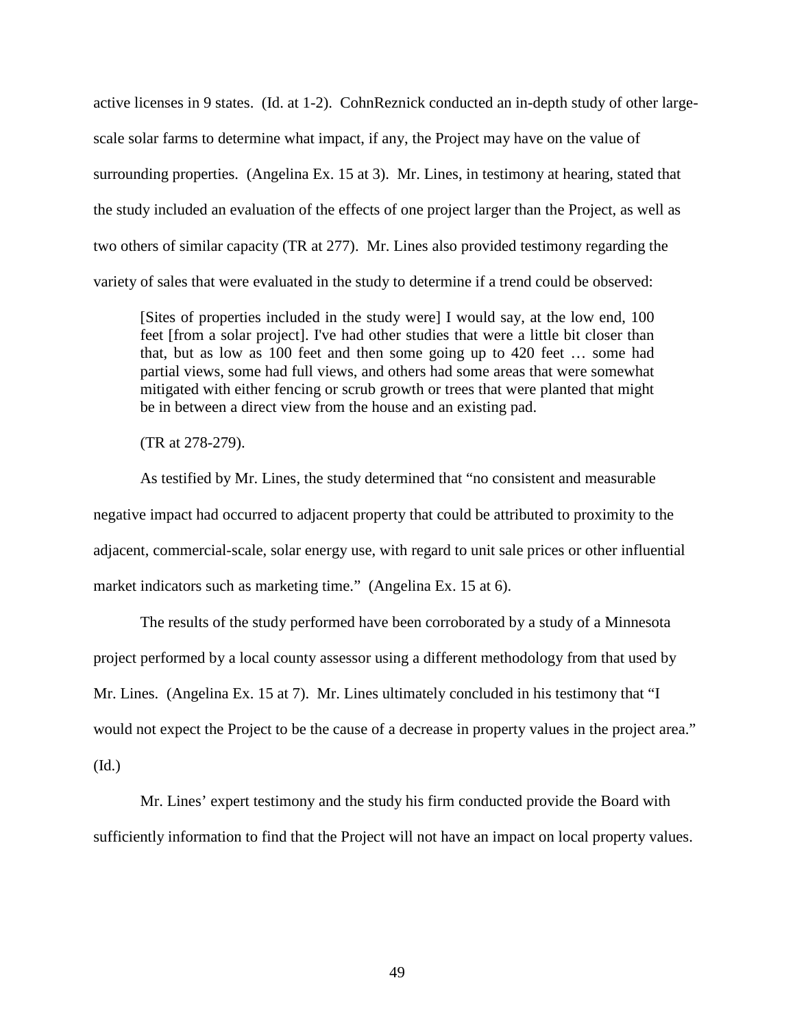active licenses in 9 states. (Id. at 1-2). CohnReznick conducted an in-depth study of other large-scale solar farms to determine what impact, if any, the Project may have on the value of surrounding properties. (Angelina Ex. 15 at 3). Mr. Lines, in testimony at hearing, stated that the study included an evaluation of the effects of one project larger than the Project, as well as two others of similar capacity (TR at 277). Mr. Lines also provided testimony regarding the variety of sales that were evaluated in the study to determine if a trend could be observed:

> [Sites of properties included in the study were] I would say, at the low end, 100 feet [from a solar project]. I've had other studies that were a little bit closer than that, but as low as 100 feet and then some going up to 420 feet … some had partial views, some had full views, and others had some areas that were somewhat mitigated with either fencing or scrub growth or trees that were planted that might be in between a direct view from the house and an existing pad.
>
> (TR at 278-279).

As testified by Mr. Lines, the study determined that "no consistent and measurable negative impact had occurred to adjacent property that could be attributed to proximity to the adjacent, commercial-scale, solar energy use, with regard to unit sale prices or other influential market indicators such as marketing time." (Angelina Ex. 15 at 6).

The results of the study performed have been corroborated by a study of a Minnesota project performed by a local county assessor using a different methodology from that used by Mr. Lines. (Angelina Ex. 15 at 7). Mr. Lines ultimately concluded in his testimony that "I would not expect the Project to be the cause of a decrease in property values in the project area." (Id.)

Mr. Lines' expert testimony and the study his firm conducted provide the Board with sufficiently information to find that the Project will not have an impact on local property values.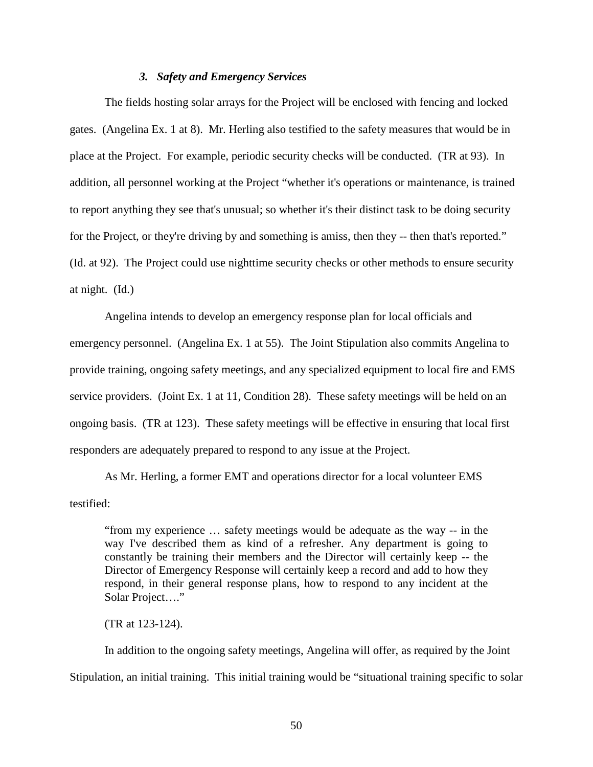### *3. Safety and Emergency Services*

The fields hosting solar arrays for the Project will be enclosed with fencing and locked gates. (Angelina Ex. 1 at 8). Mr. Herling also testified to the safety measures that would be in place at the Project. For example, periodic security checks will be conducted. (TR at 93). In addition, all personnel working at the Project "whether it's operations or maintenance, is trained to report anything they see that's unusual; so whether it's their distinct task to be doing security for the Project, or they're driving by and something is amiss, then they -- then that's reported." (Id. at 92). The Project could use nighttime security checks or other methods to ensure security at night. (Id.)

Angelina intends to develop an emergency response plan for local officials and emergency personnel. (Angelina Ex. 1 at 55). The Joint Stipulation also commits Angelina to provide training, ongoing safety meetings, and any specialized equipment to local fire and EMS service providers. (Joint Ex. 1 at 11, Condition 28). These safety meetings will be held on an ongoing basis. (TR at 123). These safety meetings will be effective in ensuring that local first responders are adequately prepared to respond to any issue at the Project.

As Mr. Herling, a former EMT and operations director for a local volunteer EMS testified:

> "from my experience … safety meetings would be adequate as the way -- in the way I've described them as kind of a refresher. Any department is going to constantly be training their members and the Director will certainly keep -- the Director of Emergency Response will certainly keep a record and add to how they respond, in their general response plans, how to respond to any incident at the Solar Project…."
>
> (TR at 123-124).

In addition to the ongoing safety meetings, Angelina will offer, as required by the Joint Stipulation, an initial training. This initial training would be "situational training specific to solar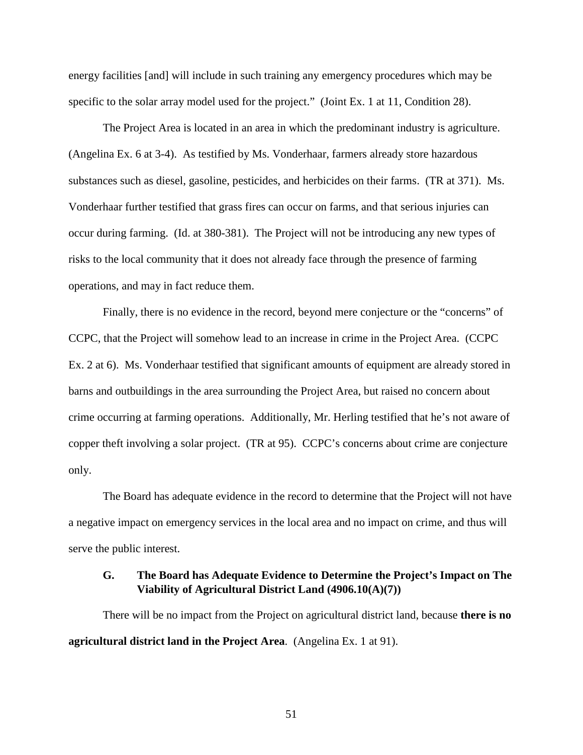energy facilities [and] will include in such training any emergency procedures which may be specific to the solar array model used for the project." (Joint Ex. 1 at 11, Condition 28).

The Project Area is located in an area in which the predominant industry is agriculture. (Angelina Ex. 6 at 3-4). As testified by Ms. Vonderhaar, farmers already store hazardous substances such as diesel, gasoline, pesticides, and herbicides on their farms. (TR at 371). Ms. Vonderhaar further testified that grass fires can occur on farms, and that serious injuries can occur during farming. (Id. at 380-381). The Project will not be introducing any new types of risks to the local community that it does not already face through the presence of farming operations, and may in fact reduce them.

Finally, there is no evidence in the record, beyond mere conjecture or the "concerns" of CCPC, that the Project will somehow lead to an increase in crime in the Project Area. (CCPC Ex. 2 at 6). Ms. Vonderhaar testified that significant amounts of equipment are already stored in barns and outbuildings in the area surrounding the Project Area, but raised no concern about crime occurring at farming operations. Additionally, Mr. Herling testified that he's not aware of copper theft involving a solar project. (TR at 95). CCPC's concerns about crime are conjecture only.

The Board has adequate evidence in the record to determine that the Project will not have a negative impact on emergency services in the local area and no impact on crime, and thus will serve the public interest.

### G. The Board has Adequate Evidence to Determine the Project's Impact on The Viability of Agricultural District Land (4906.10(A)(7))

There will be no impact from the Project on agricultural district land, because **there is no agricultural district land in the Project Area**. (Angelina Ex. 1 at 91).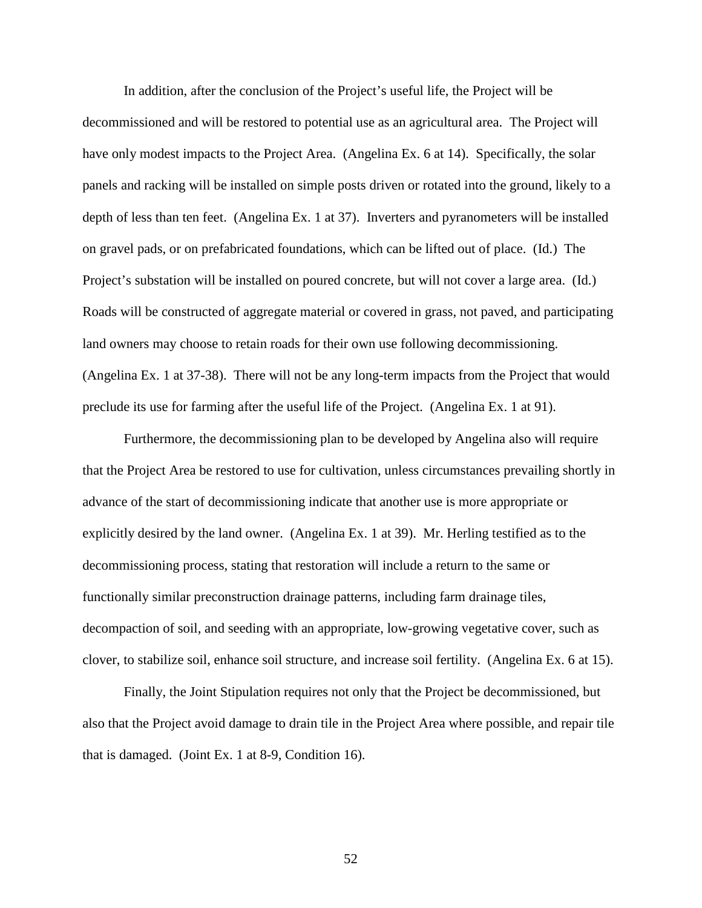In addition, after the conclusion of the Project's useful life, the Project will be decommissioned and will be restored to potential use as an agricultural area. The Project will have only modest impacts to the Project Area. (Angelina Ex. 6 at 14). Specifically, the solar panels and racking will be installed on simple posts driven or rotated into the ground, likely to a depth of less than ten feet. (Angelina Ex. 1 at 37). Inverters and pyranometers will be installed on gravel pads, or on prefabricated foundations, which can be lifted out of place. (Id.) The Project's substation will be installed on poured concrete, but will not cover a large area. (Id.) Roads will be constructed of aggregate material or covered in grass, not paved, and participating land owners may choose to retain roads for their own use following decommissioning. (Angelina Ex. 1 at 37-38). There will not be any long-term impacts from the Project that would preclude its use for farming after the useful life of the Project. (Angelina Ex. 1 at 91).

Furthermore, the decommissioning plan to be developed by Angelina also will require that the Project Area be restored to use for cultivation, unless circumstances prevailing shortly in advance of the start of decommissioning indicate that another use is more appropriate or explicitly desired by the land owner. (Angelina Ex. 1 at 39). Mr. Herling testified as to the decommissioning process, stating that restoration will include a return to the same or functionally similar preconstruction drainage patterns, including farm drainage tiles, decompaction of soil, and seeding with an appropriate, low-growing vegetative cover, such as clover, to stabilize soil, enhance soil structure, and increase soil fertility. (Angelina Ex. 6 at 15).

Finally, the Joint Stipulation requires not only that the Project be decommissioned, but also that the Project avoid damage to drain tile in the Project Area where possible, and repair tile that is damaged. (Joint Ex. 1 at 8-9, Condition 16).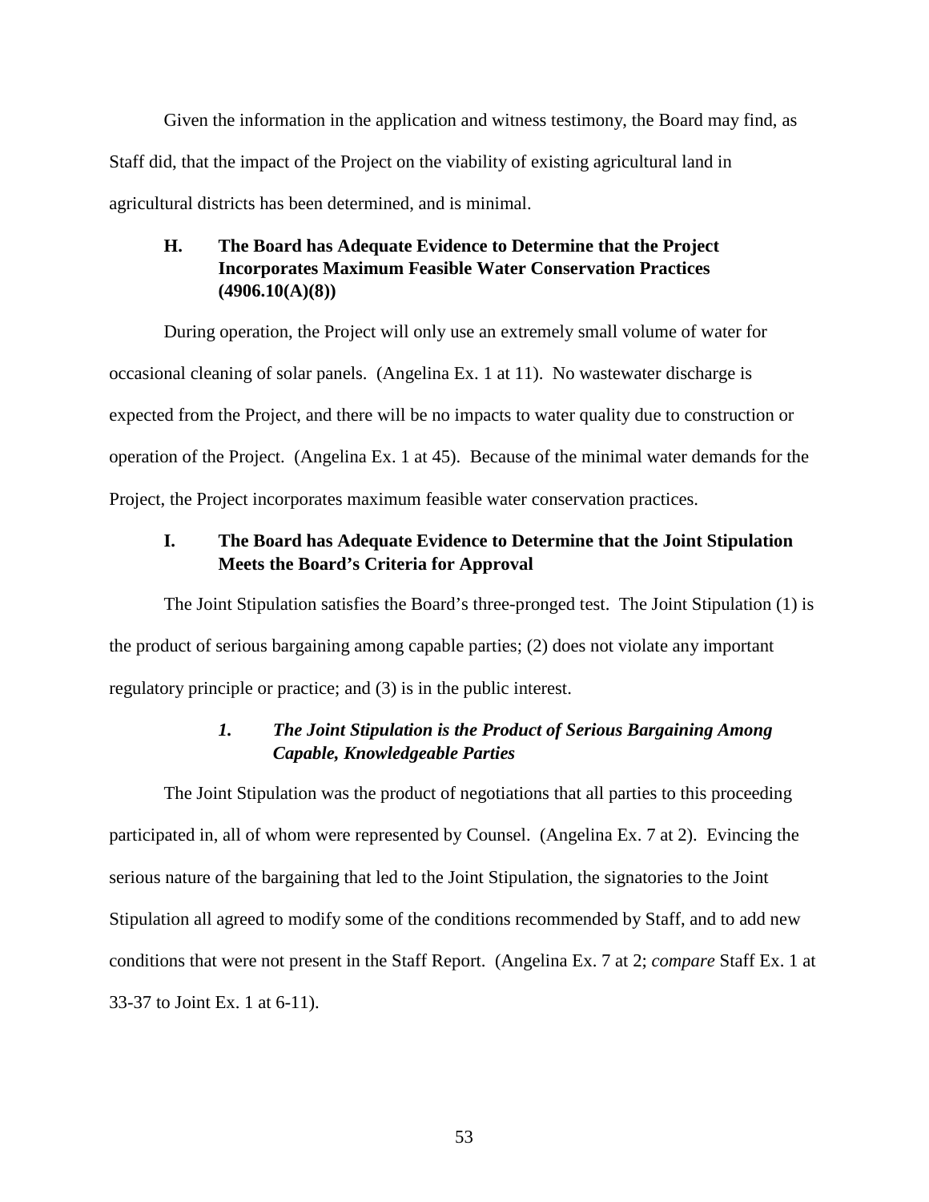Given the information in the application and witness testimony, the Board may find, as Staff did, that the impact of the Project on the viability of existing agricultural land in agricultural districts has been determined, and is minimal.

### H. The Board has Adequate Evidence to Determine that the Project Incorporates Maximum Feasible Water Conservation Practices (4906.10(A)(8))

During operation, the Project will only use an extremely small volume of water for occasional cleaning of solar panels. (Angelina Ex. 1 at 11). No wastewater discharge is expected from the Project, and there will be no impacts to water quality due to construction or operation of the Project. (Angelina Ex. 1 at 45). Because of the minimal water demands for the Project, the Project incorporates maximum feasible water conservation practices.

### I. The Board has Adequate Evidence to Determine that the Joint Stipulation Meets the Board's Criteria for Approval

The Joint Stipulation satisfies the Board's three-pronged test. The Joint Stipulation (1) is the product of serious bargaining among capable parties; (2) does not violate any important regulatory principle or practice; and (3) is in the public interest.

#### *1. The Joint Stipulation is the Product of Serious Bargaining Among Capable, Knowledgeable Parties*

The Joint Stipulation was the product of negotiations that all parties to this proceeding participated in, all of whom were represented by Counsel. (Angelina Ex. 7 at 2). Evincing the serious nature of the bargaining that led to the Joint Stipulation, the signatories to the Joint Stipulation all agreed to modify some of the conditions recommended by Staff, and to add new conditions that were not present in the Staff Report. (Angelina Ex. 7 at 2; *compare* Staff Ex. 1 at 33-37 to Joint Ex. 1 at 6-11).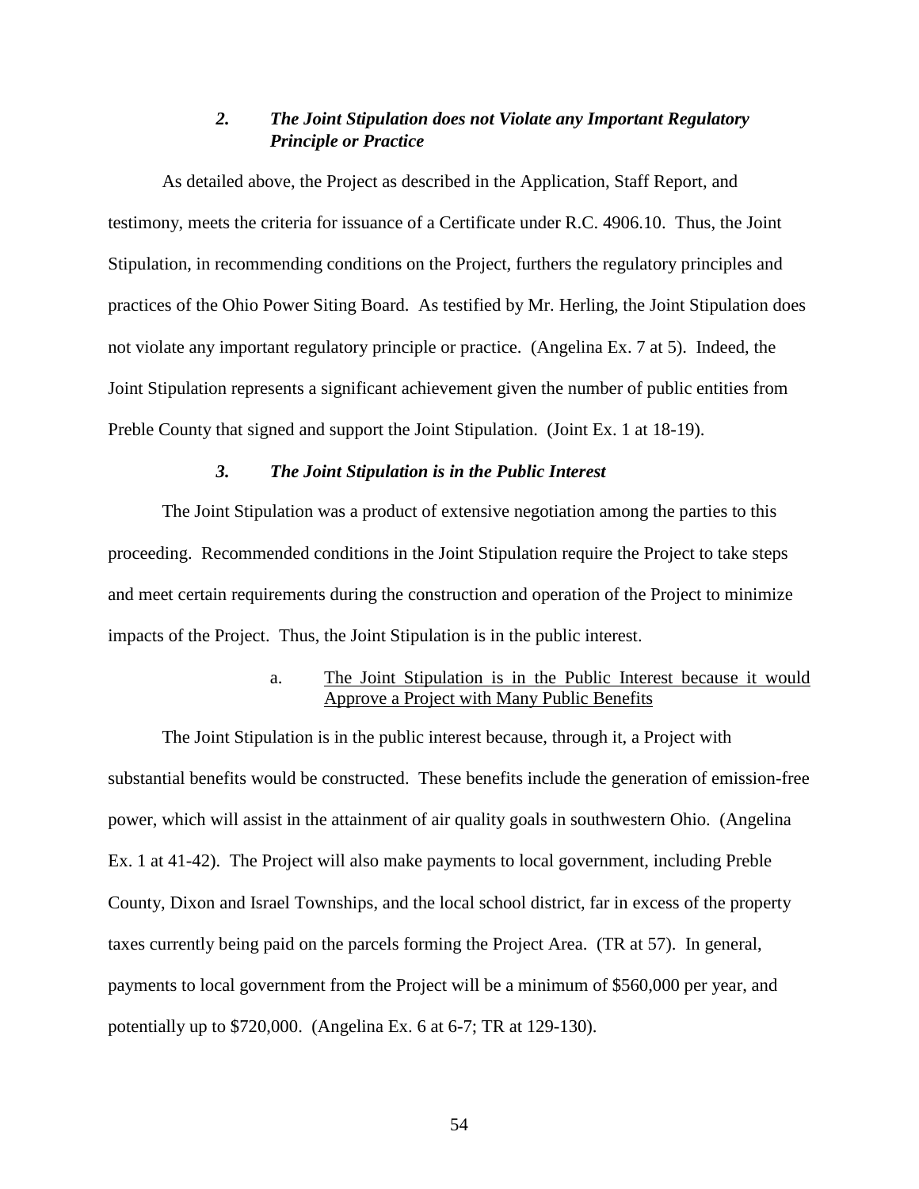### *2. The Joint Stipulation does not Violate any Important Regulatory Principle or Practice*

As detailed above, the Project as described in the Application, Staff Report, and testimony, meets the criteria for issuance of a Certificate under R.C. 4906.10. Thus, the Joint Stipulation, in recommending conditions on the Project, furthers the regulatory principles and practices of the Ohio Power Siting Board. As testified by Mr. Herling, the Joint Stipulation does not violate any important regulatory principle or practice. (Angelina Ex. 7 at 5). Indeed, the Joint Stipulation represents a significant achievement given the number of public entities from Preble County that signed and support the Joint Stipulation. (Joint Ex. 1 at 18-19).

### *3. The Joint Stipulation is in the Public Interest*

The Joint Stipulation was a product of extensive negotiation among the parties to this proceeding. Recommended conditions in the Joint Stipulation require the Project to take steps and meet certain requirements during the construction and operation of the Project to minimize impacts of the Project. Thus, the Joint Stipulation is in the public interest.

#### a. <u>The Joint Stipulation is in the Public Interest because it would Approve a Project with Many Public Benefits</u>

The Joint Stipulation is in the public interest because, through it, a Project with substantial benefits would be constructed. These benefits include the generation of emission-free power, which will assist in the attainment of air quality goals in southwestern Ohio. (Angelina Ex. 1 at 41-42). The Project will also make payments to local government, including Preble County, Dixon and Israel Townships, and the local school district, far in excess of the property taxes currently being paid on the parcels forming the Project Area. (TR at 57). In general, payments to local government from the Project will be a minimum of $560,000 per year, and potentially up to $720,000. (Angelina Ex. 6 at 6-7; TR at 129-130).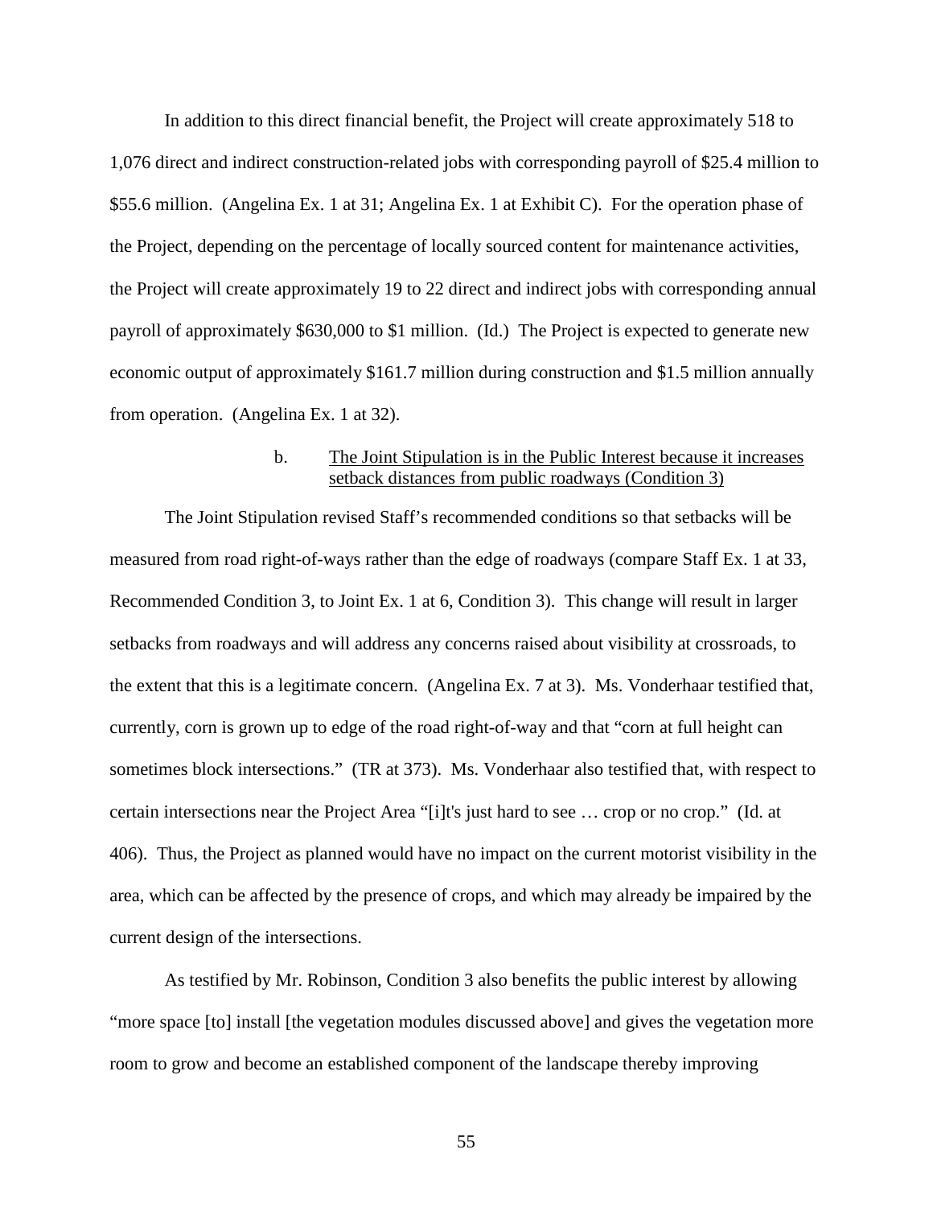In addition to this direct financial benefit, the Project will create approximately 518 to 1,076 direct and indirect construction-related jobs with corresponding payroll of $25.4 million to $55.6 million. (Angelina Ex. 1 at 31; Angelina Ex. 1 at Exhibit C). For the operation phase of the Project, depending on the percentage of locally sourced content for maintenance activities, the Project will create approximately 19 to 22 direct and indirect jobs with corresponding annual payroll of approximately $630,000 to $1 million. (Id.) The Project is expected to generate new economic output of approximately $161.7 million during construction and $1.5 million annually from operation. (Angelina Ex. 1 at 32).

b. The Joint Stipulation is in the Public Interest because it increases setback distances from public roadways (Condition 3)

The Joint Stipulation revised Staff's recommended conditions so that setbacks will be measured from road right-of-ways rather than the edge of roadways (compare Staff Ex. 1 at 33, Recommended Condition 3, to Joint Ex. 1 at 6, Condition 3). This change will result in larger setbacks from roadways and will address any concerns raised about visibility at crossroads, to the extent that this is a legitimate concern. (Angelina Ex. 7 at 3). Ms. Vonderhaar testified that, currently, corn is grown up to edge of the road right-of-way and that "corn at full height can sometimes block intersections." (TR at 373). Ms. Vonderhaar also testified that, with respect to certain intersections near the Project Area "[i]t's just hard to see … crop or no crop." (Id. at 406). Thus, the Project as planned would have no impact on the current motorist visibility in the area, which can be affected by the presence of crops, and which may already be impaired by the current design of the intersections.

As testified by Mr. Robinson, Condition 3 also benefits the public interest by allowing "more space [to] install [the vegetation modules discussed above] and gives the vegetation more room to grow and become an established component of the landscape thereby improving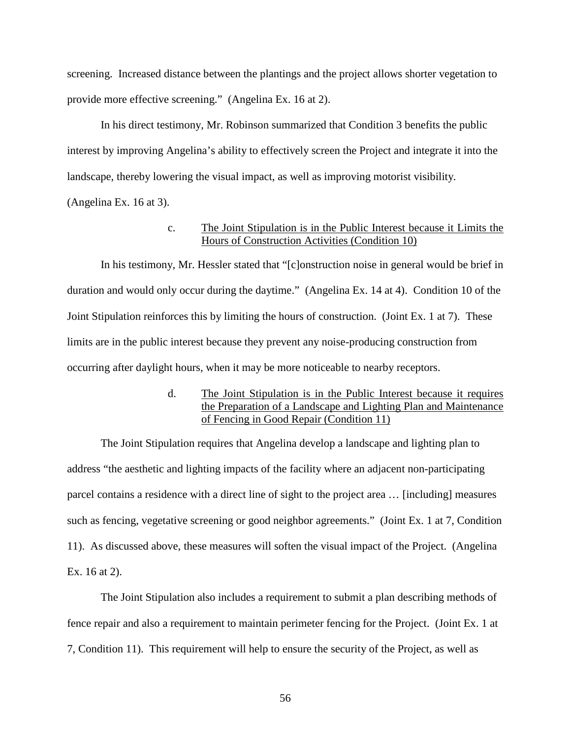screening. Increased distance between the plantings and the project allows shorter vegetation to provide more effective screening." (Angelina Ex. 16 at 2).

In his direct testimony, Mr. Robinson summarized that Condition 3 benefits the public interest by improving Angelina's ability to effectively screen the Project and integrate it into the landscape, thereby lowering the visual impact, as well as improving motorist visibility. (Angelina Ex. 16 at 3).

c. <u>The Joint Stipulation is in the Public Interest because it Limits the Hours of Construction Activities (Condition 10)</u>

In his testimony, Mr. Hessler stated that "[c]onstruction noise in general would be brief in duration and would only occur during the daytime." (Angelina Ex. 14 at 4). Condition 10 of the Joint Stipulation reinforces this by limiting the hours of construction. (Joint Ex. 1 at 7). These limits are in the public interest because they prevent any noise-producing construction from occurring after daylight hours, when it may be more noticeable to nearby receptors.

d. <u>The Joint Stipulation is in the Public Interest because it requires the Preparation of a Landscape and Lighting Plan and Maintenance of Fencing in Good Repair (Condition 11)</u>

The Joint Stipulation requires that Angelina develop a landscape and lighting plan to address "the aesthetic and lighting impacts of the facility where an adjacent non-participating parcel contains a residence with a direct line of sight to the project area … [including] measures such as fencing, vegetative screening or good neighbor agreements." (Joint Ex. 1 at 7, Condition 11). As discussed above, these measures will soften the visual impact of the Project. (Angelina Ex. 16 at 2).

The Joint Stipulation also includes a requirement to submit a plan describing methods of fence repair and also a requirement to maintain perimeter fencing for the Project. (Joint Ex. 1 at 7, Condition 11). This requirement will help to ensure the security of the Project, as well as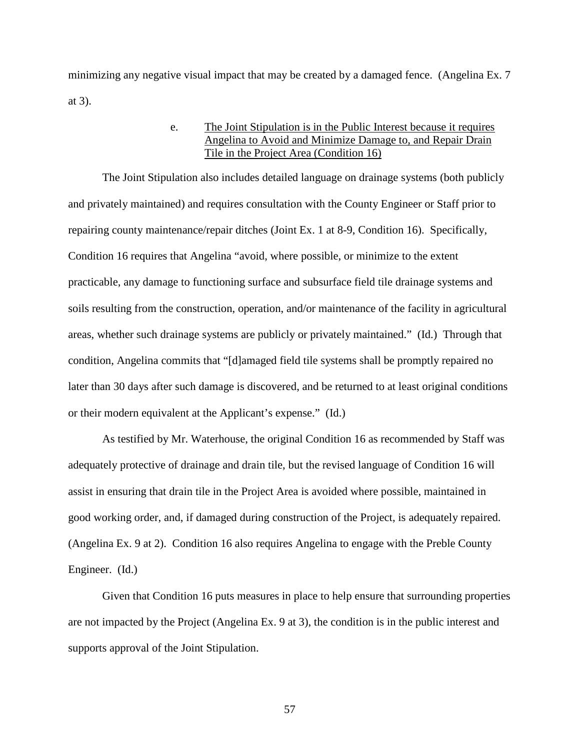minimizing any negative visual impact that may be created by a damaged fence. (Angelina Ex. 7 at 3).

e. The Joint Stipulation is in the Public Interest because it requires Angelina to Avoid and Minimize Damage to, and Repair Drain Tile in the Project Area (Condition 16)

The Joint Stipulation also includes detailed language on drainage systems (both publicly and privately maintained) and requires consultation with the County Engineer or Staff prior to repairing county maintenance/repair ditches (Joint Ex. 1 at 8-9, Condition 16). Specifically, Condition 16 requires that Angelina "avoid, where possible, or minimize to the extent practicable, any damage to functioning surface and subsurface field tile drainage systems and soils resulting from the construction, operation, and/or maintenance of the facility in agricultural areas, whether such drainage systems are publicly or privately maintained." (Id.) Through that condition, Angelina commits that "[d]amaged field tile systems shall be promptly repaired no later than 30 days after such damage is discovered, and be returned to at least original conditions or their modern equivalent at the Applicant's expense." (Id.)

As testified by Mr. Waterhouse, the original Condition 16 as recommended by Staff was adequately protective of drainage and drain tile, but the revised language of Condition 16 will assist in ensuring that drain tile in the Project Area is avoided where possible, maintained in good working order, and, if damaged during construction of the Project, is adequately repaired. (Angelina Ex. 9 at 2). Condition 16 also requires Angelina to engage with the Preble County Engineer. (Id.)

Given that Condition 16 puts measures in place to help ensure that surrounding properties are not impacted by the Project (Angelina Ex. 9 at 3), the condition is in the public interest and supports approval of the Joint Stipulation.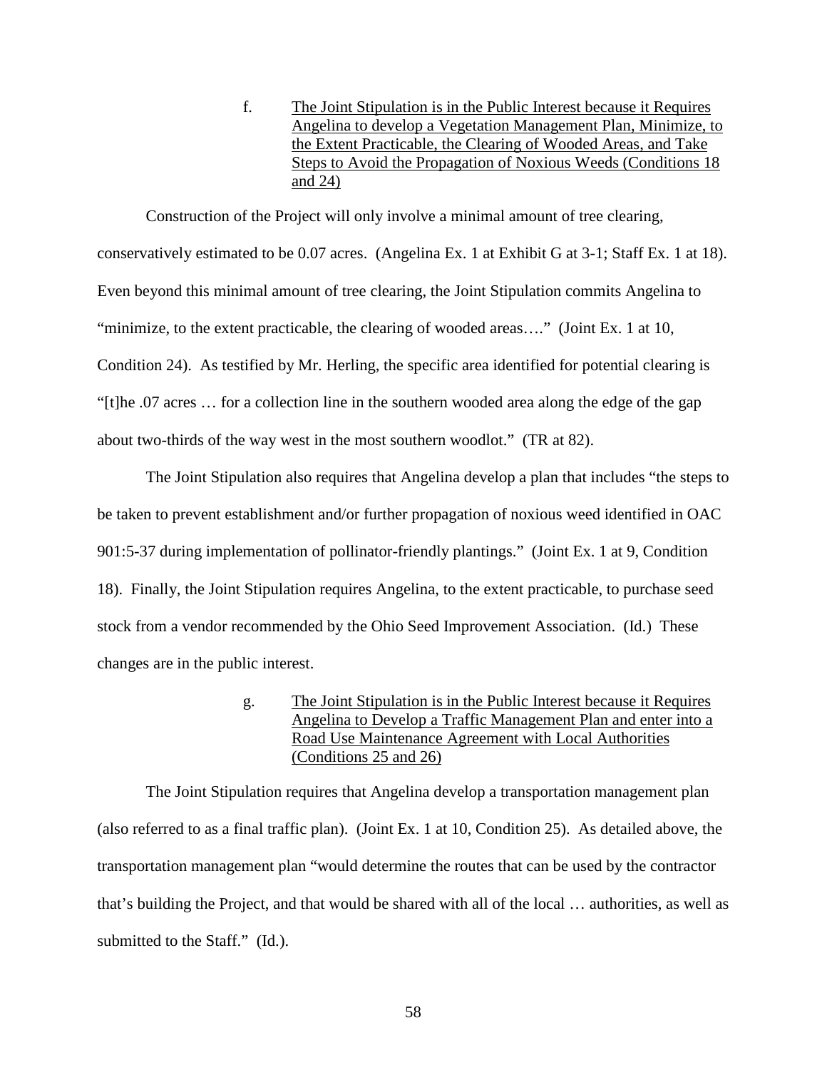f. <u>The Joint Stipulation is in the Public Interest because it Requires Angelina to develop a Vegetation Management Plan, Minimize, to the Extent Practicable, the Clearing of Wooded Areas, and Take Steps to Avoid the Propagation of Noxious Weeds (Conditions 18 and 24)</u>

Construction of the Project will only involve a minimal amount of tree clearing, conservatively estimated to be 0.07 acres. (Angelina Ex. 1 at Exhibit G at 3-1; Staff Ex. 1 at 18). Even beyond this minimal amount of tree clearing, the Joint Stipulation commits Angelina to "minimize, to the extent practicable, the clearing of wooded areas…." (Joint Ex. 1 at 10, Condition 24). As testified by Mr. Herling, the specific area identified for potential clearing is "[t]he .07 acres … for a collection line in the southern wooded area along the edge of the gap about two-thirds of the way west in the most southern woodlot." (TR at 82).

The Joint Stipulation also requires that Angelina develop a plan that includes "the steps to be taken to prevent establishment and/or further propagation of noxious weed identified in OAC 901:5-37 during implementation of pollinator-friendly plantings." (Joint Ex. 1 at 9, Condition 18). Finally, the Joint Stipulation requires Angelina, to the extent practicable, to purchase seed stock from a vendor recommended by the Ohio Seed Improvement Association. (Id.) These changes are in the public interest.

g. <u>The Joint Stipulation is in the Public Interest because it Requires Angelina to Develop a Traffic Management Plan and enter into a Road Use Maintenance Agreement with Local Authorities (Conditions 25 and 26)</u>

The Joint Stipulation requires that Angelina develop a transportation management plan (also referred to as a final traffic plan). (Joint Ex. 1 at 10, Condition 25). As detailed above, the transportation management plan "would determine the routes that can be used by the contractor that's building the Project, and that would be shared with all of the local … authorities, as well as submitted to the Staff." (Id.).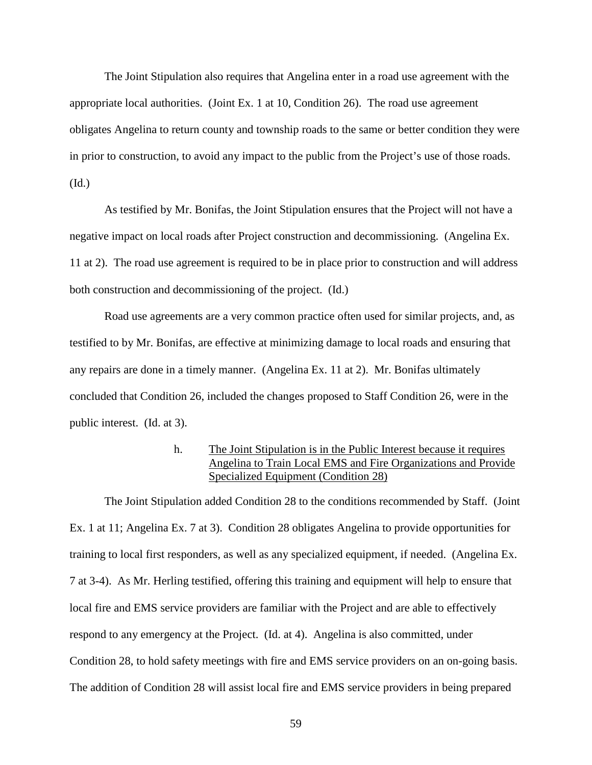The Joint Stipulation also requires that Angelina enter in a road use agreement with the appropriate local authorities. (Joint Ex. 1 at 10, Condition 26). The road use agreement obligates Angelina to return county and township roads to the same or better condition they were in prior to construction, to avoid any impact to the public from the Project's use of those roads. (Id.)

As testified by Mr. Bonifas, the Joint Stipulation ensures that the Project will not have a negative impact on local roads after Project construction and decommissioning. (Angelina Ex. 11 at 2). The road use agreement is required to be in place prior to construction and will address both construction and decommissioning of the project. (Id.)

Road use agreements are a very common practice often used for similar projects, and, as testified to by Mr. Bonifas, are effective at minimizing damage to local roads and ensuring that any repairs are done in a timely manner. (Angelina Ex. 11 at 2). Mr. Bonifas ultimately concluded that Condition 26, included the changes proposed to Staff Condition 26, were in the public interest. (Id. at 3).

h. <u>The Joint Stipulation is in the Public Interest because it requires Angelina to Train Local EMS and Fire Organizations and Provide Specialized Equipment (Condition 28)</u>

The Joint Stipulation added Condition 28 to the conditions recommended by Staff. (Joint Ex. 1 at 11; Angelina Ex. 7 at 3). Condition 28 obligates Angelina to provide opportunities for training to local first responders, as well as any specialized equipment, if needed. (Angelina Ex. 7 at 3-4). As Mr. Herling testified, offering this training and equipment will help to ensure that local fire and EMS service providers are familiar with the Project and are able to effectively respond to any emergency at the Project. (Id. at 4). Angelina is also committed, under Condition 28, to hold safety meetings with fire and EMS service providers on an on-going basis. The addition of Condition 28 will assist local fire and EMS service providers in being prepared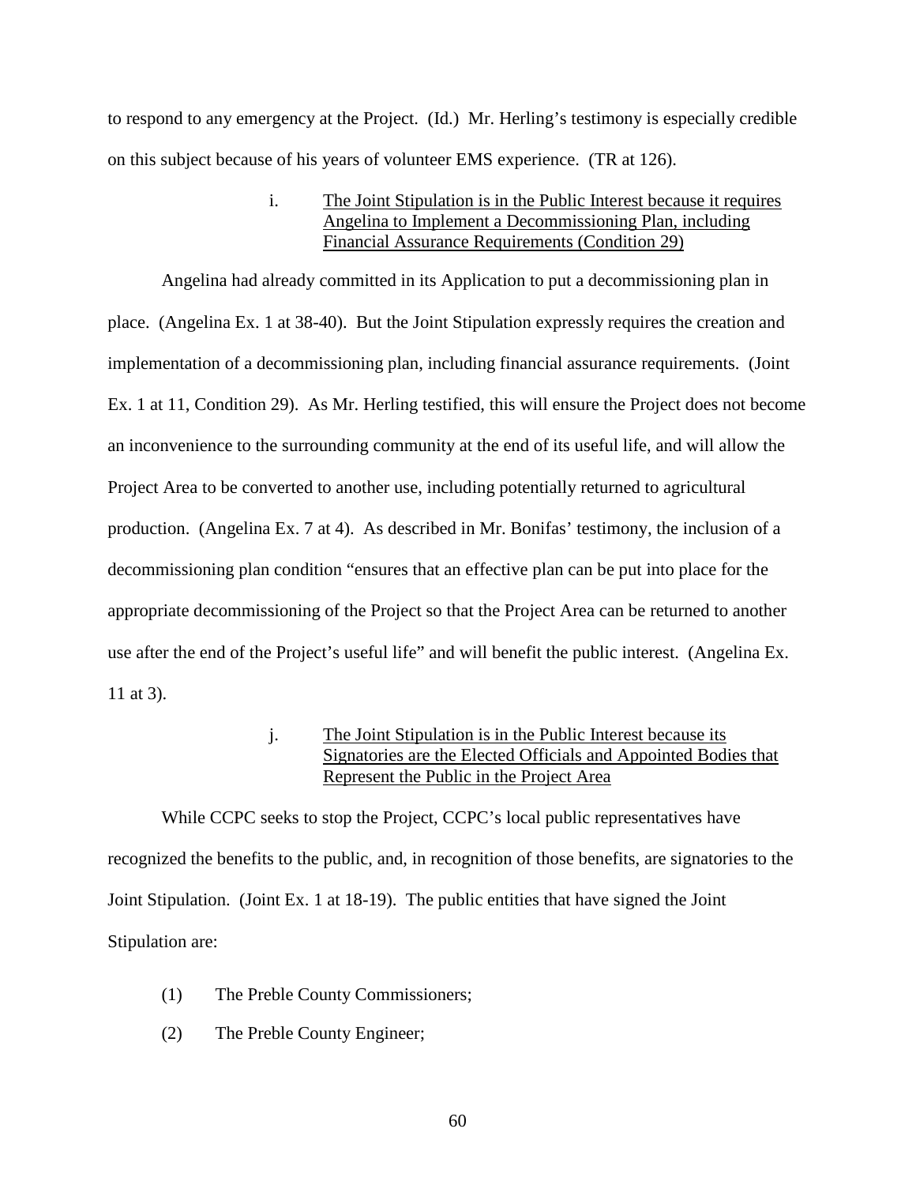to respond to any emergency at the Project. (Id.) Mr. Herling's testimony is especially credible on this subject because of his years of volunteer EMS experience. (TR at 126).

i. <u>The Joint Stipulation is in the Public Interest because it requires Angelina to Implement a Decommissioning Plan, including Financial Assurance Requirements (Condition 29)</u>

Angelina had already committed in its Application to put a decommissioning plan in place. (Angelina Ex. 1 at 38-40). But the Joint Stipulation expressly requires the creation and implementation of a decommissioning plan, including financial assurance requirements. (Joint Ex. 1 at 11, Condition 29). As Mr. Herling testified, this will ensure the Project does not become an inconvenience to the surrounding community at the end of its useful life, and will allow the Project Area to be converted to another use, including potentially returned to agricultural production. (Angelina Ex. 7 at 4). As described in Mr. Bonifas' testimony, the inclusion of a decommissioning plan condition "ensures that an effective plan can be put into place for the appropriate decommissioning of the Project so that the Project Area can be returned to another use after the end of the Project's useful life" and will benefit the public interest. (Angelina Ex. 11 at 3).

j. <u>The Joint Stipulation is in the Public Interest because its Signatories are the Elected Officials and Appointed Bodies that Represent the Public in the Project Area</u>

While CCPC seeks to stop the Project, CCPC's local public representatives have recognized the benefits to the public, and, in recognition of those benefits, are signatories to the Joint Stipulation. (Joint Ex. 1 at 18-19). The public entities that have signed the Joint Stipulation are:

(1) The Preble County Commissioners;

(2) The Preble County Engineer;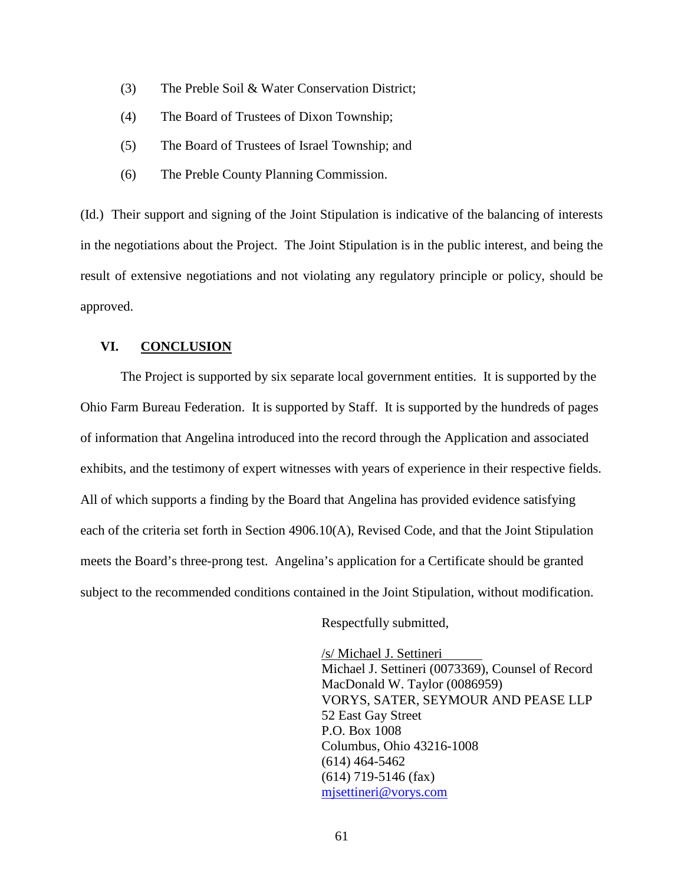(3) The Preble Soil & Water Conservation District;

(4) The Board of Trustees of Dixon Township;

(5) The Board of Trustees of Israel Township; and

(6) The Preble County Planning Commission.

(Id.) Their support and signing of the Joint Stipulation is indicative of the balancing of interests in the negotiations about the Project. The Joint Stipulation is in the public interest, and being the result of extensive negotiations and not violating any regulatory principle or policy, should be approved.

## VI. CONCLUSION

The Project is supported by six separate local government entities. It is supported by the Ohio Farm Bureau Federation. It is supported by Staff. It is supported by the hundreds of pages of information that Angelina introduced into the record through the Application and associated exhibits, and the testimony of expert witnesses with years of experience in their respective fields. All of which supports a finding by the Board that Angelina has provided evidence satisfying each of the criteria set forth in Section 4906.10(A), Revised Code, and that the Joint Stipulation meets the Board's three-prong test. Angelina's application for a Certificate should be granted subject to the recommended conditions contained in the Joint Stipulation, without modification.

Respectfully submitted,

/s/ Michael J. Settineri
Michael J. Settineri (0073369), Counsel of Record
MacDonald W. Taylor (0086959)
VORYS, SATER, SEYMOUR AND PEASE LLP
52 East Gay Street
P.O. Box 1008
Columbus, Ohio 43216-1008
(614) 464-5462
(614) 719-5146 (fax)
mjsettineri@vorys.com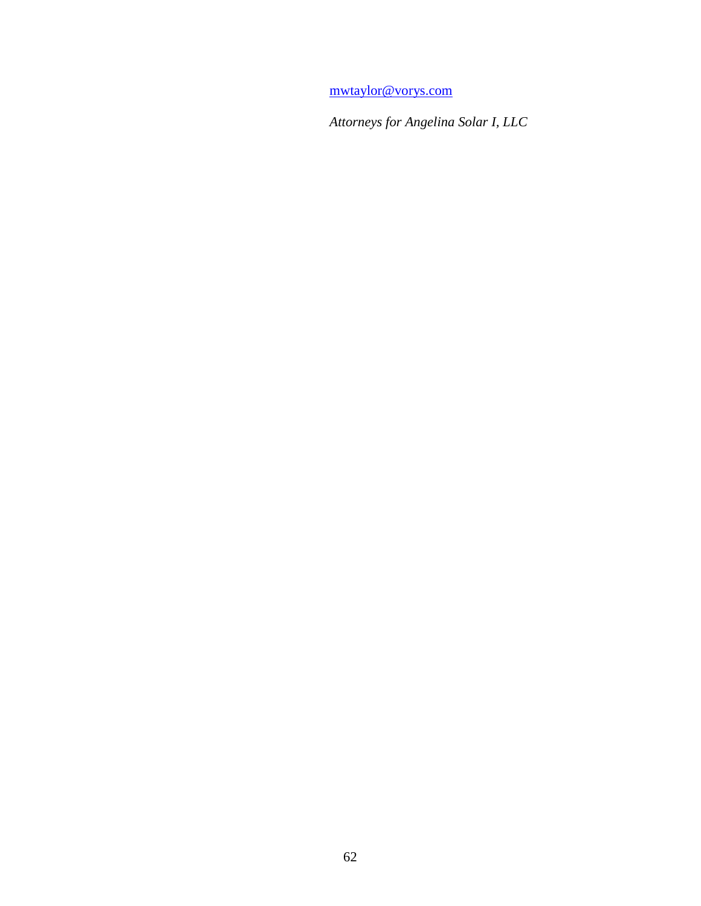mwtaylor@vorys.com

*Attorneys for Angelina Solar I, LLC*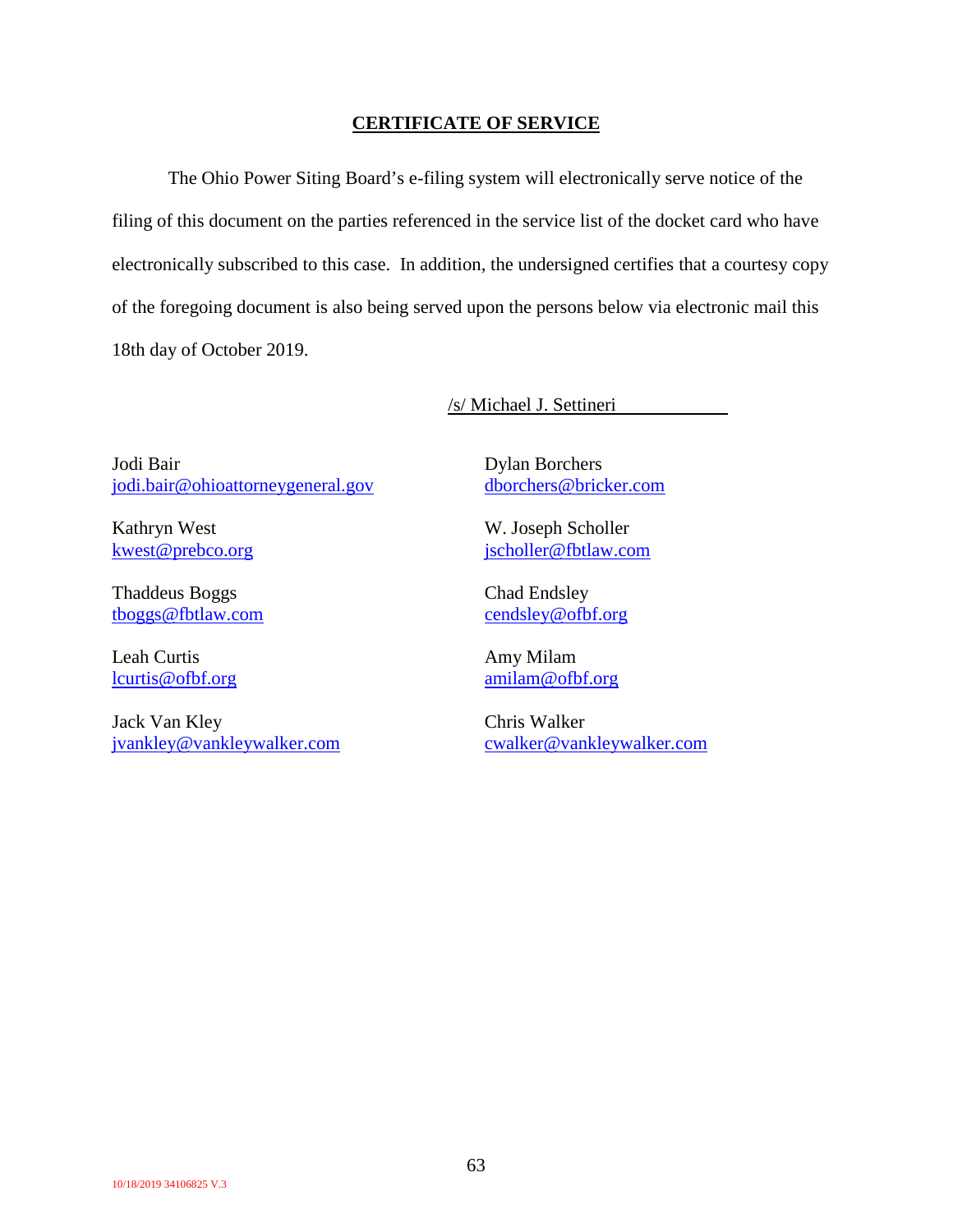## CERTIFICATE OF SERVICE

The Ohio Power Siting Board's e-filing system will electronically serve notice of the filing of this document on the parties referenced in the service list of the docket card who have electronically subscribed to this case. In addition, the undersigned certifies that a courtesy copy of the foregoing document is also being served upon the persons below via electronic mail this 18th day of October 2019.

/s/ Michael J. Settineri

Jodi Bair
jodi.bair@ohioattorneygeneral.gov

Kathryn West
kwest@prebco.org

Thaddeus Boggs
tboggs@fbtlaw.com

Leah Curtis
lcurtis@ofbf.org

Jack Van Kley
jvankley@vankleywalker.com

Dylan Borchers
dborchers@bricker.com

W. Joseph Scholler
jscholler@fbtlaw.com

Chad Endsley
cendsley@ofbf.org

Amy Milam
amilam@ofbf.org

Chris Walker
cwalker@vankleywalker.com

10/18/2019 34106825 V.3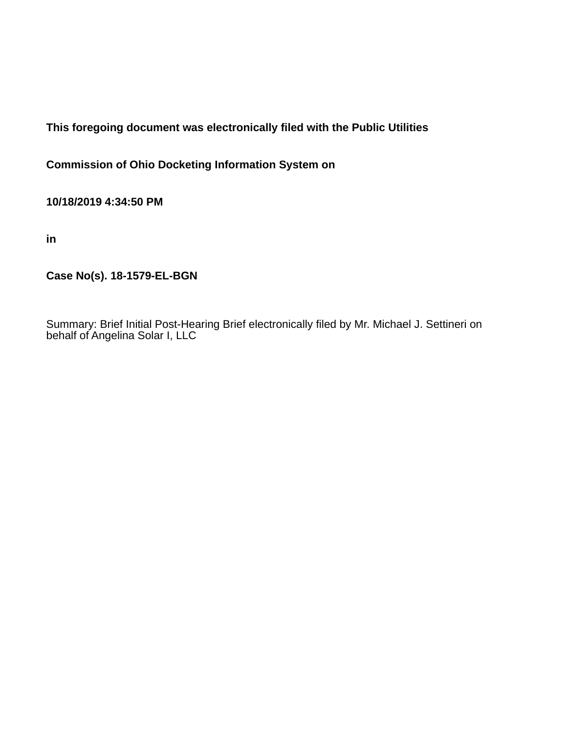**This foregoing document was electronically filed with the Public Utilities**

**Commission of Ohio Docketing Information System on**

**10/18/2019 4:34:50 PM**

**in**

**Case No(s). 18-1579-EL-BGN**

Summary: Brief Initial Post-Hearing Brief electronically filed by Mr. Michael J. Settineri on behalf of Angelina Solar I, LLC